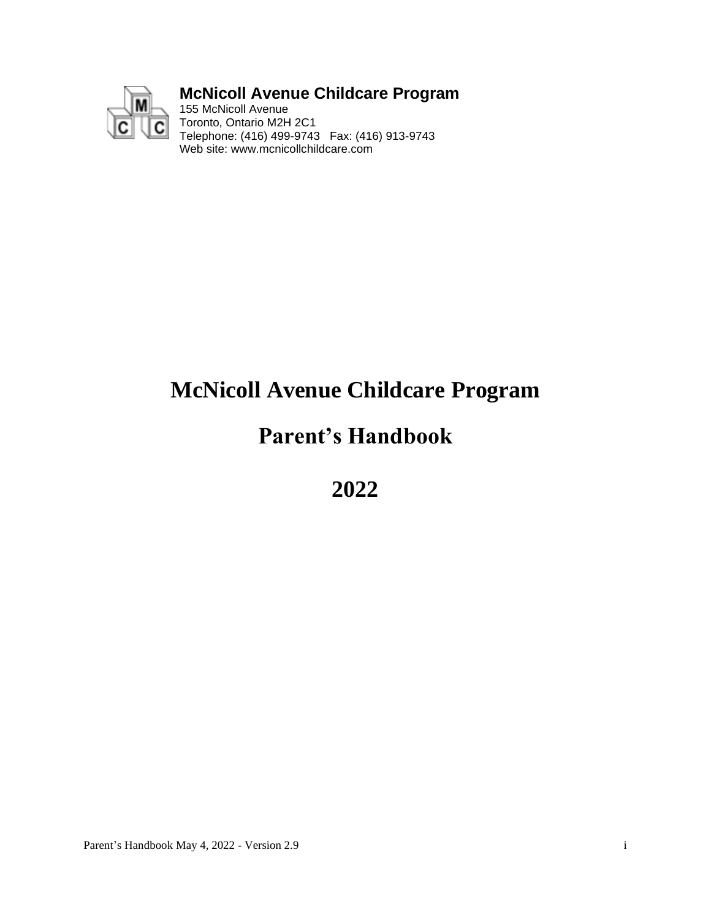**McNicoll Avenue Childcare Program**
155 McNicoll Avenue
Toronto, Ontario M2H 2C1
Telephone: (416) 499-9743   Fax: (416) 913-9743
Web site: www.mcnicollchildcare.com

# McNicoll Avenue Childcare Program

# Parent's Handbook

# 2022

Parent's Handbook May 4, 2022 - Version 2.9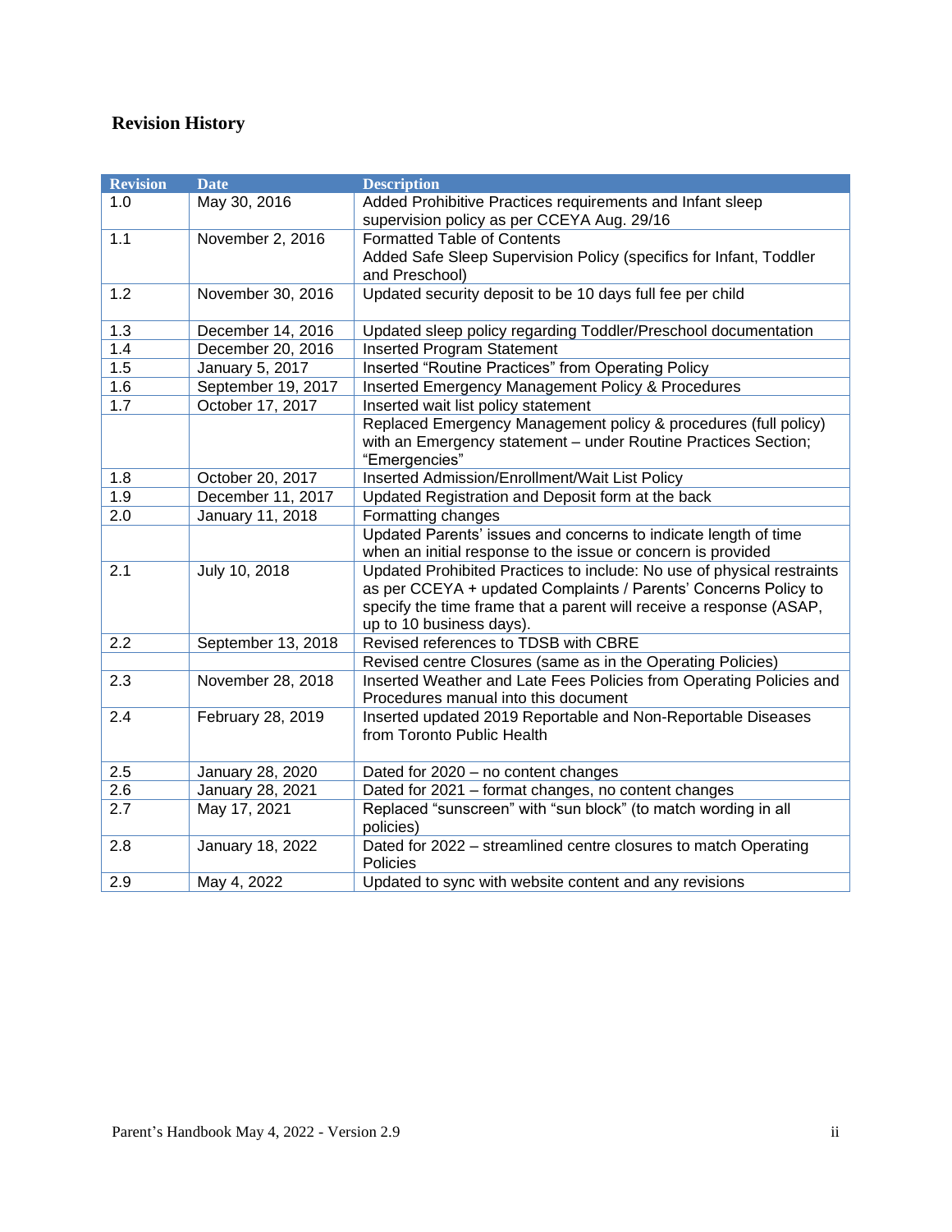## Revision History

| Revision | Date | Description |
|---|---|---|
| 1.0 | May 30, 2016 | Added Prohibitive Practices requirements and Infant sleep supervision policy as per CCEYA Aug. 29/16 |
| 1.1 | November 2, 2016 | Formatted Table of Contents<br>Added Safe Sleep Supervision Policy (specifics for Infant, Toddler and Preschool) |
| 1.2 | November 30, 2016 | Updated security deposit to be 10 days full fee per child |
| 1.3 | December 14, 2016 | Updated sleep policy regarding Toddler/Preschool documentation |
| 1.4 | December 20, 2016 | Inserted Program Statement |
| 1.5 | January 5, 2017 | Inserted "Routine Practices" from Operating Policy |
| 1.6 | September 19, 2017 | Inserted Emergency Management Policy & Procedures |
| 1.7 | October 17, 2017 | Inserted wait list policy statement |
| | | Replaced Emergency Management policy & procedures (full policy) with an Emergency statement – under Routine Practices Section; "Emergencies" |
| 1.8 | October 20, 2017 | Inserted Admission/Enrollment/Wait List Policy |
| 1.9 | December 11, 2017 | Updated Registration and Deposit form at the back |
| 2.0 | January 11, 2018 | Formatting changes |
| | | Updated Parents' issues and concerns to indicate length of time when an initial response to the issue or concern is provided |
| 2.1 | July 10, 2018 | Updated Prohibited Practices to include: No use of physical restraints as per CCEYA + updated Complaints / Parents' Concerns Policy to specify the time frame that a parent will receive a response (ASAP, up to 10 business days). |
| 2.2 | September 13, 2018 | Revised references to TDSB with CBRE |
| | | Revised centre Closures (same as in the Operating Policies) |
| 2.3 | November 28, 2018 | Inserted Weather and Late Fees Policies from Operating Policies and Procedures manual into this document |
| 2.4 | February 28, 2019 | Inserted updated 2019 Reportable and Non-Reportable Diseases from Toronto Public Health |
| 2.5 | January 28, 2020 | Dated for 2020 – no content changes |
| 2.6 | January 28, 2021 | Dated for 2021 – format changes, no content changes |
| 2.7 | May 17, 2021 | Replaced "sunscreen" with "sun block" (to match wording in all policies) |
| 2.8 | January 18, 2022 | Dated for 2022 – streamlined centre closures to match Operating Policies |
| 2.9 | May 4, 2022 | Updated to sync with website content and any revisions |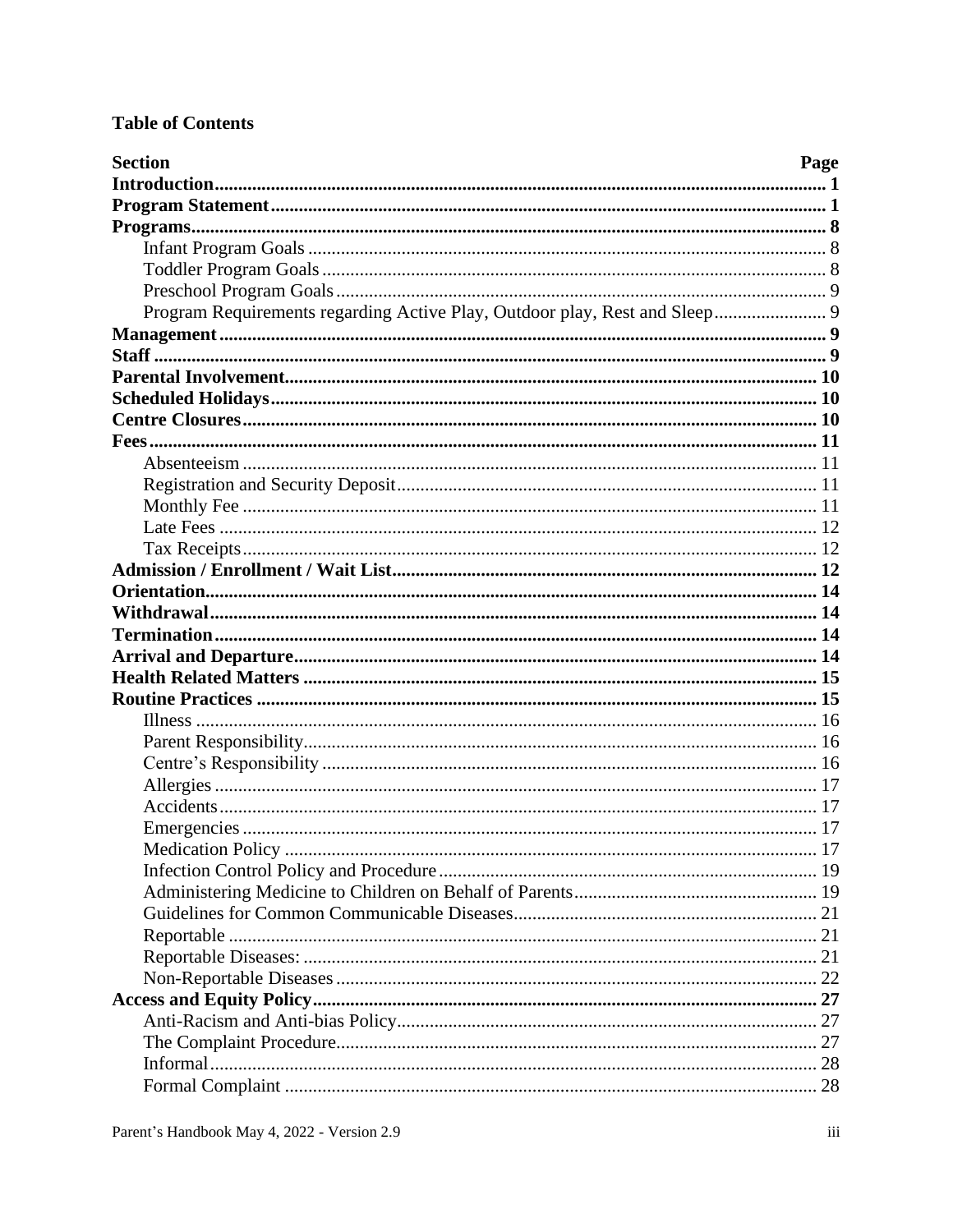**Table of Contents**

| Section | Page |
|---|---|
| **Introduction** | **1** |
| **Program Statement** | **1** |
| **Programs** | **8** |
| Infant Program Goals | 8 |
| Toddler Program Goals | 8 |
| Preschool Program Goals | 9 |
| Program Requirements regarding Active Play, Outdoor play, Rest and Sleep | 9 |
| **Management** | **9** |
| **Staff** | **9** |
| **Parental Involvement** | **10** |
| **Scheduled Holidays** | **10** |
| **Centre Closures** | **10** |
| **Fees** | **11** |
| Absenteeism | 11 |
| Registration and Security Deposit | 11 |
| Monthly Fee | 11 |
| Late Fees | 12 |
| Tax Receipts | 12 |
| **Admission / Enrollment / Wait List** | **12** |
| **Orientation** | **14** |
| **Withdrawal** | **14** |
| **Termination** | **14** |
| **Arrival and Departure** | **14** |
| **Health Related Matters** | **15** |
| **Routine Practices** | **15** |
| Illness | 16 |
| Parent Responsibility | 16 |
| Centre's Responsibility | 16 |
| Allergies | 17 |
| Accidents | 17 |
| Emergencies | 17 |
| Medication Policy | 17 |
| Infection Control Policy and Procedure | 19 |
| Administering Medicine to Children on Behalf of Parents | 19 |
| Guidelines for Common Communicable Diseases | 21 |
| Reportable | 21 |
| Reportable Diseases: | 21 |
| Non-Reportable Diseases | 22 |
| **Access and Equity Policy** | **27** |
| Anti-Racism and Anti-bias Policy | 27 |
| The Complaint Procedure | 27 |
| Informal | 28 |
| Formal Complaint | 28 |

Parent's Handbook May 4, 2022 - Version 2.9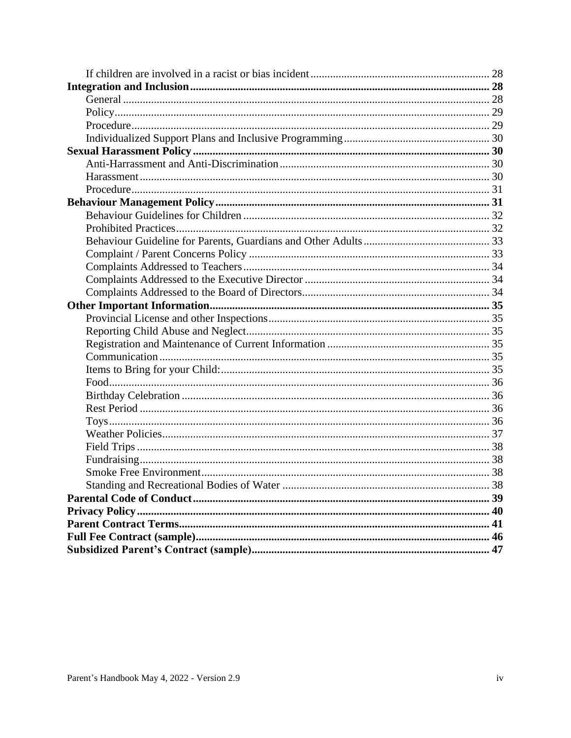If children are involved in a racist or bias incident ........ 28
**Integration and Inclusion ........ 28**
General ........ 28
Policy ........ 29
Procedure ........ 29
Individualized Support Plans and Inclusive Programming ........ 30
**Sexual Harassment Policy ........ 30**
Anti-Harrassment and Anti-Discrimination ........ 30
Harassment ........ 30
Procedure ........ 31
**Behaviour Management Policy ........ 31**
Behaviour Guidelines for Children ........ 32
Prohibited Practices ........ 32
Behaviour Guideline for Parents, Guardians and Other Adults ........ 33
Complaint / Parent Concerns Policy ........ 33
Complaints Addressed to Teachers ........ 34
Complaints Addressed to the Executive Director ........ 34
Complaints Addressed to the Board of Directors ........ 34
**Other Important Information ........ 35**
Provincial License and other Inspections ........ 35
Reporting Child Abuse and Neglect ........ 35
Registration and Maintenance of Current Information ........ 35
Communication ........ 35
Items to Bring for your Child: ........ 35
Food ........ 36
Birthday Celebration ........ 36
Rest Period ........ 36
Toys ........ 36
Weather Policies ........ 37
Field Trips ........ 38
Fundraising ........ 38
Smoke Free Environment ........ 38
Standing and Recreational Bodies of Water ........ 38
**Parental Code of Conduct ........ 39**
**Privacy Policy ........ 40**
**Parent Contract Terms ........ 41**
**Full Fee Contract (sample) ........ 46**
**Subsidized Parent's Contract (sample) ........ 47**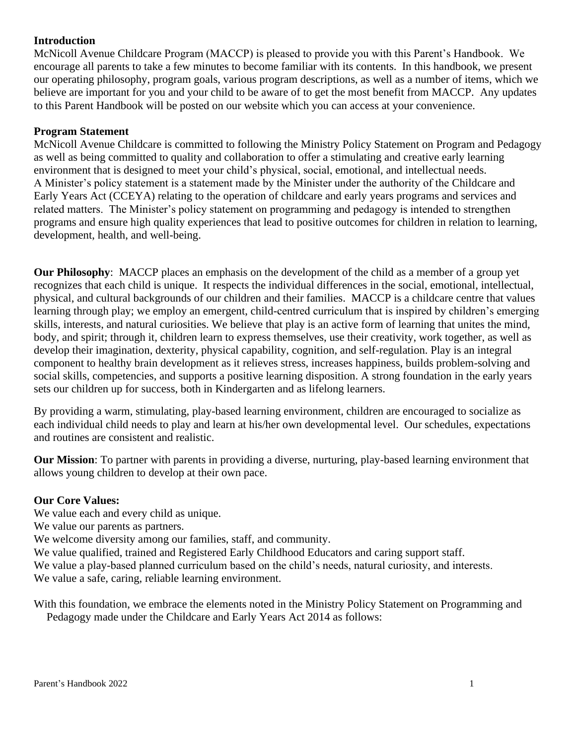**Introduction**

McNicoll Avenue Childcare Program (MACCP) is pleased to provide you with this Parent's Handbook. We encourage all parents to take a few minutes to become familiar with its contents. In this handbook, we present our operating philosophy, program goals, various program descriptions, as well as a number of items, which we believe are important for you and your child to be aware of to get the most benefit from MACCP. Any updates to this Parent Handbook will be posted on our website which you can access at your convenience.

**Program Statement**

McNicoll Avenue Childcare is committed to following the Ministry Policy Statement on Program and Pedagogy as well as being committed to quality and collaboration to offer a stimulating and creative early learning environment that is designed to meet your child's physical, social, emotional, and intellectual needs.
A Minister's policy statement is a statement made by the Minister under the authority of the Childcare and Early Years Act (CCEYA) relating to the operation of childcare and early years programs and services and related matters. The Minister's policy statement on programming and pedagogy is intended to strengthen programs and ensure high quality experiences that lead to positive outcomes for children in relation to learning, development, health, and well-being.

**Our Philosophy**: MACCP places an emphasis on the development of the child as a member of a group yet recognizes that each child is unique. It respects the individual differences in the social, emotional, intellectual, physical, and cultural backgrounds of our children and their families. MACCP is a childcare centre that values learning through play; we employ an emergent, child-centred curriculum that is inspired by children's emerging skills, interests, and natural curiosities. We believe that play is an active form of learning that unites the mind, body, and spirit; through it, children learn to express themselves, use their creativity, work together, as well as develop their imagination, dexterity, physical capability, cognition, and self-regulation. Play is an integral component to healthy brain development as it relieves stress, increases happiness, builds problem-solving and social skills, competencies, and supports a positive learning disposition. A strong foundation in the early years sets our children up for success, both in Kindergarten and as lifelong learners.

By providing a warm, stimulating, play-based learning environment, children are encouraged to socialize as each individual child needs to play and learn at his/her own developmental level. Our schedules, expectations and routines are consistent and realistic.

**Our Mission**: To partner with parents in providing a diverse, nurturing, play-based learning environment that allows young children to develop at their own pace.

**Our Core Values:**

We value each and every child as unique.
We value our parents as partners.
We welcome diversity among our families, staff, and community.
We value qualified, trained and Registered Early Childhood Educators and caring support staff.
We value a play-based planned curriculum based on the child's needs, natural curiosity, and interests.
We value a safe, caring, reliable learning environment.

With this foundation, we embrace the elements noted in the Ministry Policy Statement on Programming and Pedagogy made under the Childcare and Early Years Act 2014 as follows: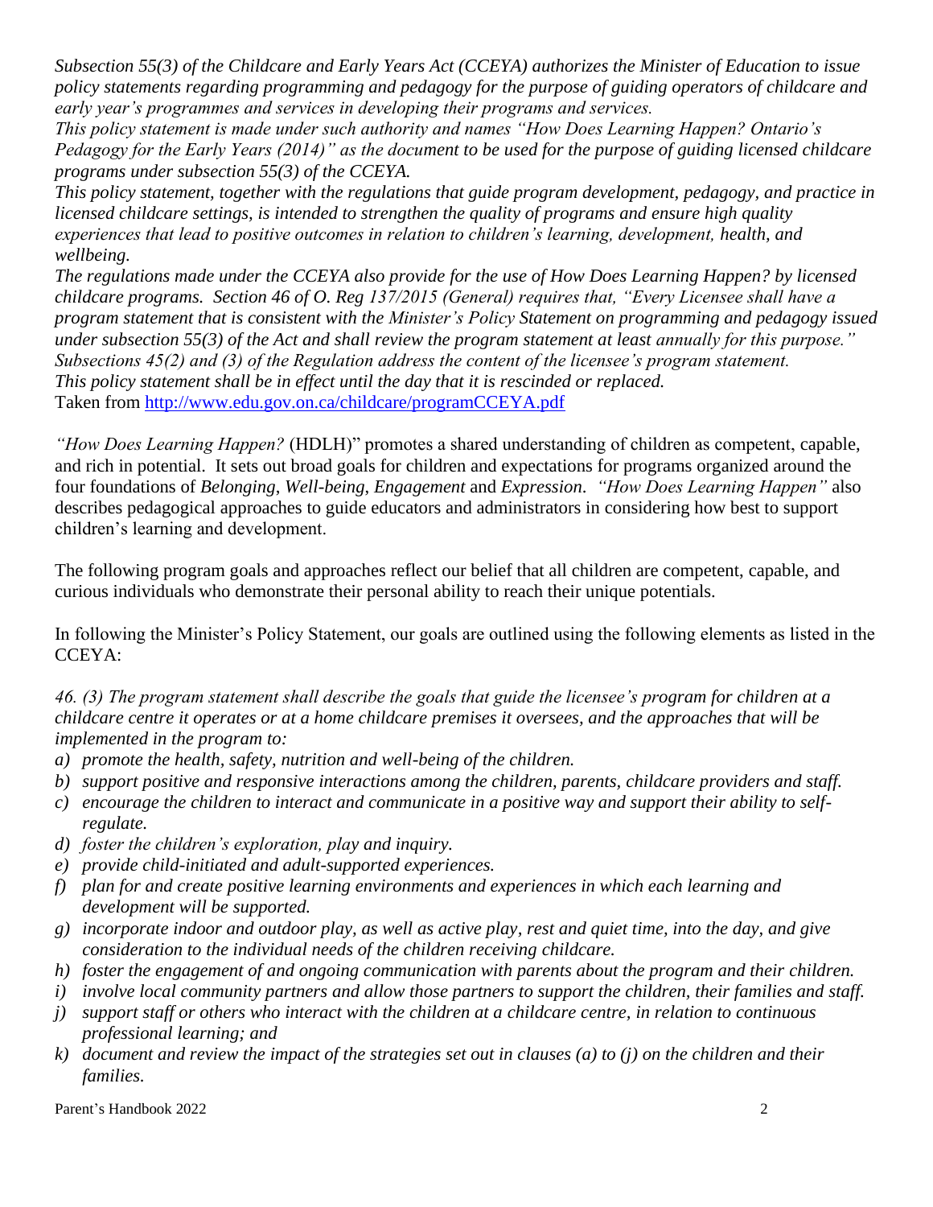*Subsection 55(3) of the Childcare and Early Years Act (CCEYA) authorizes the Minister of Education to issue policy statements regarding programming and pedagogy for the purpose of guiding operators of childcare and early year's programmes and services in developing their programs and services.*
*This policy statement is made under such authority and names "How Does Learning Happen? Ontario's Pedagogy for the Early Years (2014)" as the document to be used for the purpose of guiding licensed childcare programs under subsection 55(3) of the CCEYA.*
*This policy statement, together with the regulations that guide program development, pedagogy, and practice in licensed childcare settings, is intended to strengthen the quality of programs and ensure high quality experiences that lead to positive outcomes in relation to children's learning, development, health, and wellbeing.*
*The regulations made under the CCEYA also provide for the use of How Does Learning Happen? by licensed childcare programs. Section 46 of O. Reg 137/2015 (General) requires that, "Every Licensee shall have a program statement that is consistent with the Minister's Policy Statement on programming and pedagogy issued under subsection 55(3) of the Act and shall review the program statement at least annually for this purpose." Subsections 45(2) and (3) of the Regulation address the content of the licensee's program statement.*
*This policy statement shall be in effect until the day that it is rescinded or replaced.*
Taken from http://www.edu.gov.on.ca/childcare/programCCEYA.pdf

*"How Does Learning Happen?* (HDLH)" promotes a shared understanding of children as competent, capable, and rich in potential. It sets out broad goals for children and expectations for programs organized around the four foundations of *Belonging*, *Well-being*, *Engagement* and *Expression*. *"How Does Learning Happen"* also describes pedagogical approaches to guide educators and administrators in considering how best to support children's learning and development.

The following program goals and approaches reflect our belief that all children are competent, capable, and curious individuals who demonstrate their personal ability to reach their unique potentials.

In following the Minister's Policy Statement, our goals are outlined using the following elements as listed in the CCEYA:

*46. (3) The program statement shall describe the goals that guide the licensee's program for children at a childcare centre it operates or at a home childcare premises it oversees, and the approaches that will be implemented in the program to:*

- *a) promote the health, safety, nutrition and well-being of the children.*
- *b) support positive and responsive interactions among the children, parents, childcare providers and staff.*
- *c) encourage the children to interact and communicate in a positive way and support their ability to self-regulate.*
- *d) foster the children's exploration, play and inquiry.*
- *e) provide child-initiated and adult-supported experiences.*
- *f) plan for and create positive learning environments and experiences in which each learning and development will be supported.*
- *g) incorporate indoor and outdoor play, as well as active play, rest and quiet time, into the day, and give consideration to the individual needs of the children receiving childcare.*
- *h) foster the engagement of and ongoing communication with parents about the program and their children.*
- *i) involve local community partners and allow those partners to support the children, their families and staff.*
- *j) support staff or others who interact with the children at a childcare centre, in relation to continuous professional learning; and*
- *k) document and review the impact of the strategies set out in clauses (a) to (j) on the children and their families.*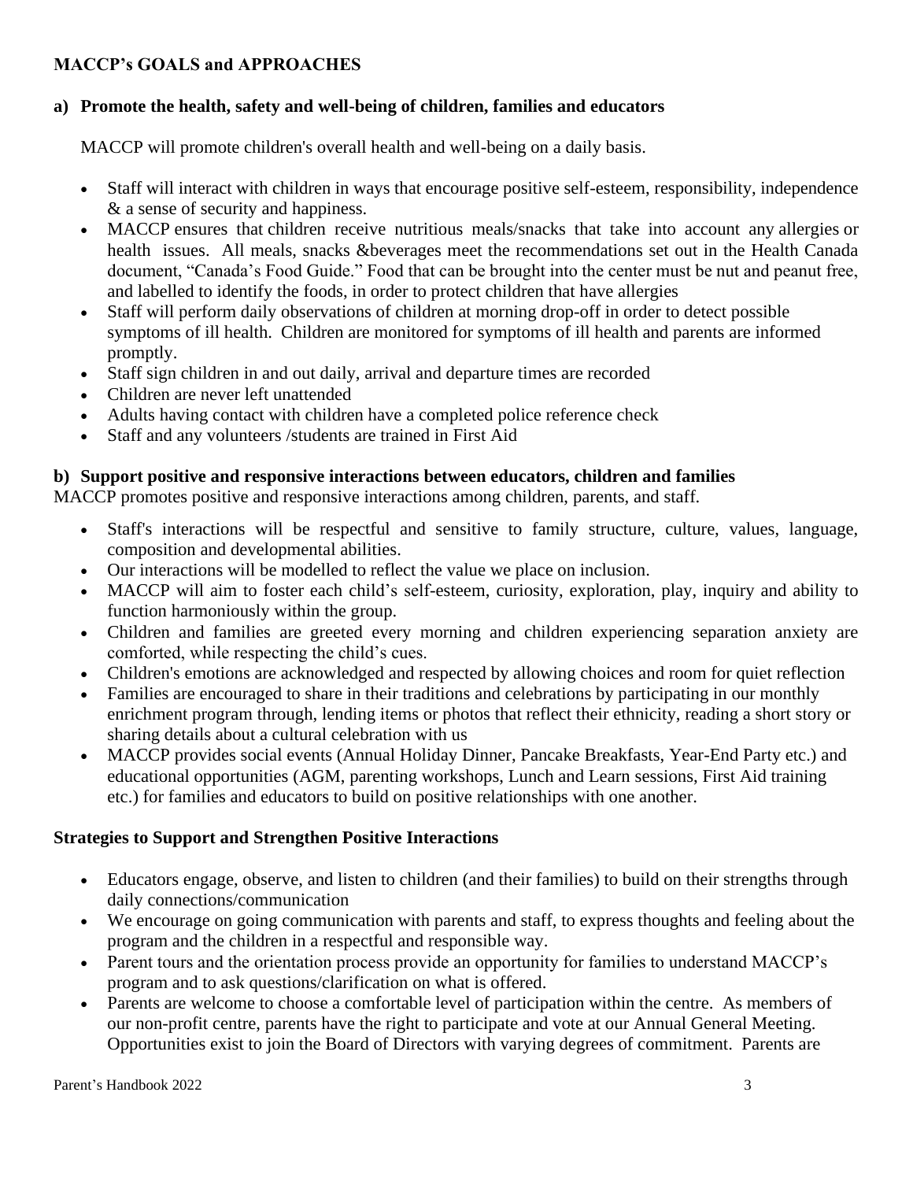## MACCP's GOALS and APPROACHES

### a) Promote the health, safety and well-being of children, families and educators

MACCP will promote children's overall health and well-being on a daily basis.

- Staff will interact with children in ways that encourage positive self-esteem, responsibility, independence & a sense of security and happiness.
- MACCP ensures that children receive nutritious meals/snacks that take into account any allergies or health issues. All meals, snacks &beverages meet the recommendations set out in the Health Canada document, "Canada's Food Guide." Food that can be brought into the center must be nut and peanut free, and labelled to identify the foods, in order to protect children that have allergies
- Staff will perform daily observations of children at morning drop-off in order to detect possible symptoms of ill health. Children are monitored for symptoms of ill health and parents are informed promptly.
- Staff sign children in and out daily, arrival and departure times are recorded
- Children are never left unattended
- Adults having contact with children have a completed police reference check
- Staff and any volunteers /students are trained in First Aid

### b) Support positive and responsive interactions between educators, children and families

MACCP promotes positive and responsive interactions among children, parents, and staff.

- Staff's interactions will be respectful and sensitive to family structure, culture, values, language, composition and developmental abilities.
- Our interactions will be modelled to reflect the value we place on inclusion.
- MACCP will aim to foster each child's self-esteem, curiosity, exploration, play, inquiry and ability to function harmoniously within the group.
- Children and families are greeted every morning and children experiencing separation anxiety are comforted, while respecting the child's cues.
- Children's emotions are acknowledged and respected by allowing choices and room for quiet reflection
- Families are encouraged to share in their traditions and celebrations by participating in our monthly enrichment program through, lending items or photos that reflect their ethnicity, reading a short story or sharing details about a cultural celebration with us
- MACCP provides social events (Annual Holiday Dinner, Pancake Breakfasts, Year-End Party etc.) and educational opportunities (AGM, parenting workshops, Lunch and Learn sessions, First Aid training etc.) for families and educators to build on positive relationships with one another.

### Strategies to Support and Strengthen Positive Interactions

- Educators engage, observe, and listen to children (and their families) to build on their strengths through daily connections/communication
- We encourage on going communication with parents and staff, to express thoughts and feeling about the program and the children in a respectful and responsible way.
- Parent tours and the orientation process provide an opportunity for families to understand MACCP's program and to ask questions/clarification on what is offered.
- Parents are welcome to choose a comfortable level of participation within the centre. As members of our non-profit centre, parents have the right to participate and vote at our Annual General Meeting. Opportunities exist to join the Board of Directors with varying degrees of commitment. Parents are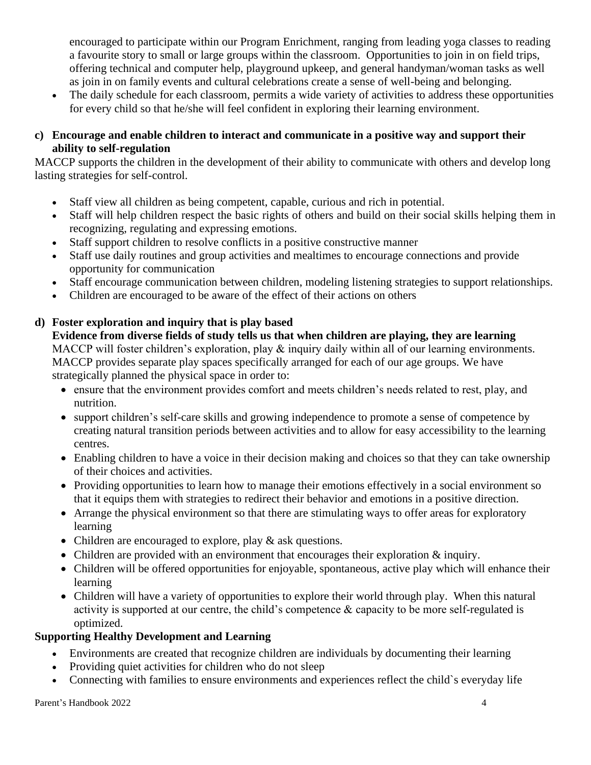encouraged to participate within our Program Enrichment, ranging from leading yoga classes to reading a favourite story to small or large groups within the classroom. Opportunities to join in on field trips, offering technical and computer help, playground upkeep, and general handyman/woman tasks as well as join in on family events and cultural celebrations create a sense of well-being and belonging.

- The daily schedule for each classroom, permits a wide variety of activities to address these opportunities for every child so that he/she will feel confident in exploring their learning environment.

**c) Encourage and enable children to interact and communicate in a positive way and support their ability to self-regulation**

MACCP supports the children in the development of their ability to communicate with others and develop long lasting strategies for self-control.

- Staff view all children as being competent, capable, curious and rich in potential.
- Staff will help children respect the basic rights of others and build on their social skills helping them in recognizing, regulating and expressing emotions.
- Staff support children to resolve conflicts in a positive constructive manner
- Staff use daily routines and group activities and mealtimes to encourage connections and provide opportunity for communication
- Staff encourage communication between children, modeling listening strategies to support relationships.
- Children are encouraged to be aware of the effect of their actions on others

**d) Foster exploration and inquiry that is play based**

**Evidence from diverse fields of study tells us that when children are playing, they are learning**

MACCP will foster children's exploration, play & inquiry daily within all of our learning environments. MACCP provides separate play spaces specifically arranged for each of our age groups. We have strategically planned the physical space in order to:

- ensure that the environment provides comfort and meets children's needs related to rest, play, and nutrition.
- support children's self-care skills and growing independence to promote a sense of competence by creating natural transition periods between activities and to allow for easy accessibility to the learning centres.
- Enabling children to have a voice in their decision making and choices so that they can take ownership of their choices and activities.
- Providing opportunities to learn how to manage their emotions effectively in a social environment so that it equips them with strategies to redirect their behavior and emotions in a positive direction.
- Arrange the physical environment so that there are stimulating ways to offer areas for exploratory learning
- Children are encouraged to explore, play & ask questions.
- Children are provided with an environment that encourages their exploration & inquiry.
- Children will be offered opportunities for enjoyable, spontaneous, active play which will enhance their learning
- Children will have a variety of opportunities to explore their world through play. When this natural activity is supported at our centre, the child's competence & capacity to be more self-regulated is optimized.

**Supporting Healthy Development and Learning**

- Environments are created that recognize children are individuals by documenting their learning
- Providing quiet activities for children who do not sleep
- Connecting with families to ensure environments and experiences reflect the child`s everyday life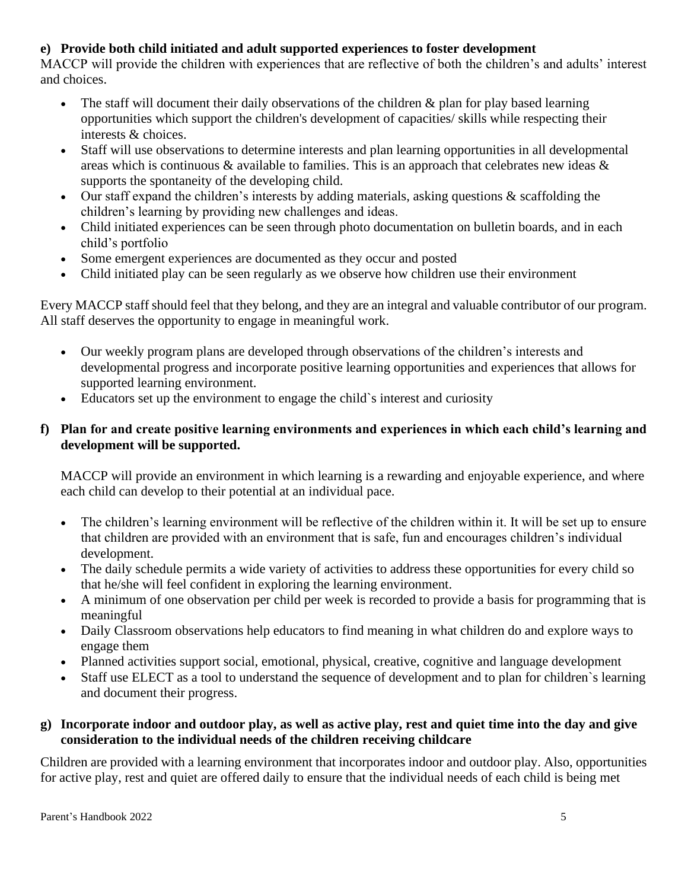**e) Provide both child initiated and adult supported experiences to foster development**

MACCP will provide the children with experiences that are reflective of both the children's and adults' interest and choices.

- The staff will document their daily observations of the children & plan for play based learning opportunities which support the children's development of capacities/ skills while respecting their interests & choices.
- Staff will use observations to determine interests and plan learning opportunities in all developmental areas which is continuous & available to families. This is an approach that celebrates new ideas & supports the spontaneity of the developing child.
- Our staff expand the children's interests by adding materials, asking questions & scaffolding the children's learning by providing new challenges and ideas.
- Child initiated experiences can be seen through photo documentation on bulletin boards, and in each child's portfolio
- Some emergent experiences are documented as they occur and posted
- Child initiated play can be seen regularly as we observe how children use their environment

Every MACCP staff should feel that they belong, and they are an integral and valuable contributor of our program. All staff deserves the opportunity to engage in meaningful work.

- Our weekly program plans are developed through observations of the children's interests and developmental progress and incorporate positive learning opportunities and experiences that allows for supported learning environment.
- Educators set up the environment to engage the child`s interest and curiosity

**f) Plan for and create positive learning environments and experiences in which each child's learning and development will be supported.**

MACCP will provide an environment in which learning is a rewarding and enjoyable experience, and where each child can develop to their potential at an individual pace.

- The children's learning environment will be reflective of the children within it. It will be set up to ensure that children are provided with an environment that is safe, fun and encourages children's individual development.
- The daily schedule permits a wide variety of activities to address these opportunities for every child so that he/she will feel confident in exploring the learning environment.
- A minimum of one observation per child per week is recorded to provide a basis for programming that is meaningful
- Daily Classroom observations help educators to find meaning in what children do and explore ways to engage them
- Planned activities support social, emotional, physical, creative, cognitive and language development
- Staff use ELECT as a tool to understand the sequence of development and to plan for children`s learning and document their progress.

**g) Incorporate indoor and outdoor play, as well as active play, rest and quiet time into the day and give consideration to the individual needs of the children receiving childcare**

Children are provided with a learning environment that incorporates indoor and outdoor play. Also, opportunities for active play, rest and quiet are offered daily to ensure that the individual needs of each child is being met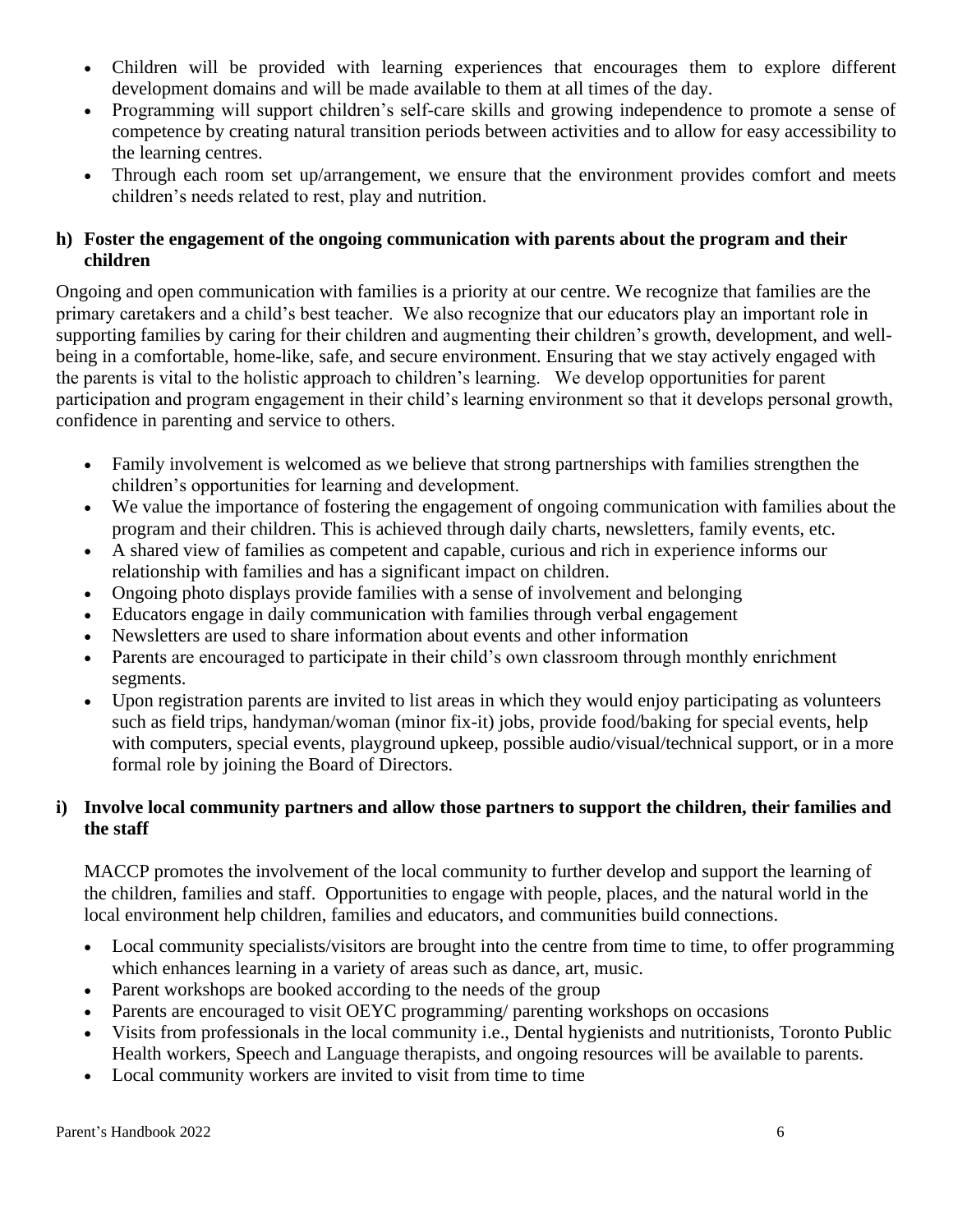- Children will be provided with learning experiences that encourages them to explore different development domains and will be made available to them at all times of the day.
- Programming will support children's self-care skills and growing independence to promote a sense of competence by creating natural transition periods between activities and to allow for easy accessibility to the learning centres.
- Through each room set up/arrangement, we ensure that the environment provides comfort and meets children's needs related to rest, play and nutrition.

### h) Foster the engagement of the ongoing communication with parents about the program and their children

Ongoing and open communication with families is a priority at our centre. We recognize that families are the primary caretakers and a child's best teacher. We also recognize that our educators play an important role in supporting families by caring for their children and augmenting their children's growth, development, and well-being in a comfortable, home-like, safe, and secure environment. Ensuring that we stay actively engaged with the parents is vital to the holistic approach to children's learning. We develop opportunities for parent participation and program engagement in their child's learning environment so that it develops personal growth, confidence in parenting and service to others.

- Family involvement is welcomed as we believe that strong partnerships with families strengthen the children's opportunities for learning and development.
- We value the importance of fostering the engagement of ongoing communication with families about the program and their children. This is achieved through daily charts, newsletters, family events, etc.
- A shared view of families as competent and capable, curious and rich in experience informs our relationship with families and has a significant impact on children.
- Ongoing photo displays provide families with a sense of involvement and belonging
- Educators engage in daily communication with families through verbal engagement
- Newsletters are used to share information about events and other information
- Parents are encouraged to participate in their child's own classroom through monthly enrichment segments.
- Upon registration parents are invited to list areas in which they would enjoy participating as volunteers such as field trips, handyman/woman (minor fix-it) jobs, provide food/baking for special events, help with computers, special events, playground upkeep, possible audio/visual/technical support, or in a more formal role by joining the Board of Directors.

### i) Involve local community partners and allow those partners to support the children, their families and the staff

MACCP promotes the involvement of the local community to further develop and support the learning of the children, families and staff. Opportunities to engage with people, places, and the natural world in the local environment help children, families and educators, and communities build connections.

- Local community specialists/visitors are brought into the centre from time to time, to offer programming which enhances learning in a variety of areas such as dance, art, music.
- Parent workshops are booked according to the needs of the group
- Parents are encouraged to visit OEYC programming/ parenting workshops on occasions
- Visits from professionals in the local community i.e., Dental hygienists and nutritionists, Toronto Public Health workers, Speech and Language therapists, and ongoing resources will be available to parents.
- Local community workers are invited to visit from time to time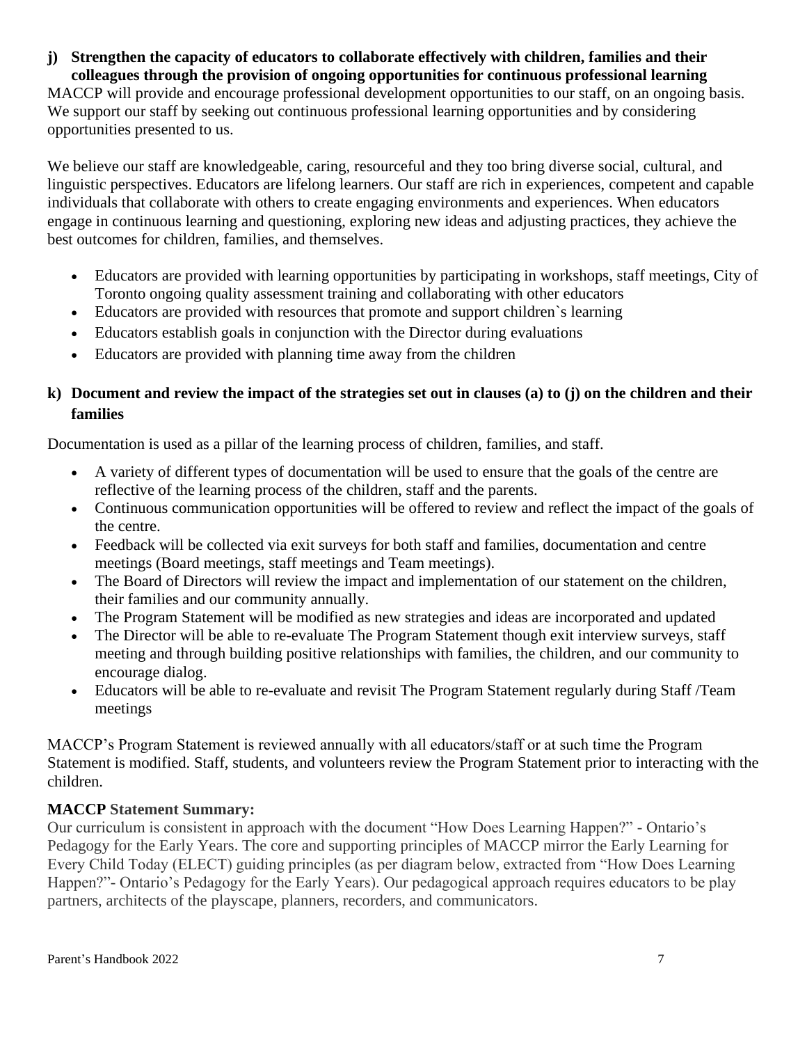**j) Strengthen the capacity of educators to collaborate effectively with children, families and their colleagues through the provision of ongoing opportunities for continuous professional learning**

MACCP will provide and encourage professional development opportunities to our staff, on an ongoing basis. We support our staff by seeking out continuous professional learning opportunities and by considering opportunities presented to us.

We believe our staff are knowledgeable, caring, resourceful and they too bring diverse social, cultural, and linguistic perspectives. Educators are lifelong learners. Our staff are rich in experiences, competent and capable individuals that collaborate with others to create engaging environments and experiences. When educators engage in continuous learning and questioning, exploring new ideas and adjusting practices, they achieve the best outcomes for children, families, and themselves.

- Educators are provided with learning opportunities by participating in workshops, staff meetings, City of Toronto ongoing quality assessment training and collaborating with other educators
- Educators are provided with resources that promote and support children`s learning
- Educators establish goals in conjunction with the Director during evaluations
- Educators are provided with planning time away from the children

**k) Document and review the impact of the strategies set out in clauses (a) to (j) on the children and their families**

Documentation is used as a pillar of the learning process of children, families, and staff.

- A variety of different types of documentation will be used to ensure that the goals of the centre are reflective of the learning process of the children, staff and the parents.
- Continuous communication opportunities will be offered to review and reflect the impact of the goals of the centre.
- Feedback will be collected via exit surveys for both staff and families, documentation and centre meetings (Board meetings, staff meetings and Team meetings).
- The Board of Directors will review the impact and implementation of our statement on the children, their families and our community annually.
- The Program Statement will be modified as new strategies and ideas are incorporated and updated
- The Director will be able to re-evaluate The Program Statement though exit interview surveys, staff meeting and through building positive relationships with families, the children, and our community to encourage dialog.
- Educators will be able to re-evaluate and revisit The Program Statement regularly during Staff /Team meetings

MACCP's Program Statement is reviewed annually with all educators/staff or at such time the Program Statement is modified. Staff, students, and volunteers review the Program Statement prior to interacting with the children.

**MACCP Statement Summary:**

Our curriculum is consistent in approach with the document "How Does Learning Happen?" - Ontario's Pedagogy for the Early Years. The core and supporting principles of MACCP mirror the Early Learning for Every Child Today (ELECT) guiding principles (as per diagram below, extracted from "How Does Learning Happen?"- Ontario's Pedagogy for the Early Years). Our pedagogical approach requires educators to be play partners, architects of the playscape, planners, recorders, and communicators.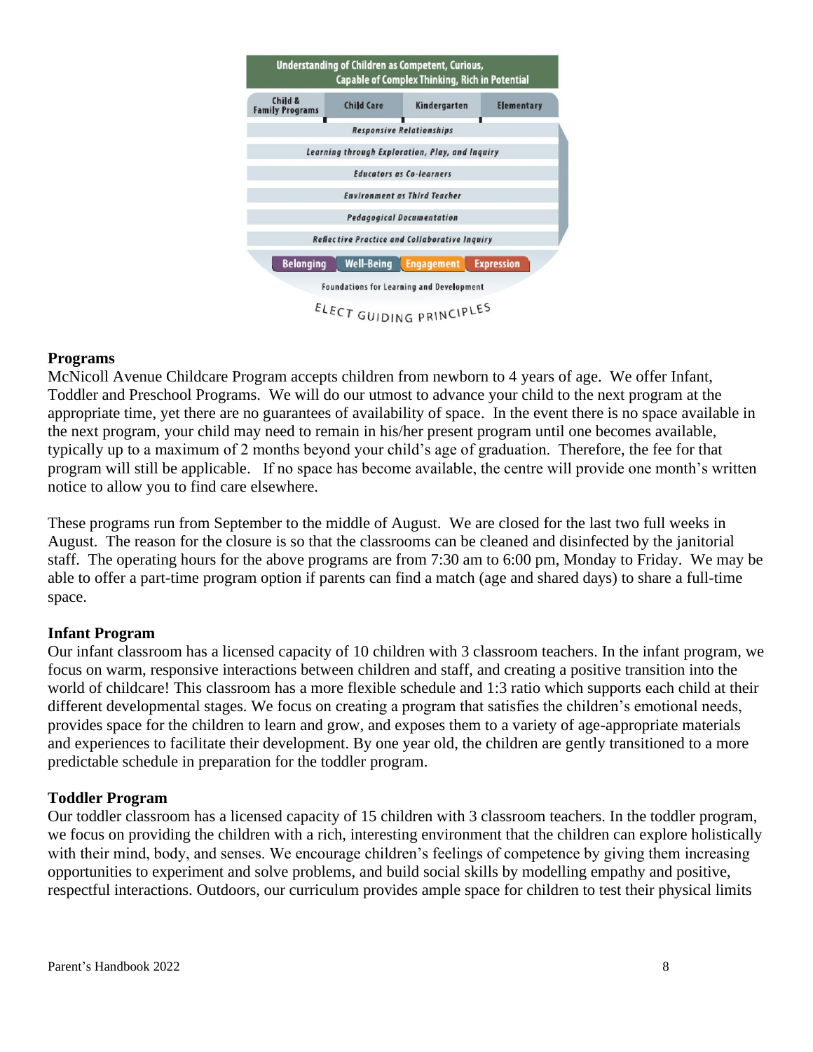Understanding of Children as Competent, Curious, Capable of Complex Thinking, Rich in Potential

| Child & Family Programs | Child Care | Kindergarten | Elementary |
| --- | --- | --- | --- |

*Responsive Relationships*

*Learning through Exploration, Play, and Inquiry*

*Educators as Co-learners*

*Environment as Third Teacher*

*Pedagogical Documentation*

*Reflective Practice and Collaborative Inquiry*

Belonging | Well-Being | Engagement | Expression

Foundations for Learning and Development

ELECT GUIDING PRINCIPLES

**Programs**

McNicoll Avenue Childcare Program accepts children from newborn to 4 years of age. We offer Infant, Toddler and Preschool Programs. We will do our utmost to advance your child to the next program at the appropriate time, yet there are no guarantees of availability of space. In the event there is no space available in the next program, your child may need to remain in his/her present program until one becomes available, typically up to a maximum of 2 months beyond your child's age of graduation. Therefore, the fee for that program will still be applicable. If no space has become available, the centre will provide one month's written notice to allow you to find care elsewhere.

These programs run from September to the middle of August. We are closed for the last two full weeks in August. The reason for the closure is so that the classrooms can be cleaned and disinfected by the janitorial staff. The operating hours for the above programs are from 7:30 am to 6:00 pm, Monday to Friday. We may be able to offer a part-time program option if parents can find a match (age and shared days) to share a full-time space.

**Infant Program**

Our infant classroom has a licensed capacity of 10 children with 3 classroom teachers. In the infant program, we focus on warm, responsive interactions between children and staff, and creating a positive transition into the world of childcare! This classroom has a more flexible schedule and 1:3 ratio which supports each child at their different developmental stages. We focus on creating a program that satisfies the children's emotional needs, provides space for the children to learn and grow, and exposes them to a variety of age-appropriate materials and experiences to facilitate their development. By one year old, the children are gently transitioned to a more predictable schedule in preparation for the toddler program.

**Toddler Program**

Our toddler classroom has a licensed capacity of 15 children with 3 classroom teachers. In the toddler program, we focus on providing the children with a rich, interesting environment that the children can explore holistically with their mind, body, and senses. We encourage children's feelings of competence by giving them increasing opportunities to experiment and solve problems, and build social skills by modelling empathy and positive, respectful interactions. Outdoors, our curriculum provides ample space for children to test their physical limits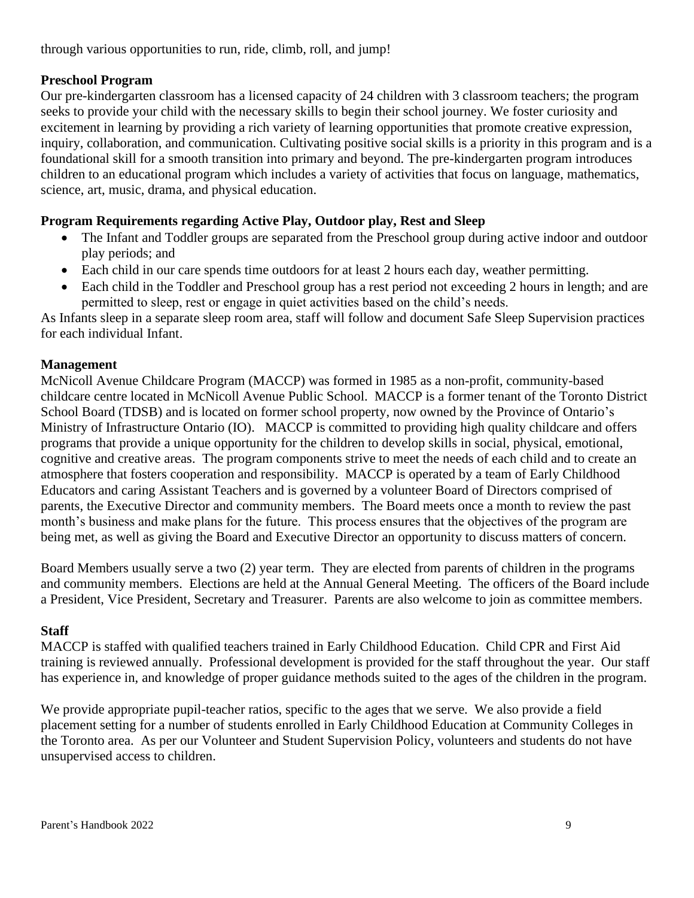through various opportunities to run, ride, climb, roll, and jump!

**Preschool Program**

Our pre-kindergarten classroom has a licensed capacity of 24 children with 3 classroom teachers; the program seeks to provide your child with the necessary skills to begin their school journey. We foster curiosity and excitement in learning by providing a rich variety of learning opportunities that promote creative expression, inquiry, collaboration, and communication. Cultivating positive social skills is a priority in this program and is a foundational skill for a smooth transition into primary and beyond. The pre-kindergarten program introduces children to an educational program which includes a variety of activities that focus on language, mathematics, science, art, music, drama, and physical education.

**Program Requirements regarding Active Play, Outdoor play, Rest and Sleep**

- The Infant and Toddler groups are separated from the Preschool group during active indoor and outdoor play periods; and
- Each child in our care spends time outdoors for at least 2 hours each day, weather permitting.
- Each child in the Toddler and Preschool group has a rest period not exceeding 2 hours in length; and are permitted to sleep, rest or engage in quiet activities based on the child's needs.

As Infants sleep in a separate sleep room area, staff will follow and document Safe Sleep Supervision practices for each individual Infant.

**Management**

McNicoll Avenue Childcare Program (MACCP) was formed in 1985 as a non-profit, community-based childcare centre located in McNicoll Avenue Public School. MACCP is a former tenant of the Toronto District School Board (TDSB) and is located on former school property, now owned by the Province of Ontario's Ministry of Infrastructure Ontario (IO). MACCP is committed to providing high quality childcare and offers programs that provide a unique opportunity for the children to develop skills in social, physical, emotional, cognitive and creative areas. The program components strive to meet the needs of each child and to create an atmosphere that fosters cooperation and responsibility. MACCP is operated by a team of Early Childhood Educators and caring Assistant Teachers and is governed by a volunteer Board of Directors comprised of parents, the Executive Director and community members. The Board meets once a month to review the past month's business and make plans for the future. This process ensures that the objectives of the program are being met, as well as giving the Board and Executive Director an opportunity to discuss matters of concern.

Board Members usually serve a two (2) year term. They are elected from parents of children in the programs and community members. Elections are held at the Annual General Meeting. The officers of the Board include a President, Vice President, Secretary and Treasurer. Parents are also welcome to join as committee members.

**Staff**

MACCP is staffed with qualified teachers trained in Early Childhood Education. Child CPR and First Aid training is reviewed annually. Professional development is provided for the staff throughout the year. Our staff has experience in, and knowledge of proper guidance methods suited to the ages of the children in the program.

We provide appropriate pupil-teacher ratios, specific to the ages that we serve. We also provide a field placement setting for a number of students enrolled in Early Childhood Education at Community Colleges in the Toronto area. As per our Volunteer and Student Supervision Policy, volunteers and students do not have unsupervised access to children.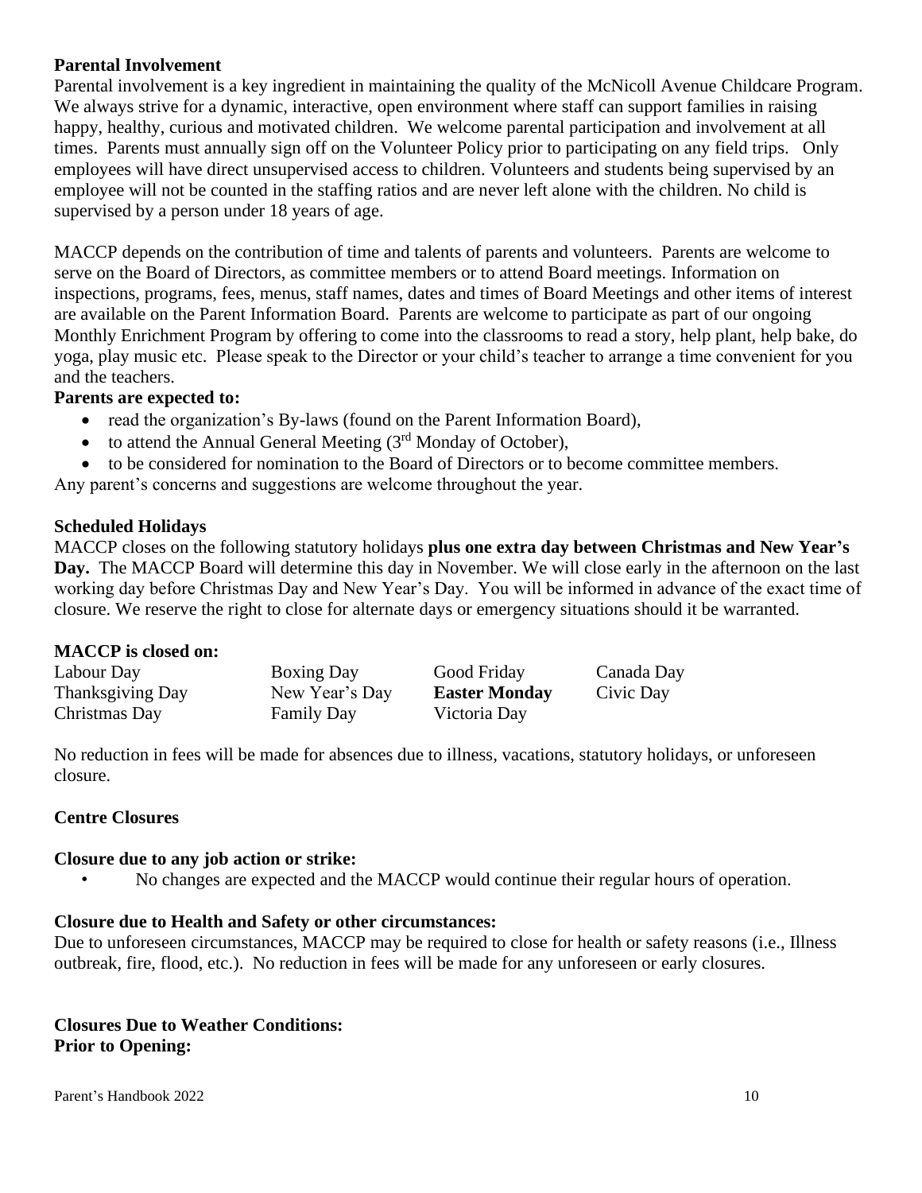**Parental Involvement**

Parental involvement is a key ingredient in maintaining the quality of the McNicoll Avenue Childcare Program. We always strive for a dynamic, interactive, open environment where staff can support families in raising happy, healthy, curious and motivated children. We welcome parental participation and involvement at all times. Parents must annually sign off on the Volunteer Policy prior to participating on any field trips. Only employees will have direct unsupervised access to children. Volunteers and students being supervised by an employee will not be counted in the staffing ratios and are never left alone with the children. No child is supervised by a person under 18 years of age.

MACCP depends on the contribution of time and talents of parents and volunteers. Parents are welcome to serve on the Board of Directors, as committee members or to attend Board meetings. Information on inspections, programs, fees, menus, staff names, dates and times of Board Meetings and other items of interest are available on the Parent Information Board. Parents are welcome to participate as part of our ongoing Monthly Enrichment Program by offering to come into the classrooms to read a story, help plant, help bake, do yoga, play music etc. Please speak to the Director or your child's teacher to arrange a time convenient for you and the teachers.

**Parents are expected to:**

- read the organization's By-laws (found on the Parent Information Board),
- to attend the Annual General Meeting (3rd Monday of October),
- to be considered for nomination to the Board of Directors or to become committee members.

Any parent's concerns and suggestions are welcome throughout the year.

**Scheduled Holidays**

MACCP closes on the following statutory holidays **plus one extra day between Christmas and New Year's Day.** The MACCP Board will determine this day in November. We will close early in the afternoon on the last working day before Christmas Day and New Year's Day. You will be informed in advance of the exact time of closure. We reserve the right to close for alternate days or emergency situations should it be warranted.

**MACCP is closed on:**

| | | | |
|---|---|---|---|
| Labour Day | Boxing Day | Good Friday | Canada Day |
| Thanksgiving Day | New Year's Day | **Easter Monday** | Civic Day |
| Christmas Day | Family Day | Victoria Day | |

No reduction in fees will be made for absences due to illness, vacations, statutory holidays, or unforeseen closure.

**Centre Closures**

**Closure due to any job action or strike:**

- No changes are expected and the MACCP would continue their regular hours of operation.

**Closure due to Health and Safety or other circumstances:**

Due to unforeseen circumstances, MACCP may be required to close for health or safety reasons (i.e., Illness outbreak, fire, flood, etc.). No reduction in fees will be made for any unforeseen or early closures.

**Closures Due to Weather Conditions:**

**Prior to Opening:**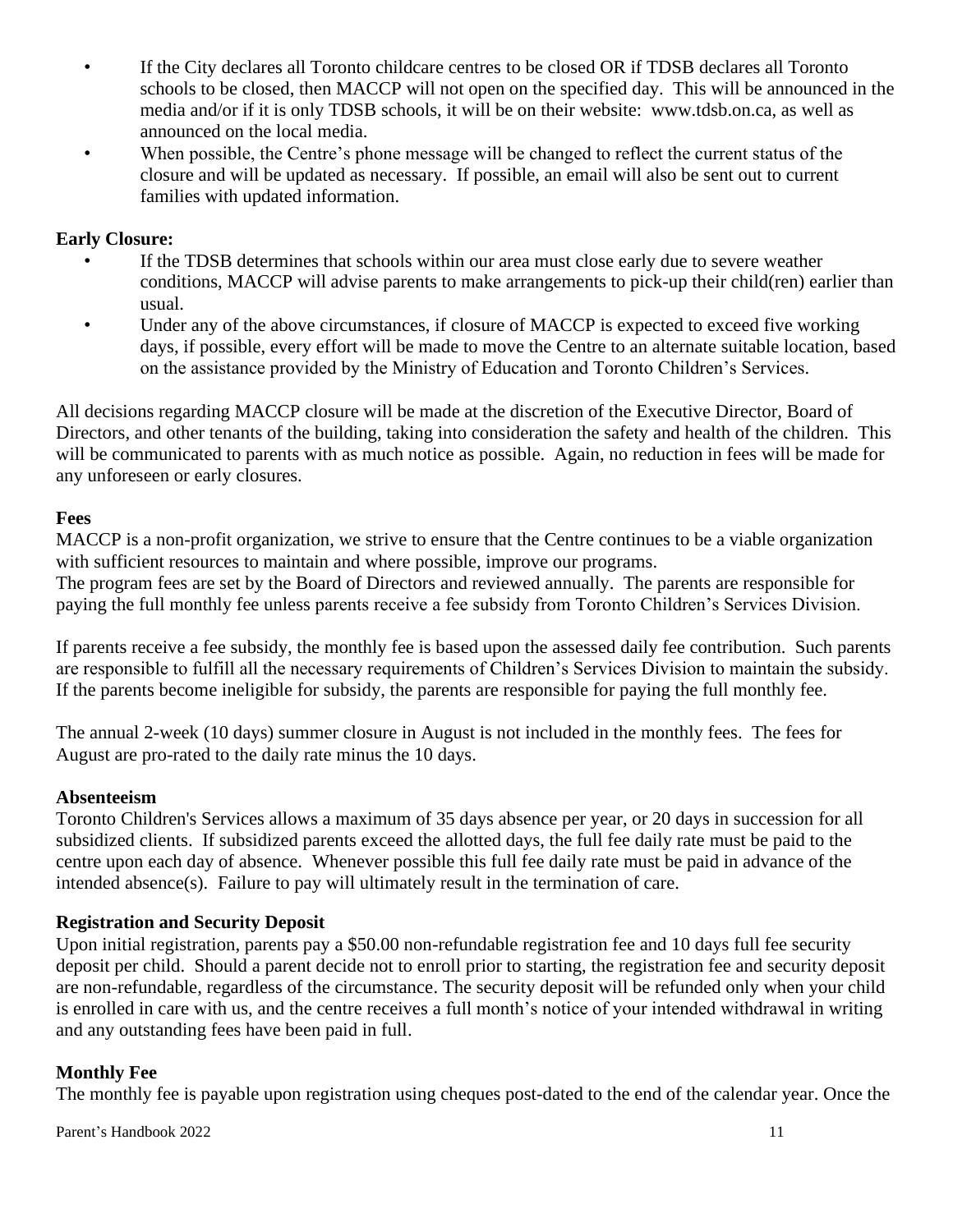- If the City declares all Toronto childcare centres to be closed OR if TDSB declares all Toronto schools to be closed, then MACCP will not open on the specified day. This will be announced in the media and/or if it is only TDSB schools, it will be on their website: www.tdsb.on.ca, as well as announced on the local media.
- When possible, the Centre's phone message will be changed to reflect the current status of the closure and will be updated as necessary. If possible, an email will also be sent out to current families with updated information.

**Early Closure:**

- If the TDSB determines that schools within our area must close early due to severe weather conditions, MACCP will advise parents to make arrangements to pick-up their child(ren) earlier than usual.
- Under any of the above circumstances, if closure of MACCP is expected to exceed five working days, if possible, every effort will be made to move the Centre to an alternate suitable location, based on the assistance provided by the Ministry of Education and Toronto Children's Services.

All decisions regarding MACCP closure will be made at the discretion of the Executive Director, Board of Directors, and other tenants of the building, taking into consideration the safety and health of the children. This will be communicated to parents with as much notice as possible. Again, no reduction in fees will be made for any unforeseen or early closures.

**Fees**

MACCP is a non-profit organization, we strive to ensure that the Centre continues to be a viable organization with sufficient resources to maintain and where possible, improve our programs.
The program fees are set by the Board of Directors and reviewed annually. The parents are responsible for paying the full monthly fee unless parents receive a fee subsidy from Toronto Children's Services Division.

If parents receive a fee subsidy, the monthly fee is based upon the assessed daily fee contribution. Such parents are responsible to fulfill all the necessary requirements of Children's Services Division to maintain the subsidy. If the parents become ineligible for subsidy, the parents are responsible for paying the full monthly fee.

The annual 2-week (10 days) summer closure in August is not included in the monthly fees. The fees for August are pro-rated to the daily rate minus the 10 days.

**Absenteeism**

Toronto Children's Services allows a maximum of 35 days absence per year, or 20 days in succession for all subsidized clients. If subsidized parents exceed the allotted days, the full fee daily rate must be paid to the centre upon each day of absence. Whenever possible this full fee daily rate must be paid in advance of the intended absence(s). Failure to pay will ultimately result in the termination of care.

**Registration and Security Deposit**

Upon initial registration, parents pay a $50.00 non-refundable registration fee and 10 days full fee security deposit per child. Should a parent decide not to enroll prior to starting, the registration fee and security deposit are non-refundable, regardless of the circumstance. The security deposit will be refunded only when your child is enrolled in care with us, and the centre receives a full month's notice of your intended withdrawal in writing and any outstanding fees have been paid in full.

**Monthly Fee**

The monthly fee is payable upon registration using cheques post-dated to the end of the calendar year. Once the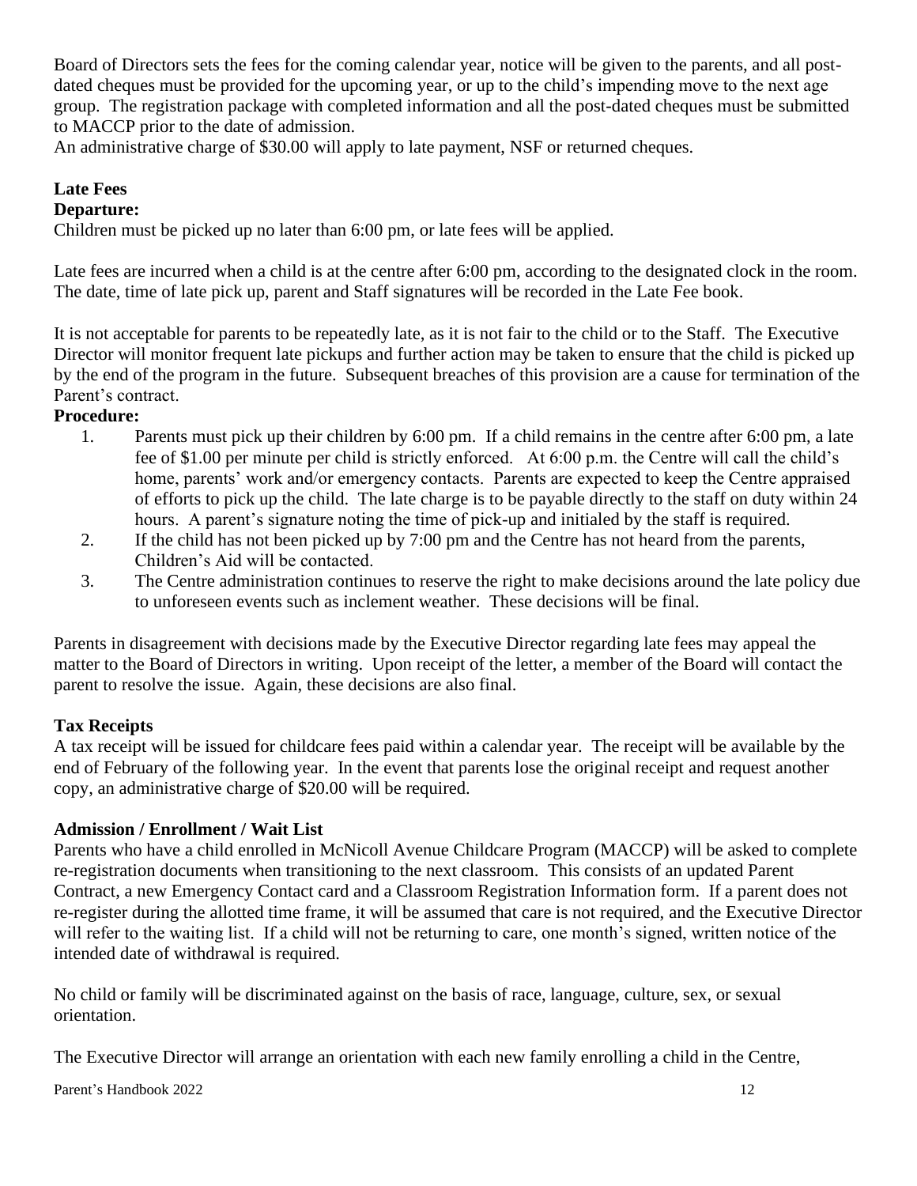Board of Directors sets the fees for the coming calendar year, notice will be given to the parents, and all post-dated cheques must be provided for the upcoming year, or up to the child's impending move to the next age group. The registration package with completed information and all the post-dated cheques must be submitted to MACCP prior to the date of admission.
An administrative charge of $30.00 will apply to late payment, NSF or returned cheques.

**Late Fees**
**Departure:**

Children must be picked up no later than 6:00 pm, or late fees will be applied.

Late fees are incurred when a child is at the centre after 6:00 pm, according to the designated clock in the room. The date, time of late pick up, parent and Staff signatures will be recorded in the Late Fee book.

It is not acceptable for parents to be repeatedly late, as it is not fair to the child or to the Staff. The Executive Director will monitor frequent late pickups and further action may be taken to ensure that the child is picked up by the end of the program in the future. Subsequent breaches of this provision are a cause for termination of the Parent's contract.

**Procedure:**

1. Parents must pick up their children by 6:00 pm. If a child remains in the centre after 6:00 pm, a late fee of $1.00 per minute per child is strictly enforced. At 6:00 p.m. the Centre will call the child's home, parents' work and/or emergency contacts. Parents are expected to keep the Centre appraised of efforts to pick up the child. The late charge is to be payable directly to the staff on duty within 24 hours. A parent's signature noting the time of pick-up and initialed by the staff is required.
2. If the child has not been picked up by 7:00 pm and the Centre has not heard from the parents, Children's Aid will be contacted.
3. The Centre administration continues to reserve the right to make decisions around the late policy due to unforeseen events such as inclement weather. These decisions will be final.

Parents in disagreement with decisions made by the Executive Director regarding late fees may appeal the matter to the Board of Directors in writing. Upon receipt of the letter, a member of the Board will contact the parent to resolve the issue. Again, these decisions are also final.

**Tax Receipts**

A tax receipt will be issued for childcare fees paid within a calendar year. The receipt will be available by the end of February of the following year. In the event that parents lose the original receipt and request another copy, an administrative charge of $20.00 will be required.

**Admission / Enrollment / Wait List**

Parents who have a child enrolled in McNicoll Avenue Childcare Program (MACCP) will be asked to complete re-registration documents when transitioning to the next classroom. This consists of an updated Parent Contract, a new Emergency Contact card and a Classroom Registration Information form. If a parent does not re-register during the allotted time frame, it will be assumed that care is not required, and the Executive Director will refer to the waiting list. If a child will not be returning to care, one month's signed, written notice of the intended date of withdrawal is required.

No child or family will be discriminated against on the basis of race, language, culture, sex, or sexual orientation.

The Executive Director will arrange an orientation with each new family enrolling a child in the Centre,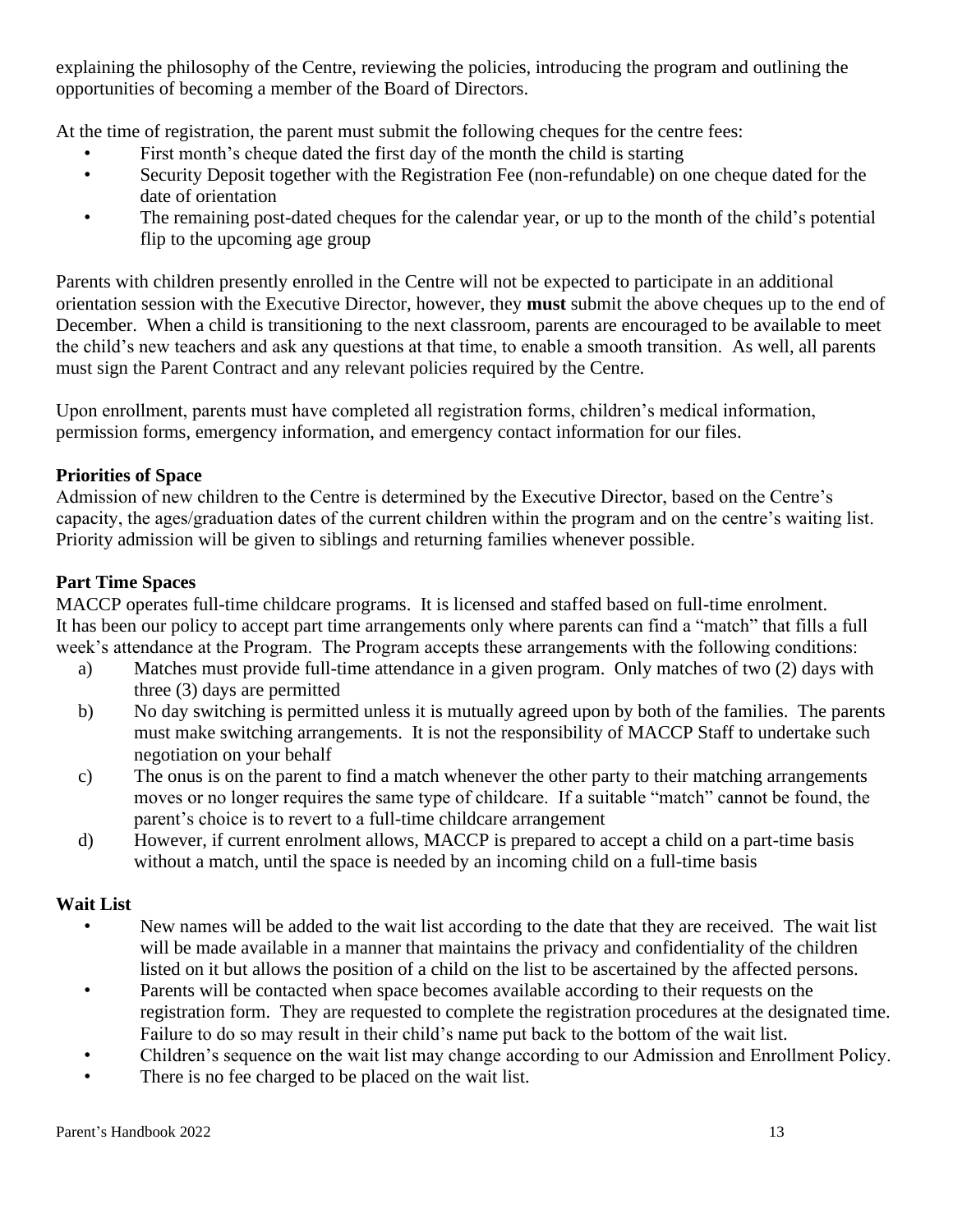explaining the philosophy of the Centre, reviewing the policies, introducing the program and outlining the opportunities of becoming a member of the Board of Directors.

At the time of registration, the parent must submit the following cheques for the centre fees:

- First month's cheque dated the first day of the month the child is starting
- Security Deposit together with the Registration Fee (non-refundable) on one cheque dated for the date of orientation
- The remaining post-dated cheques for the calendar year, or up to the month of the child's potential flip to the upcoming age group

Parents with children presently enrolled in the Centre will not be expected to participate in an additional orientation session with the Executive Director, however, they **must** submit the above cheques up to the end of December. When a child is transitioning to the next classroom, parents are encouraged to be available to meet the child's new teachers and ask any questions at that time, to enable a smooth transition. As well, all parents must sign the Parent Contract and any relevant policies required by the Centre.

Upon enrollment, parents must have completed all registration forms, children's medical information, permission forms, emergency information, and emergency contact information for our files.

**Priorities of Space**

Admission of new children to the Centre is determined by the Executive Director, based on the Centre's capacity, the ages/graduation dates of the current children within the program and on the centre's waiting list. Priority admission will be given to siblings and returning families whenever possible.

**Part Time Spaces**

MACCP operates full-time childcare programs. It is licensed and staffed based on full-time enrolment. It has been our policy to accept part time arrangements only where parents can find a "match" that fills a full week's attendance at the Program. The Program accepts these arrangements with the following conditions:

a) Matches must provide full-time attendance in a given program. Only matches of two (2) days with three (3) days are permitted

b) No day switching is permitted unless it is mutually agreed upon by both of the families. The parents must make switching arrangements. It is not the responsibility of MACCP Staff to undertake such negotiation on your behalf

c) The onus is on the parent to find a match whenever the other party to their matching arrangements moves or no longer requires the same type of childcare. If a suitable "match" cannot be found, the parent's choice is to revert to a full-time childcare arrangement

d) However, if current enrolment allows, MACCP is prepared to accept a child on a part-time basis without a match, until the space is needed by an incoming child on a full-time basis

**Wait List**

- New names will be added to the wait list according to the date that they are received. The wait list will be made available in a manner that maintains the privacy and confidentiality of the children listed on it but allows the position of a child on the list to be ascertained by the affected persons.
- Parents will be contacted when space becomes available according to their requests on the registration form. They are requested to complete the registration procedures at the designated time. Failure to do so may result in their child's name put back to the bottom of the wait list.
- Children's sequence on the wait list may change according to our Admission and Enrollment Policy.
- There is no fee charged to be placed on the wait list.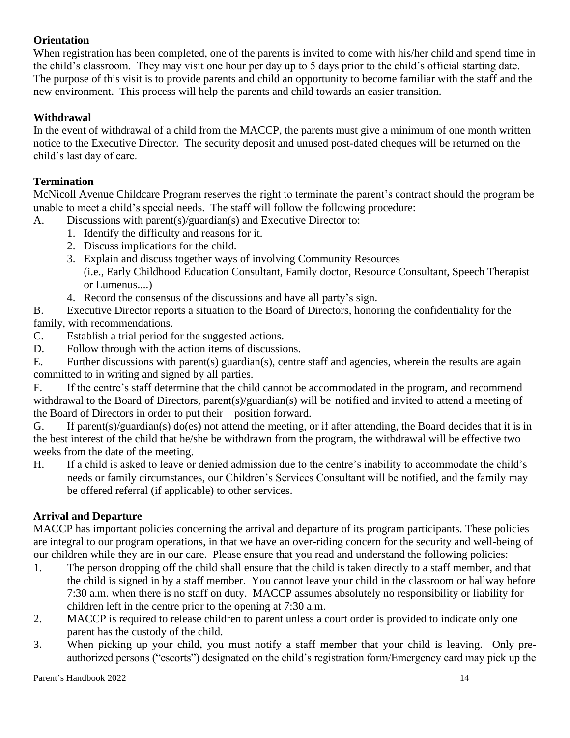**Orientation**

When registration has been completed, one of the parents is invited to come with his/her child and spend time in the child's classroom. They may visit one hour per day up to 5 days prior to the child's official starting date. The purpose of this visit is to provide parents and child an opportunity to become familiar with the staff and the new environment. This process will help the parents and child towards an easier transition.

**Withdrawal**

In the event of withdrawal of a child from the MACCP, the parents must give a minimum of one month written notice to the Executive Director. The security deposit and unused post-dated cheques will be returned on the child's last day of care.

**Termination**

McNicoll Avenue Childcare Program reserves the right to terminate the parent's contract should the program be unable to meet a child's special needs. The staff will follow the following procedure:

A. Discussions with parent(s)/guardian(s) and Executive Director to:
   1. Identify the difficulty and reasons for it.
   2. Discuss implications for the child.
   3. Explain and discuss together ways of involving Community Resources (i.e., Early Childhood Education Consultant, Family doctor, Resource Consultant, Speech Therapist or Lumenus....)
   4. Record the consensus of the discussions and have all party's sign.

B. Executive Director reports a situation to the Board of Directors, honoring the confidentiality for the family, with recommendations.

C. Establish a trial period for the suggested actions.

D. Follow through with the action items of discussions.

E. Further discussions with parent(s) guardian(s), centre staff and agencies, wherein the results are again committed to in writing and signed by all parties.

F. If the centre's staff determine that the child cannot be accommodated in the program, and recommend withdrawal to the Board of Directors, parent(s)/guardian(s) will be notified and invited to attend a meeting of the Board of Directors in order to put their position forward.

G. If parent(s)/guardian(s) do(es) not attend the meeting, or if after attending, the Board decides that it is in the best interest of the child that he/she be withdrawn from the program, the withdrawal will be effective two weeks from the date of the meeting.

H. If a child is asked to leave or denied admission due to the centre's inability to accommodate the child's needs or family circumstances, our Children's Services Consultant will be notified, and the family may be offered referral (if applicable) to other services.

**Arrival and Departure**

MACCP has important policies concerning the arrival and departure of its program participants. These policies are integral to our program operations, in that we have an over-riding concern for the security and well-being of our children while they are in our care. Please ensure that you read and understand the following policies:

1. The person dropping off the child shall ensure that the child is taken directly to a staff member, and that the child is signed in by a staff member. You cannot leave your child in the classroom or hallway before 7:30 a.m. when there is no staff on duty. MACCP assumes absolutely no responsibility or liability for children left in the centre prior to the opening at 7:30 a.m.
2. MACCP is required to release children to parent unless a court order is provided to indicate only one parent has the custody of the child.
3. When picking up your child, you must notify a staff member that your child is leaving. Only pre-authorized persons ("escorts") designated on the child's registration form/Emergency card may pick up the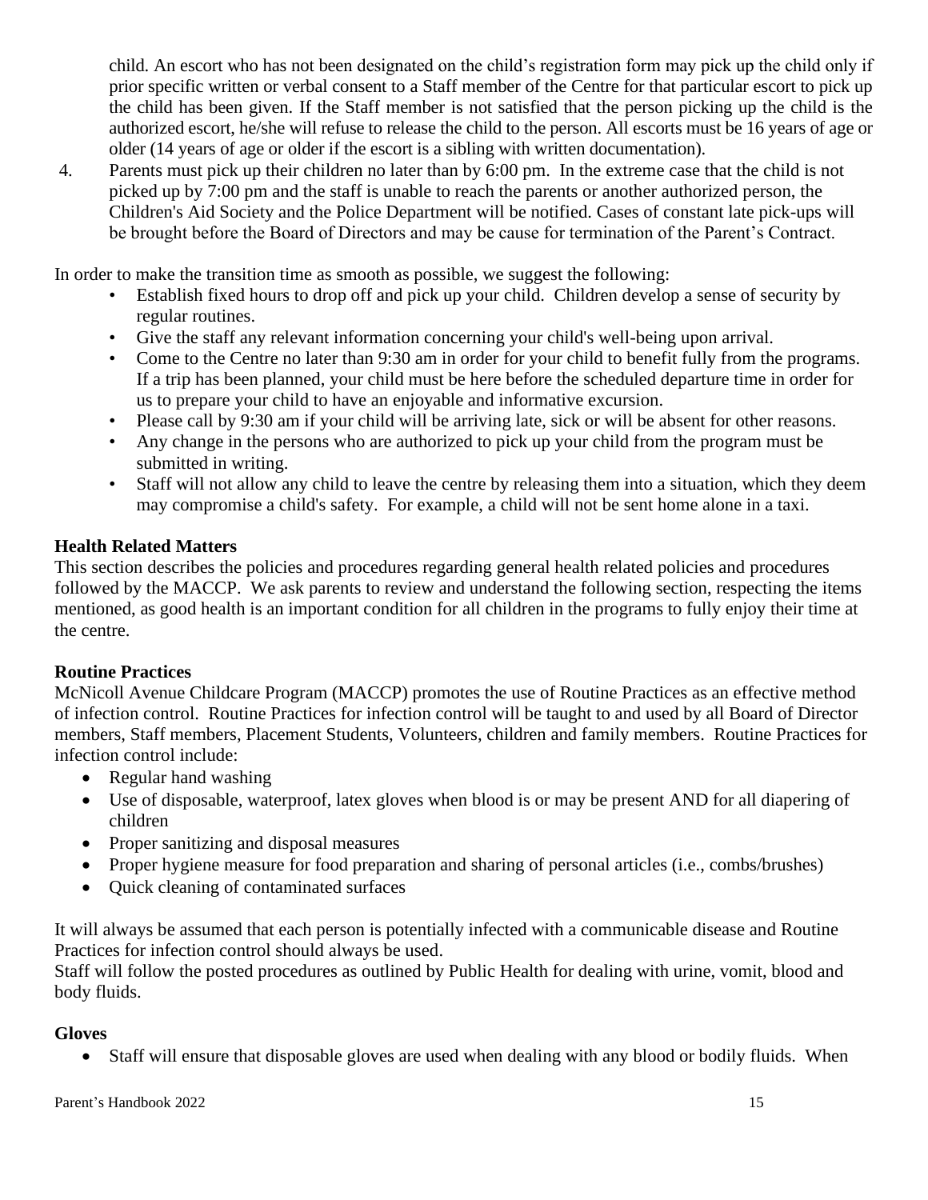child. An escort who has not been designated on the child's registration form may pick up the child only if prior specific written or verbal consent to a Staff member of the Centre for that particular escort to pick up the child has been given. If the Staff member is not satisfied that the person picking up the child is the authorized escort, he/she will refuse to release the child to the person. All escorts must be 16 years of age or older (14 years of age or older if the escort is a sibling with written documentation).

4. Parents must pick up their children no later than by 6:00 pm. In the extreme case that the child is not picked up by 7:00 pm and the staff is unable to reach the parents or another authorized person, the Children's Aid Society and the Police Department will be notified. Cases of constant late pick-ups will be brought before the Board of Directors and may be cause for termination of the Parent's Contract.

In order to make the transition time as smooth as possible, we suggest the following:

- Establish fixed hours to drop off and pick up your child. Children develop a sense of security by regular routines.
- Give the staff any relevant information concerning your child's well-being upon arrival.
- Come to the Centre no later than 9:30 am in order for your child to benefit fully from the programs. If a trip has been planned, your child must be here before the scheduled departure time in order for us to prepare your child to have an enjoyable and informative excursion.
- Please call by 9:30 am if your child will be arriving late, sick or will be absent for other reasons.
- Any change in the persons who are authorized to pick up your child from the program must be submitted in writing.
- Staff will not allow any child to leave the centre by releasing them into a situation, which they deem may compromise a child's safety. For example, a child will not be sent home alone in a taxi.

**Health Related Matters**

This section describes the policies and procedures regarding general health related policies and procedures followed by the MACCP. We ask parents to review and understand the following section, respecting the items mentioned, as good health is an important condition for all children in the programs to fully enjoy their time at the centre.

**Routine Practices**

McNicoll Avenue Childcare Program (MACCP) promotes the use of Routine Practices as an effective method of infection control. Routine Practices for infection control will be taught to and used by all Board of Director members, Staff members, Placement Students, Volunteers, children and family members. Routine Practices for infection control include:

- Regular hand washing
- Use of disposable, waterproof, latex gloves when blood is or may be present AND for all diapering of children
- Proper sanitizing and disposal measures
- Proper hygiene measure for food preparation and sharing of personal articles (i.e., combs/brushes)
- Quick cleaning of contaminated surfaces

It will always be assumed that each person is potentially infected with a communicable disease and Routine Practices for infection control should always be used.

Staff will follow the posted procedures as outlined by Public Health for dealing with urine, vomit, blood and body fluids.

**Gloves**

- Staff will ensure that disposable gloves are used when dealing with any blood or bodily fluids. When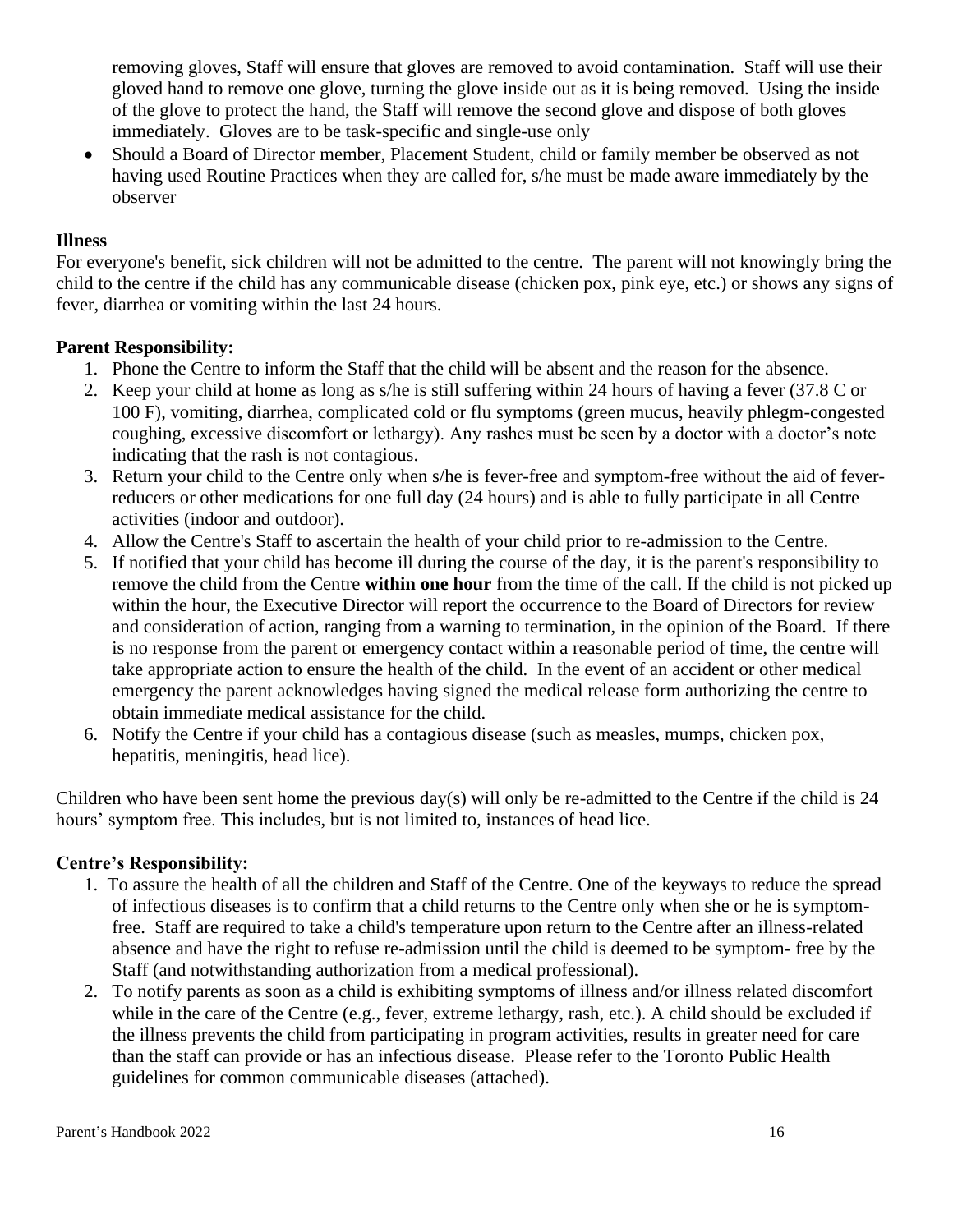removing gloves, Staff will ensure that gloves are removed to avoid contamination. Staff will use their gloved hand to remove one glove, turning the glove inside out as it is being removed. Using the inside of the glove to protect the hand, the Staff will remove the second glove and dispose of both gloves immediately. Gloves are to be task-specific and single-use only

- Should a Board of Director member, Placement Student, child or family member be observed as not having used Routine Practices when they are called for, s/he must be made aware immediately by the observer

**Illness**

For everyone's benefit, sick children will not be admitted to the centre. The parent will not knowingly bring the child to the centre if the child has any communicable disease (chicken pox, pink eye, etc.) or shows any signs of fever, diarrhea or vomiting within the last 24 hours.

**Parent Responsibility:**

1. Phone the Centre to inform the Staff that the child will be absent and the reason for the absence.
2. Keep your child at home as long as s/he is still suffering within 24 hours of having a fever (37.8 C or 100 F), vomiting, diarrhea, complicated cold or flu symptoms (green mucus, heavily phlegm-congested coughing, excessive discomfort or lethargy). Any rashes must be seen by a doctor with a doctor's note indicating that the rash is not contagious.
3. Return your child to the Centre only when s/he is fever-free and symptom-free without the aid of fever-reducers or other medications for one full day (24 hours) and is able to fully participate in all Centre activities (indoor and outdoor).
4. Allow the Centre's Staff to ascertain the health of your child prior to re-admission to the Centre.
5. If notified that your child has become ill during the course of the day, it is the parent's responsibility to remove the child from the Centre **within one hour** from the time of the call. If the child is not picked up within the hour, the Executive Director will report the occurrence to the Board of Directors for review and consideration of action, ranging from a warning to termination, in the opinion of the Board. If there is no response from the parent or emergency contact within a reasonable period of time, the centre will take appropriate action to ensure the health of the child. In the event of an accident or other medical emergency the parent acknowledges having signed the medical release form authorizing the centre to obtain immediate medical assistance for the child.
6. Notify the Centre if your child has a contagious disease (such as measles, mumps, chicken pox, hepatitis, meningitis, head lice).

Children who have been sent home the previous day(s) will only be re-admitted to the Centre if the child is 24 hours' symptom free. This includes, but is not limited to, instances of head lice.

**Centre's Responsibility:**

1. To assure the health of all the children and Staff of the Centre. One of the keyways to reduce the spread of infectious diseases is to confirm that a child returns to the Centre only when she or he is symptom-free. Staff are required to take a child's temperature upon return to the Centre after an illness-related absence and have the right to refuse re-admission until the child is deemed to be symptom- free by the Staff (and notwithstanding authorization from a medical professional).
2. To notify parents as soon as a child is exhibiting symptoms of illness and/or illness related discomfort while in the care of the Centre (e.g., fever, extreme lethargy, rash, etc.). A child should be excluded if the illness prevents the child from participating in program activities, results in greater need for care than the staff can provide or has an infectious disease. Please refer to the Toronto Public Health guidelines for common communicable diseases (attached).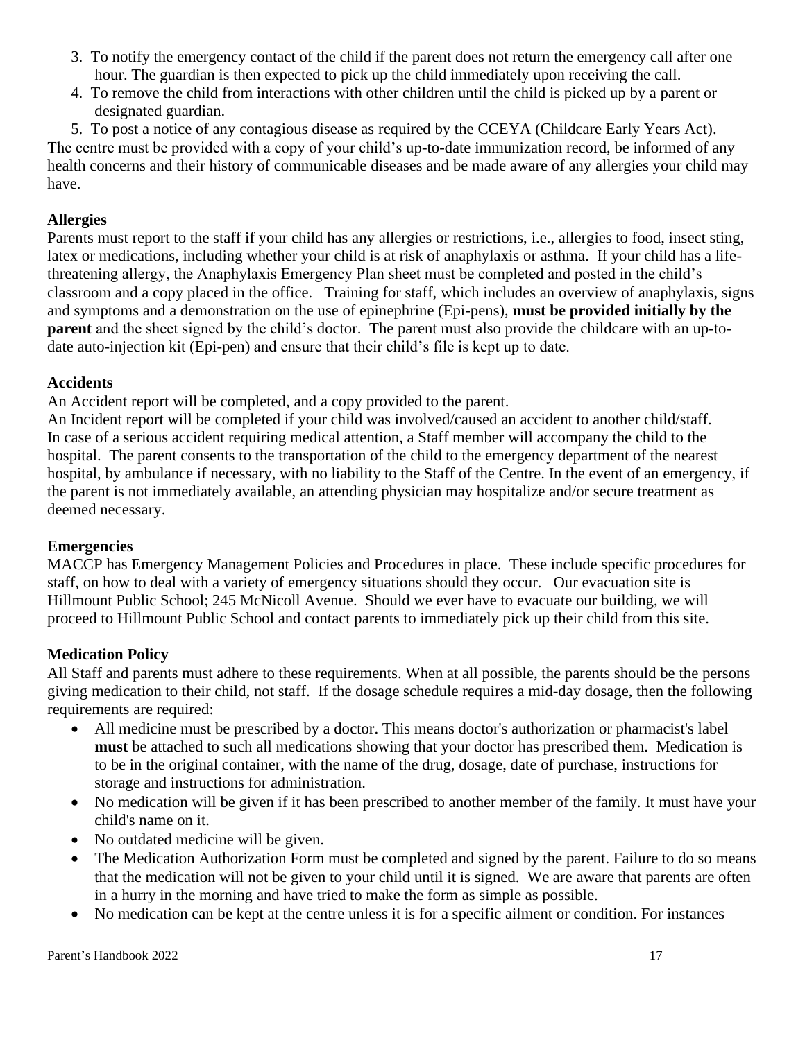3. To notify the emergency contact of the child if the parent does not return the emergency call after one hour. The guardian is then expected to pick up the child immediately upon receiving the call.
4. To remove the child from interactions with other children until the child is picked up by a parent or designated guardian.
5. To post a notice of any contagious disease as required by the CCEYA (Childcare Early Years Act).

The centre must be provided with a copy of your child's up-to-date immunization record, be informed of any health concerns and their history of communicable diseases and be made aware of any allergies your child may have.

**Allergies**

Parents must report to the staff if your child has any allergies or restrictions, i.e., allergies to food, insect sting, latex or medications, including whether your child is at risk of anaphylaxis or asthma. If your child has a life-threatening allergy, the Anaphylaxis Emergency Plan sheet must be completed and posted in the child's classroom and a copy placed in the office. Training for staff, which includes an overview of anaphylaxis, signs and symptoms and a demonstration on the use of epinephrine (Epi-pens), **must be provided initially by the parent** and the sheet signed by the child's doctor. The parent must also provide the childcare with an up-to-date auto-injection kit (Epi-pen) and ensure that their child's file is kept up to date.

**Accidents**

An Accident report will be completed, and a copy provided to the parent.
An Incident report will be completed if your child was involved/caused an accident to another child/staff.
In case of a serious accident requiring medical attention, a Staff member will accompany the child to the hospital. The parent consents to the transportation of the child to the emergency department of the nearest hospital, by ambulance if necessary, with no liability to the Staff of the Centre. In the event of an emergency, if the parent is not immediately available, an attending physician may hospitalize and/or secure treatment as deemed necessary.

**Emergencies**

MACCP has Emergency Management Policies and Procedures in place. These include specific procedures for staff, on how to deal with a variety of emergency situations should they occur. Our evacuation site is Hillmount Public School; 245 McNicoll Avenue. Should we ever have to evacuate our building, we will proceed to Hillmount Public School and contact parents to immediately pick up their child from this site.

**Medication Policy**

All Staff and parents must adhere to these requirements. When at all possible, the parents should be the persons giving medication to their child, not staff. If the dosage schedule requires a mid-day dosage, then the following requirements are required:

- All medicine must be prescribed by a doctor. This means doctor's authorization or pharmacist's label **must** be attached to such all medications showing that your doctor has prescribed them. Medication is to be in the original container, with the name of the drug, dosage, date of purchase, instructions for storage and instructions for administration.
- No medication will be given if it has been prescribed to another member of the family. It must have your child's name on it.
- No outdated medicine will be given.
- The Medication Authorization Form must be completed and signed by the parent. Failure to do so means that the medication will not be given to your child until it is signed. We are aware that parents are often in a hurry in the morning and have tried to make the form as simple as possible.
- No medication can be kept at the centre unless it is for a specific ailment or condition. For instances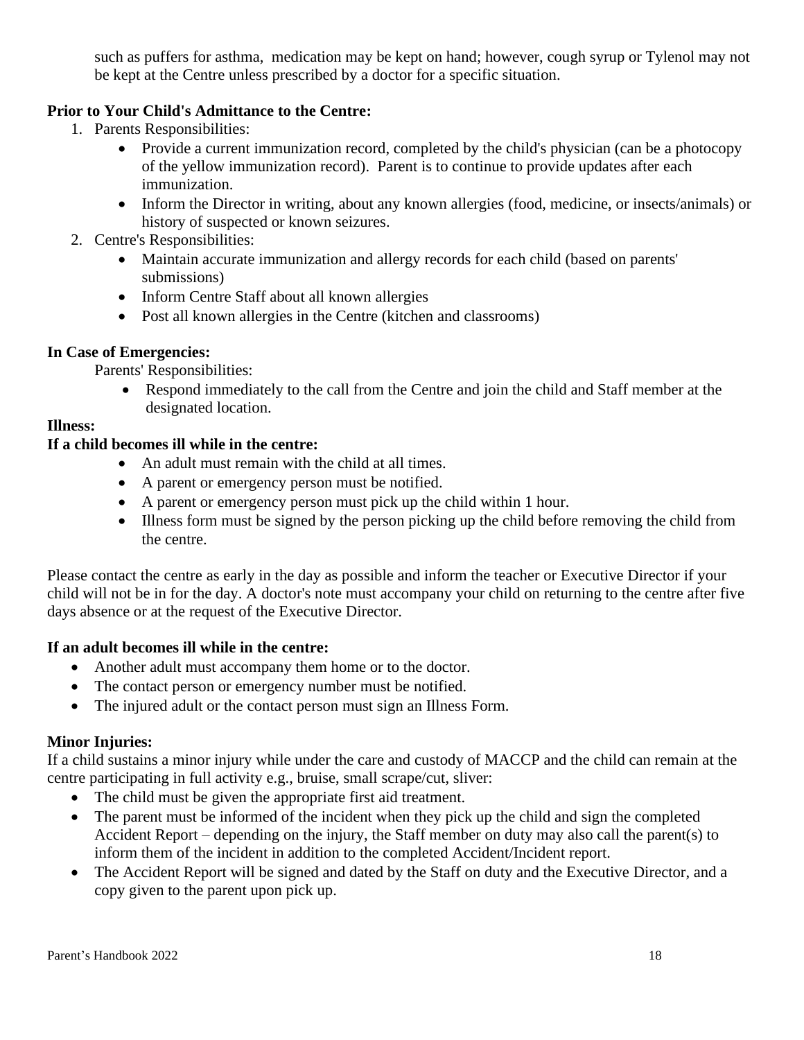such as puffers for asthma, medication may be kept on hand; however, cough syrup or Tylenol may not be kept at the Centre unless prescribed by a doctor for a specific situation.

**Prior to Your Child's Admittance to the Centre:**

1. Parents Responsibilities:
   - Provide a current immunization record, completed by the child's physician (can be a photocopy of the yellow immunization record). Parent is to continue to provide updates after each immunization.
   - Inform the Director in writing, about any known allergies (food, medicine, or insects/animals) or history of suspected or known seizures.
2. Centre's Responsibilities:
   - Maintain accurate immunization and allergy records for each child (based on parents' submissions)
   - Inform Centre Staff about all known allergies
   - Post all known allergies in the Centre (kitchen and classrooms)

**In Case of Emergencies:**

Parents' Responsibilities:

- Respond immediately to the call from the Centre and join the child and Staff member at the designated location.

**Illness:**

**If a child becomes ill while in the centre:**

- An adult must remain with the child at all times.
- A parent or emergency person must be notified.
- A parent or emergency person must pick up the child within 1 hour.
- Illness form must be signed by the person picking up the child before removing the child from the centre.

Please contact the centre as early in the day as possible and inform the teacher or Executive Director if your child will not be in for the day. A doctor's note must accompany your child on returning to the centre after five days absence or at the request of the Executive Director.

**If an adult becomes ill while in the centre:**

- Another adult must accompany them home or to the doctor.
- The contact person or emergency number must be notified.
- The injured adult or the contact person must sign an Illness Form.

**Minor Injuries:**

If a child sustains a minor injury while under the care and custody of MACCP and the child can remain at the centre participating in full activity e.g., bruise, small scrape/cut, sliver:

- The child must be given the appropriate first aid treatment.
- The parent must be informed of the incident when they pick up the child and sign the completed Accident Report – depending on the injury, the Staff member on duty may also call the parent(s) to inform them of the incident in addition to the completed Accident/Incident report.
- The Accident Report will be signed and dated by the Staff on duty and the Executive Director, and a copy given to the parent upon pick up.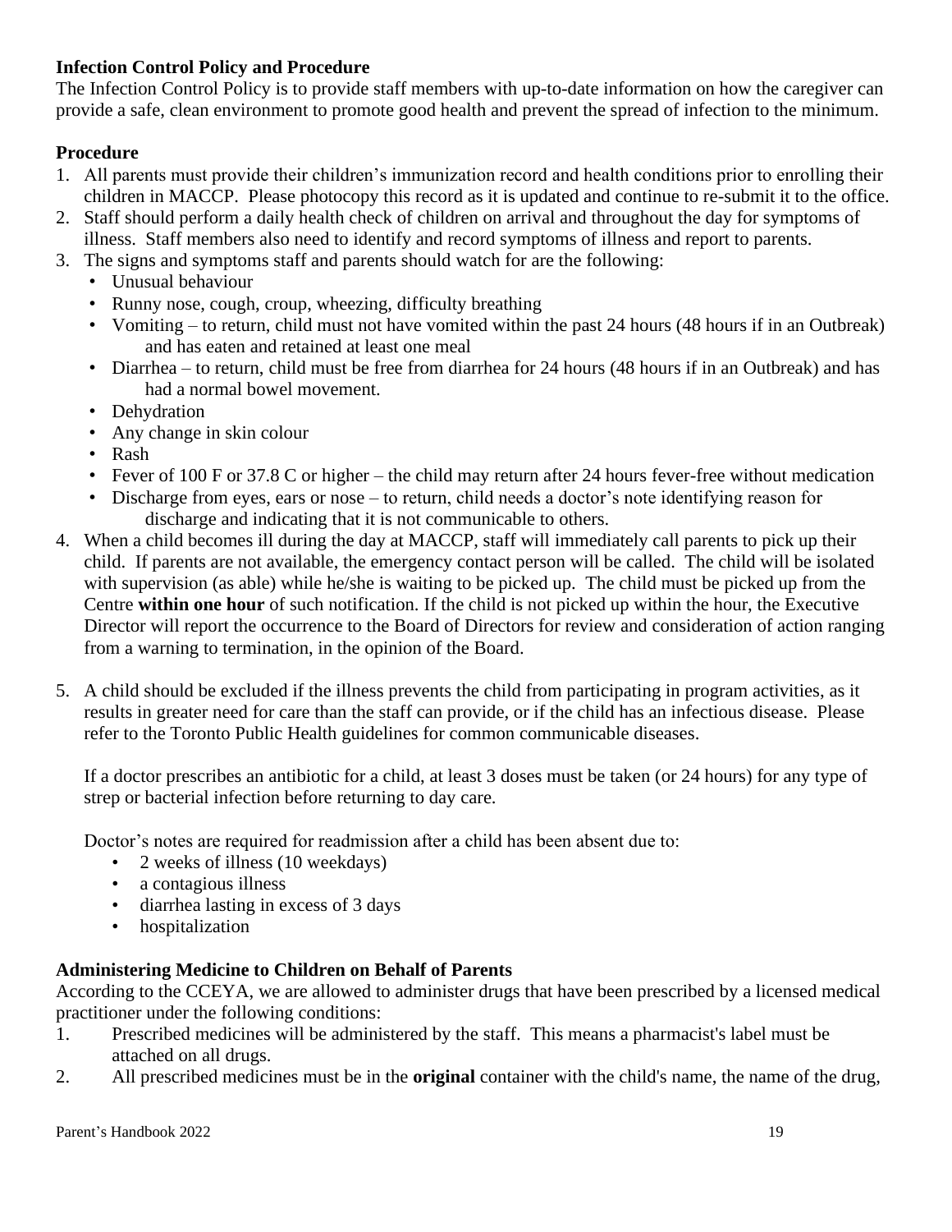**Infection Control Policy and Procedure**

The Infection Control Policy is to provide staff members with up-to-date information on how the caregiver can provide a safe, clean environment to promote good health and prevent the spread of infection to the minimum.

**Procedure**

1. All parents must provide their children's immunization record and health conditions prior to enrolling their children in MACCP. Please photocopy this record as it is updated and continue to re-submit it to the office.
2. Staff should perform a daily health check of children on arrival and throughout the day for symptoms of illness. Staff members also need to identify and record symptoms of illness and report to parents.
3. The signs and symptoms staff and parents should watch for are the following:
   - Unusual behaviour
   - Runny nose, cough, croup, wheezing, difficulty breathing
   - Vomiting – to return, child must not have vomited within the past 24 hours (48 hours if in an Outbreak) and has eaten and retained at least one meal
   - Diarrhea – to return, child must be free from diarrhea for 24 hours (48 hours if in an Outbreak) and has had a normal bowel movement.
   - Dehydration
   - Any change in skin colour
   - Rash
   - Fever of 100 F or 37.8 C or higher – the child may return after 24 hours fever-free without medication
   - Discharge from eyes, ears or nose – to return, child needs a doctor's note identifying reason for discharge and indicating that it is not communicable to others.
4. When a child becomes ill during the day at MACCP, staff will immediately call parents to pick up their child. If parents are not available, the emergency contact person will be called. The child will be isolated with supervision (as able) while he/she is waiting to be picked up. The child must be picked up from the Centre **within one hour** of such notification. If the child is not picked up within the hour, the Executive Director will report the occurrence to the Board of Directors for review and consideration of action ranging from a warning to termination, in the opinion of the Board.

5. A child should be excluded if the illness prevents the child from participating in program activities, as it results in greater need for care than the staff can provide, or if the child has an infectious disease. Please refer to the Toronto Public Health guidelines for common communicable diseases.

   If a doctor prescribes an antibiotic for a child, at least 3 doses must be taken (or 24 hours) for any type of strep or bacterial infection before returning to day care.

   Doctor's notes are required for readmission after a child has been absent due to:
   - 2 weeks of illness (10 weekdays)
   - a contagious illness
   - diarrhea lasting in excess of 3 days
   - hospitalization

**Administering Medicine to Children on Behalf of Parents**

According to the CCEYA, we are allowed to administer drugs that have been prescribed by a licensed medical practitioner under the following conditions:

1. Prescribed medicines will be administered by the staff. This means a pharmacist's label must be attached on all drugs.
2. All prescribed medicines must be in the **original** container with the child's name, the name of the drug,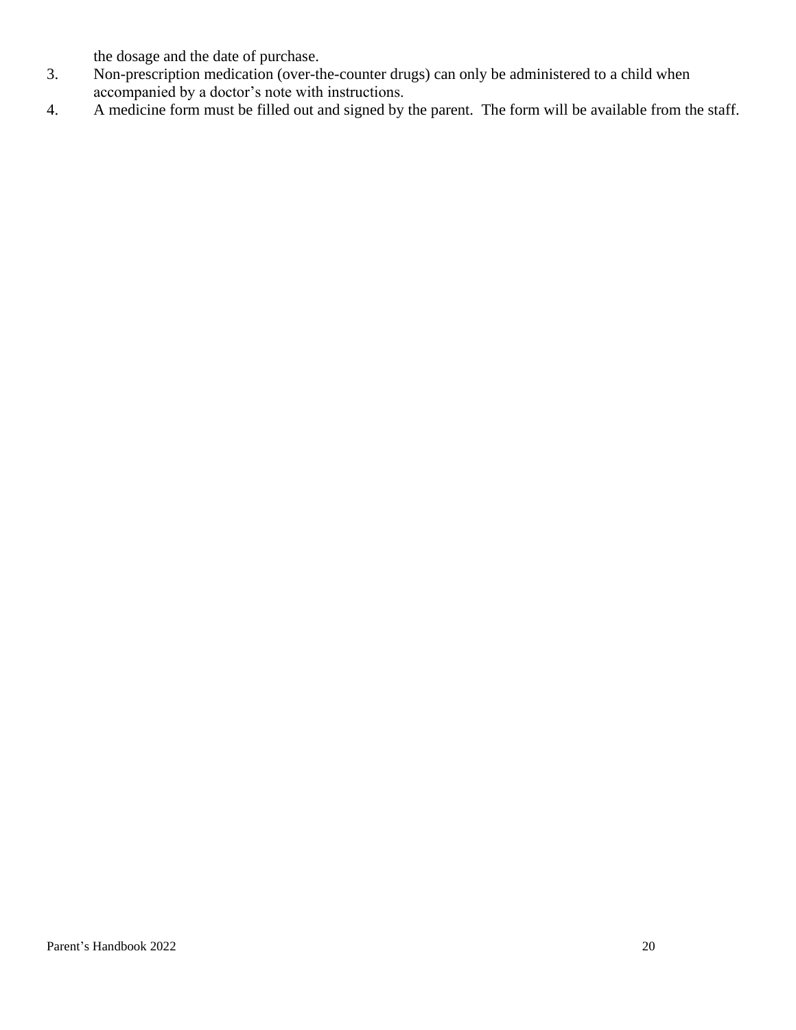the dosage and the date of purchase.

3. Non-prescription medication (over-the-counter drugs) can only be administered to a child when accompanied by a doctor's note with instructions.
4. A medicine form must be filled out and signed by the parent. The form will be available from the staff.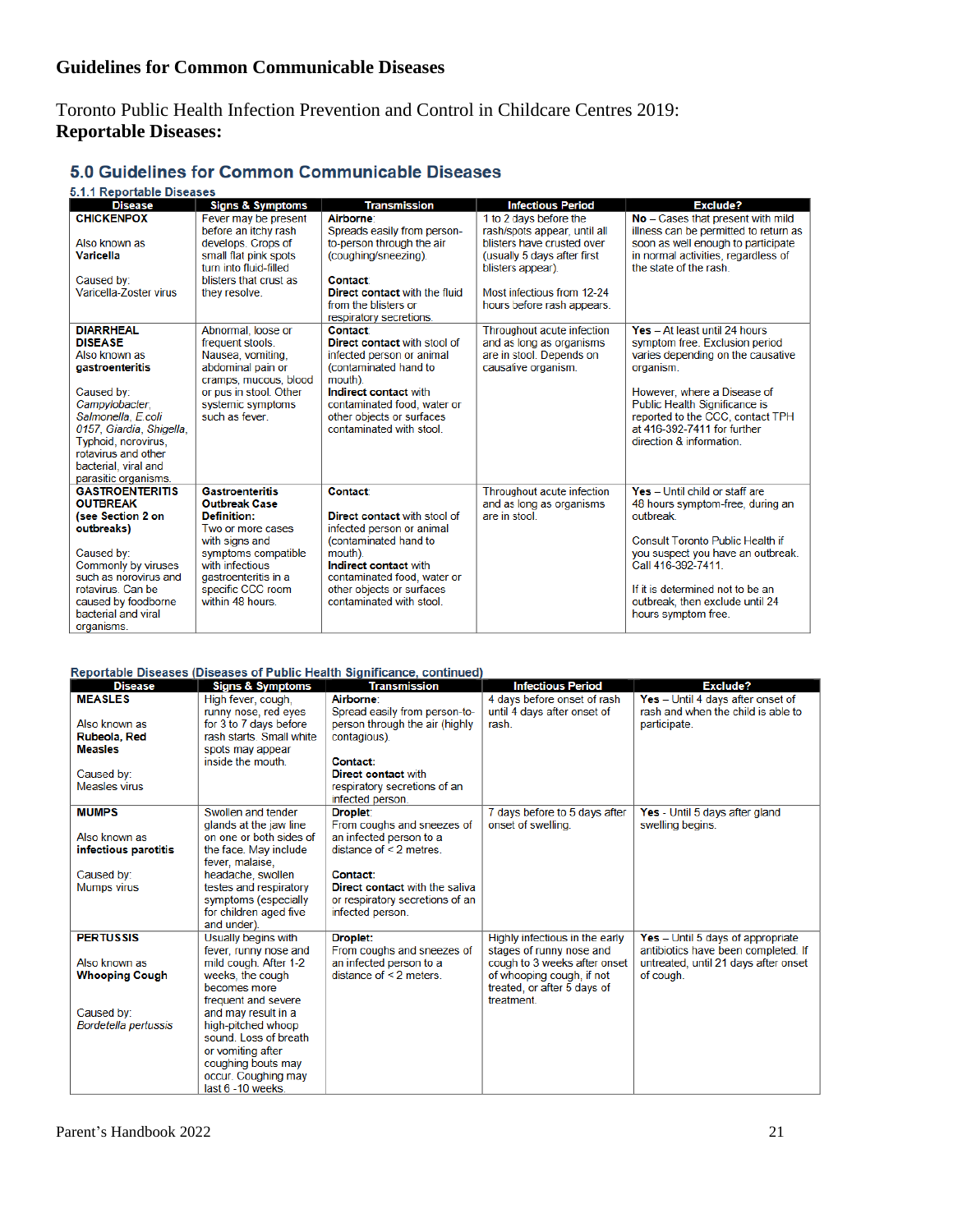## Guidelines for Common Communicable Diseases

Toronto Public Health Infection Prevention and Control in Childcare Centres 2019:
**Reportable Diseases:**

## 5.0 Guidelines for Common Communicable Diseases

### 5.1.1 Reportable Diseases

| Disease | Signs & Symptoms | Transmission | Infectious Period | Exclude? |
|---|---|---|---|---|
| **CHICKENPOX**<br><br>Also known as **Varicella**<br><br>Caused by: Varicella-Zoster virus | Fever may be present before an itchy rash develops. Crops of small flat pink spots turn into fluid-filled blisters that crust as they resolve. | **Airborne**: Spreads easily from person-to-person through the air (coughing/sneezing).<br><br>**Contact**: **Direct contact** with the fluid from the blisters or respiratory secretions. | 1 to 2 days before the rash/spots appear, until all blisters have crusted over (usually 5 days after first blisters appear).<br><br>Most infectious from 12-24 hours before rash appears. | **No** – Cases that present with mild illness can be permitted to return as soon as well enough to participate in normal activities, regardless of the state of the rash. |
| **DIARRHEAL DISEASE**<br>Also known as **gastroenteritis**<br><br>Caused by: *Campylobacter*, *Salmonella*, *E.coli 0157*, *Giardia*, *Shigella*, Typhoid, norovirus, rotavirus and other bacterial, viral and parasitic organisms. | Abnormal, loose or frequent stools. Nausea, vomiting, abdominal pain or cramps, mucous, blood or pus in stool. Other systemic symptoms such as fever. | **Contact**:<br>**Direct contact** with stool of infected person or animal (contaminated hand to mouth).<br>**Indirect contact** with contaminated food, water or other objects or surfaces contaminated with stool. | Throughout acute infection and as long as organisms are in stool. Depends on causative organism. | **Yes** – At least until 24 hours symptom free. Exclusion period varies depending on the causative organism.<br><br>However, where a Disease of Public Health Significance is reported to the CCC, contact TPH at 416-392-7411 for further direction & information. |
| **GASTROENTERITIS OUTBREAK (see Section 2 on outbreaks)**<br><br>Caused by: Commonly by viruses such as norovirus and rotavirus. Can be caused by foodborne bacterial and viral organisms. | **Gastroenteritis Outbreak Case Definition:**<br>Two or more cases with signs and symptoms compatible with infectious gastroenteritis in a specific CCC room within 48 hours. | **Contact**:<br><br>**Direct contact** with stool of infected person or animal (contaminated hand to mouth).<br>**Indirect contact** with contaminated food, water or other objects or surfaces contaminated with stool. | Throughout acute infection and as long as organisms are in stool. | **Yes** – Until child or staff are 48 hours symptom-free, during an outbreak.<br><br>Consult Toronto Public Health if you suspect you have an outbreak. Call 416-392-7411.<br><br>If it is determined not to be an outbreak, then exclude until 24 hours symptom free. |

### Reportable Diseases (Diseases of Public Health Significance, continued)

| Disease | Signs & Symptoms | Transmission | Infectious Period | Exclude? |
|---|---|---|---|---|
| **MEASLES**<br><br>Also known as **Rubeola, Red Measles**<br><br>Caused by: Measles virus | High fever, cough, runny nose, red eyes for 3 to 7 days before rash starts. Small white spots may appear inside the mouth. | **Airborne**: Spread easily from person-to-person through the air (highly contagious).<br><br>**Contact**:<br>**Direct contact** with respiratory secretions of an infected person. | 4 days before onset of rash until 4 days after onset of rash. | **Yes** – Until 4 days after onset of rash and when the child is able to participate. |
| **MUMPS**<br><br>Also known as **infectious parotitis**<br><br>Caused by: Mumps virus | Swollen and tender glands at the jaw line on one or both sides of the face. May include fever, malaise, headache, swollen testes and respiratory symptoms (especially for children aged five and under). | **Droplet**: From coughs and sneezes of an infected person to a distance of < 2 metres.<br><br>**Contact**:<br>**Direct contact** with the saliva or respiratory secretions of an infected person. | 7 days before to 5 days after onset of swelling. | **Yes** - Until 5 days after gland swelling begins. |
| **PERTUSSIS**<br><br>Also known as **Whooping Cough**<br><br>Caused by: *Bordetella pertussis* | Usually begins with fever, runny nose and mild cough. After 1-2 weeks, the cough becomes more frequent and severe and may result in a high-pitched whoop sound. Loss of breath or vomiting after coughing bouts may occur. Coughing may last 6 -10 weeks. | **Droplet:**<br>From coughs and sneezes of an infected person to a distance of < 2 meters. | Highly infectious in the early stages of runny nose and cough to 3 weeks after onset of whooping cough, if not treated, or after 5 days of treatment. | **Yes** – Until 5 days of appropriate antibiotics have been completed. If untreated, until 21 days after onset of cough. |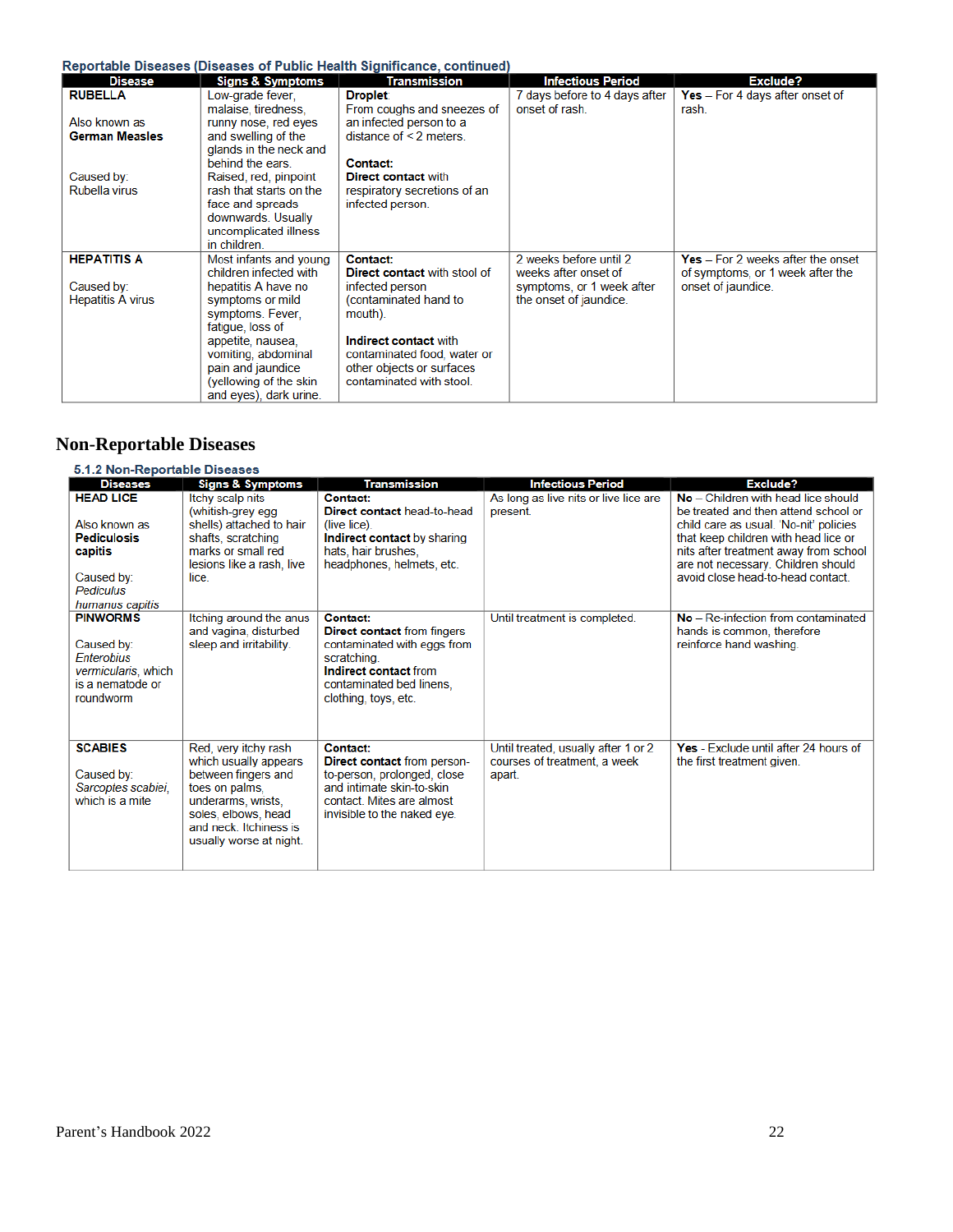Reportable Diseases (Diseases of Public Health Significance, continued)

| Disease | Signs & Symptoms | Transmission | Infectious Period | Exclude? |
|---|---|---|---|---|
| **RUBELLA**<br><br>Also known as **German Measles**<br><br>Caused by: Rubella virus | Low-grade fever, malaise, tiredness, runny nose, red eyes and swelling of the glands in the neck and behind the ears. Raised, red, pinpoint rash that starts on the face and spreads downwards. Usually uncomplicated illness in children. | **Droplet**: From coughs and sneezes of an infected person to a distance of < 2 meters.<br><br>**Contact:** **Direct contact** with respiratory secretions of an infected person. | 7 days before to 4 days after onset of rash. | **Yes** – For 4 days after onset of rash. |
| **HEPATITIS A**<br><br>Caused by: Hepatitis A virus | Most infants and young children infected with hepatitis A have no symptoms or mild symptoms. Fever, fatigue, loss of appetite, nausea, vomiting, abdominal pain and jaundice (yellowing of the skin and eyes), dark urine. | **Contact:** **Direct contact** with stool of infected person (contaminated hand to mouth).<br><br>**Indirect contact** with contaminated food, water or other objects or surfaces contaminated with stool. | 2 weeks before until 2 weeks after onset of symptoms, or 1 week after the onset of jaundice. | **Yes** – For 2 weeks after the onset of symptoms, or 1 week after the onset of jaundice. |

# Non-Reportable Diseases

5.1.2 Non-Reportable Diseases

| Diseases | Signs & Symptoms | Transmission | Infectious Period | Exclude? |
|---|---|---|---|---|
| **HEAD LICE**<br><br>Also known as **Pediculosis capitis**<br><br>Caused by: *Pediculus humanus capitis* | Itchy scalp nits (whitish-grey egg shells) attached to hair shafts, scratching marks or small red lesions like a rash, live lice. | **Contact:** **Direct contact** head-to-head (live lice). **Indirect contact** by sharing hats, hair brushes, headphones, helmets, etc. | As long as live nits or live lice are present. | **No** – Children with head lice should be treated and then attend school or child care as usual. 'No-nit' policies that keep children with head lice or nits after treatment away from school are not necessary. Children should avoid close head-to-head contact. |
| **PINWORMS**<br><br>Caused by: *Enterobius vermicularis*, which is a nematode or roundworm | Itching around the anus and vagina, disturbed sleep and irritability. | **Contact:** **Direct contact** from fingers contaminated with eggs from scratching. **Indirect contact** from contaminated bed linens, clothing, toys, etc. | Until treatment is completed. | **No** – Re-infection from contaminated hands is common, therefore reinforce hand washing. |
| **SCABIES**<br><br>Caused by: *Sarcoptes scabiei*, which is a mite | Red, very itchy rash which usually appears between fingers and toes on palms, underarms, wrists, soles, elbows, head and neck. Itchiness is usually worse at night. | **Contact:** **Direct contact** from person-to-person, prolonged, close and intimate skin-to-skin contact. Mites are almost invisible to the naked eye. | Until treated, usually after 1 or 2 courses of treatment, a week apart. | **Yes** - Exclude until after 24 hours of the first treatment given. |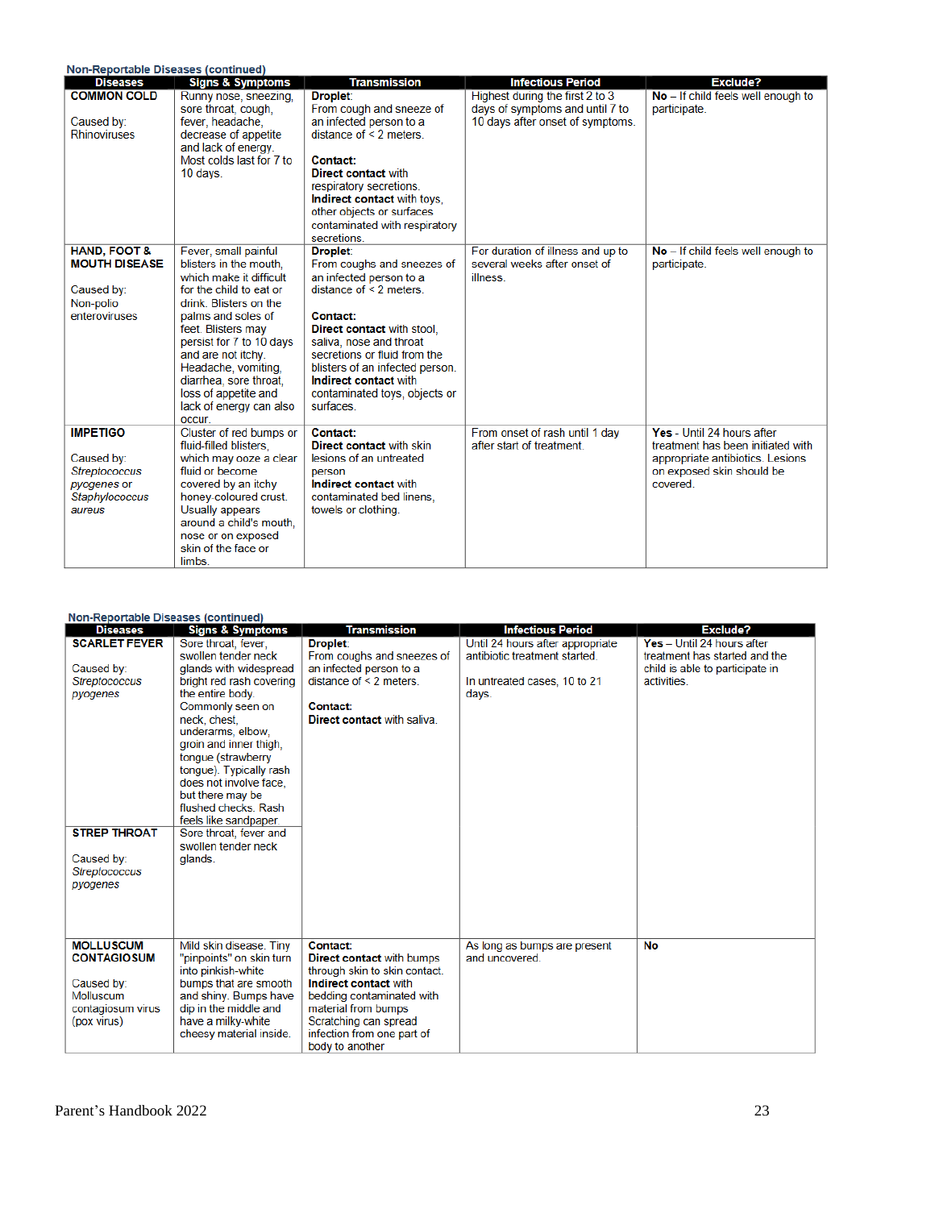Non-Reportable Diseases (continued)

| Diseases | Signs & Symptoms | Transmission | Infectious Period | Exclude? |
|---|---|---|---|---|
| **COMMON COLD**<br><br>Caused by: Rhinoviruses | Runny nose, sneezing, sore throat, cough, fever, headache, decrease of appetite and lack of energy. Most colds last for 7 to 10 days. | **Droplet**:<br>From cough and sneeze of an infected person to a distance of < 2 meters.<br><br>**Contact:**<br>**Direct contact** with respiratory secretions.<br>**Indirect contact** with toys, other objects or surfaces contaminated with respiratory secretions. | Highest during the first 2 to 3 days of symptoms and until 7 to 10 days after onset of symptoms. | **No** – If child feels well enough to participate. |
| **HAND, FOOT & MOUTH DISEASE**<br><br>Caused by: Non-polio enteroviruses | Fever, small painful blisters in the mouth, which make it difficult for the child to eat or drink. Blisters on the palms and soles of feet. Blisters may persist for 7 to 10 days and are not itchy. Headache, vomiting, diarrhea, sore throat, loss of appetite and lack of energy can also occur. | **Droplet**:<br>From coughs and sneezes of an infected person to a distance of < 2 meters.<br><br>**Contact:**<br>**Direct contact** with stool, saliva, nose and throat secretions or fluid from the blisters of an infected person.<br>**Indirect contact** with contaminated toys, objects or surfaces. | For duration of illness and up to several weeks after onset of illness. | **No** – If child feels well enough to participate. |
| **IMPETIGO**<br><br>Caused by: *Streptococcus pyogenes* or *Staphylococcus aureus* | Cluster of red bumps or fluid-filled blisters, which may ooze a clear fluid or become covered by an itchy honey-coloured crust. Usually appears around a child's mouth, nose or on exposed skin of the face or limbs. | **Contact:**<br>**Direct contact** with skin lesions of an untreated person<br>**Indirect contact** with contaminated bed linens, towels or clothing. | From onset of rash until 1 day after start of treatment. | **Yes** - Until 24 hours after treatment has been initiated with appropriate antibiotics. Lesions on exposed skin should be covered. |

Non-Reportable Diseases (continued)

| Diseases | Signs & Symptoms | Transmission | Infectious Period | Exclude? |
|---|---|---|---|---|
| **SCARLET FEVER**<br><br>Caused by: *Streptococcus pyogenes* | Sore throat, fever, swollen tender neck glands with widespread bright red rash covering the entire body. Commonly seen on neck, chest, underarms, elbow, groin and inner thigh, tongue (strawberry tongue). Typically rash does not involve face, but there may be flushed checks. Rash feels like sandpaper | **Droplet**:<br>From coughs and sneezes of an infected person to a distance of < 2 meters.<br><br>**Contact:**<br>**Direct contact** with saliva. | Until 24 hours after appropriate antibiotic treatment started.<br><br>In untreated cases, 10 to 21 days. | **Yes** – Until 24 hours after treatment has started and the child is able to participate in activities. |
| **STREP THROAT**<br><br>Caused by: *Streptococcus pyogenes* | Sore throat, fever and swollen tender neck glands. | | | |
| **MOLLUSCUM CONTAGIOSUM**<br><br>Caused by: Molluscum contagiosum virus (pox virus) | Mild skin disease. Tiny "pinpoints" on skin turn into pinkish-white bumps that are smooth and shiny. Bumps have dip in the middle and have a milky-white cheesy material inside. | **Contact:**<br>**Direct contact** with bumps through skin to skin contact.<br>**Indirect contact** with bedding contaminated with material from bumps<br>Scratching can spread infection from one part of body to another | As long as bumps are present and uncovered. | **No** |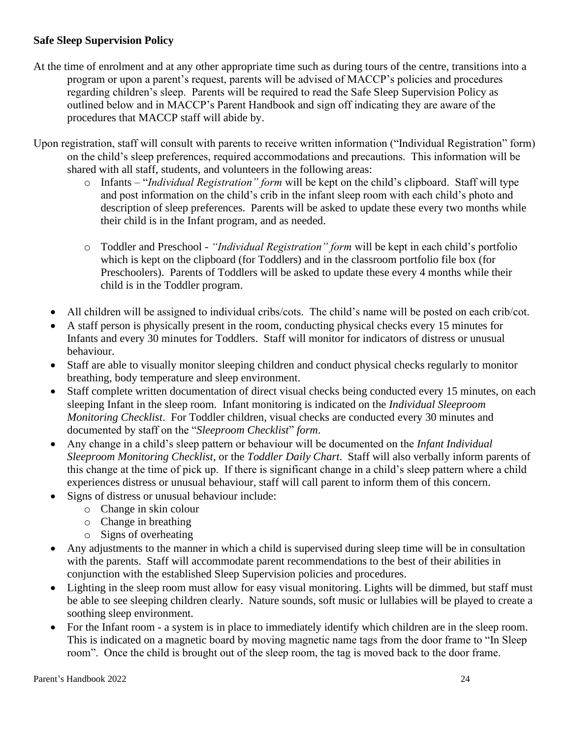**Safe Sleep Supervision Policy**

At the time of enrolment and at any other appropriate time such as during tours of the centre, transitions into a program or upon a parent's request, parents will be advised of MACCP's policies and procedures regarding children's sleep. Parents will be required to read the Safe Sleep Supervision Policy as outlined below and in MACCP's Parent Handbook and sign off indicating they are aware of the procedures that MACCP staff will abide by.

Upon registration, staff will consult with parents to receive written information ("Individual Registration" form) on the child's sleep preferences, required accommodations and precautions. This information will be shared with all staff, students, and volunteers in the following areas:

- Infants – "*Individual Registration" form* will be kept on the child's clipboard. Staff will type and post information on the child's crib in the infant sleep room with each child's photo and description of sleep preferences. Parents will be asked to update these every two months while their child is in the Infant program, and as needed.
- Toddler and Preschool - *"Individual Registration" form* will be kept in each child's portfolio which is kept on the clipboard (for Toddlers) and in the classroom portfolio file box (for Preschoolers). Parents of Toddlers will be asked to update these every 4 months while their child is in the Toddler program.

- All children will be assigned to individual cribs/cots. The child's name will be posted on each crib/cot.
- A staff person is physically present in the room, conducting physical checks every 15 minutes for Infants and every 30 minutes for Toddlers. Staff will monitor for indicators of distress or unusual behaviour.
- Staff are able to visually monitor sleeping children and conduct physical checks regularly to monitor breathing, body temperature and sleep environment.
- Staff complete written documentation of direct visual checks being conducted every 15 minutes, on each sleeping Infant in the sleep room. Infant monitoring is indicated on the *Individual Sleeproom Monitoring Checklist*. For Toddler children, visual checks are conducted every 30 minutes and documented by staff on the "*Sleeproom Checklist*" *form*.
- Any change in a child's sleep pattern or behaviour will be documented on the *Infant Individual Sleeproom Monitoring Checklist*, or the *Toddler Daily Chart*. Staff will also verbally inform parents of this change at the time of pick up. If there is significant change in a child's sleep pattern where a child experiences distress or unusual behaviour, staff will call parent to inform them of this concern.
- Signs of distress or unusual behaviour include:
  - Change in skin colour
  - Change in breathing
  - Signs of overheating
- Any adjustments to the manner in which a child is supervised during sleep time will be in consultation with the parents. Staff will accommodate parent recommendations to the best of their abilities in conjunction with the established Sleep Supervision policies and procedures.
- Lighting in the sleep room must allow for easy visual monitoring. Lights will be dimmed, but staff must be able to see sleeping children clearly. Nature sounds, soft music or lullabies will be played to create a soothing sleep environment.
- For the Infant room - a system is in place to immediately identify which children are in the sleep room. This is indicated on a magnetic board by moving magnetic name tags from the door frame to "In Sleep room". Once the child is brought out of the sleep room, the tag is moved back to the door frame.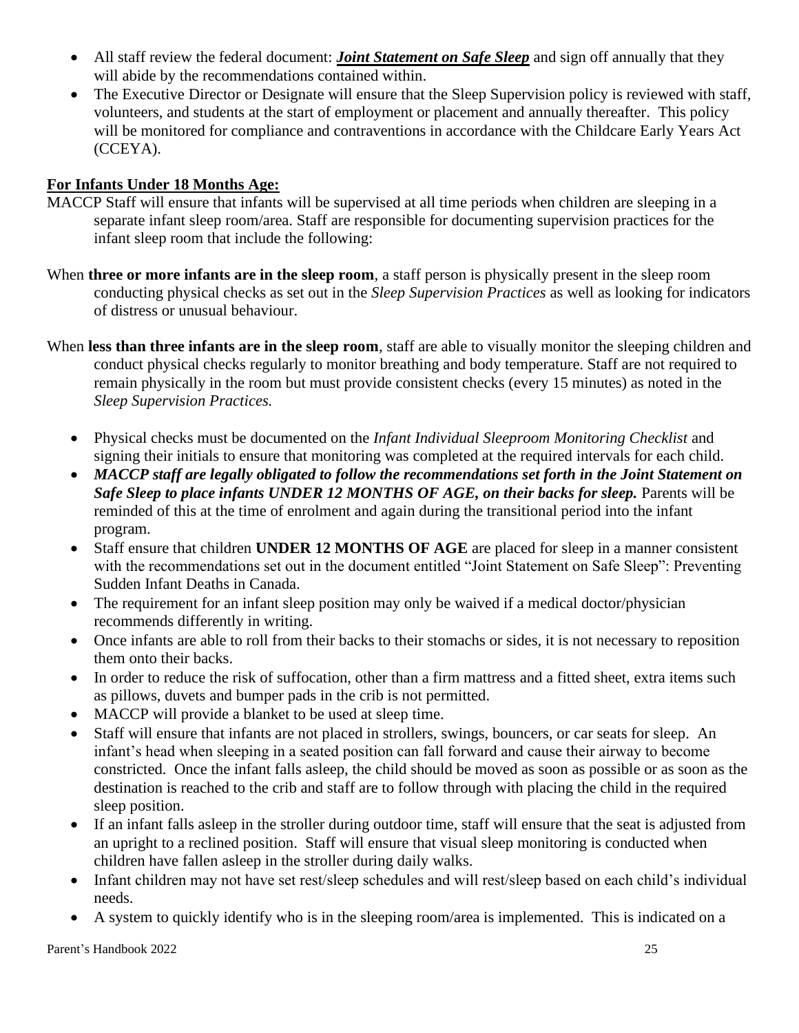- All staff review the federal document: ***Joint Statement on Safe Sleep*** and sign off annually that they will abide by the recommendations contained within.
- The Executive Director or Designate will ensure that the Sleep Supervision policy is reviewed with staff, volunteers, and students at the start of employment or placement and annually thereafter. This policy will be monitored for compliance and contraventions in accordance with the Childcare Early Years Act (CCEYA).

**For Infants Under 18 Months Age:**

MACCP Staff will ensure that infants will be supervised at all time periods when children are sleeping in a separate infant sleep room/area. Staff are responsible for documenting supervision practices for the infant sleep room that include the following:

When **three or more infants are in the sleep room**, a staff person is physically present in the sleep room conducting physical checks as set out in the *Sleep Supervision Practices* as well as looking for indicators of distress or unusual behaviour.

When **less than three infants are in the sleep room**, staff are able to visually monitor the sleeping children and conduct physical checks regularly to monitor breathing and body temperature. Staff are not required to remain physically in the room but must provide consistent checks (every 15 minutes) as noted in the *Sleep Supervision Practices.*

- Physical checks must be documented on the *Infant Individual Sleeproom Monitoring Checklist* and signing their initials to ensure that monitoring was completed at the required intervals for each child.
- ***MACCP staff are legally obligated to follow the recommendations set forth in the Joint Statement on Safe Sleep to place infants UNDER 12 MONTHS OF AGE, on their backs for sleep.*** Parents will be reminded of this at the time of enrolment and again during the transitional period into the infant program.
- Staff ensure that children **UNDER 12 MONTHS OF AGE** are placed for sleep in a manner consistent with the recommendations set out in the document entitled "Joint Statement on Safe Sleep": Preventing Sudden Infant Deaths in Canada.
- The requirement for an infant sleep position may only be waived if a medical doctor/physician recommends differently in writing.
- Once infants are able to roll from their backs to their stomachs or sides, it is not necessary to reposition them onto their backs.
- In order to reduce the risk of suffocation, other than a firm mattress and a fitted sheet, extra items such as pillows, duvets and bumper pads in the crib is not permitted.
- MACCP will provide a blanket to be used at sleep time.
- Staff will ensure that infants are not placed in strollers, swings, bouncers, or car seats for sleep. An infant's head when sleeping in a seated position can fall forward and cause their airway to become constricted. Once the infant falls asleep, the child should be moved as soon as possible or as soon as the destination is reached to the crib and staff are to follow through with placing the child in the required sleep position.
- If an infant falls asleep in the stroller during outdoor time, staff will ensure that the seat is adjusted from an upright to a reclined position. Staff will ensure that visual sleep monitoring is conducted when children have fallen asleep in the stroller during daily walks.
- Infant children may not have set rest/sleep schedules and will rest/sleep based on each child's individual needs.
- A system to quickly identify who is in the sleeping room/area is implemented. This is indicated on a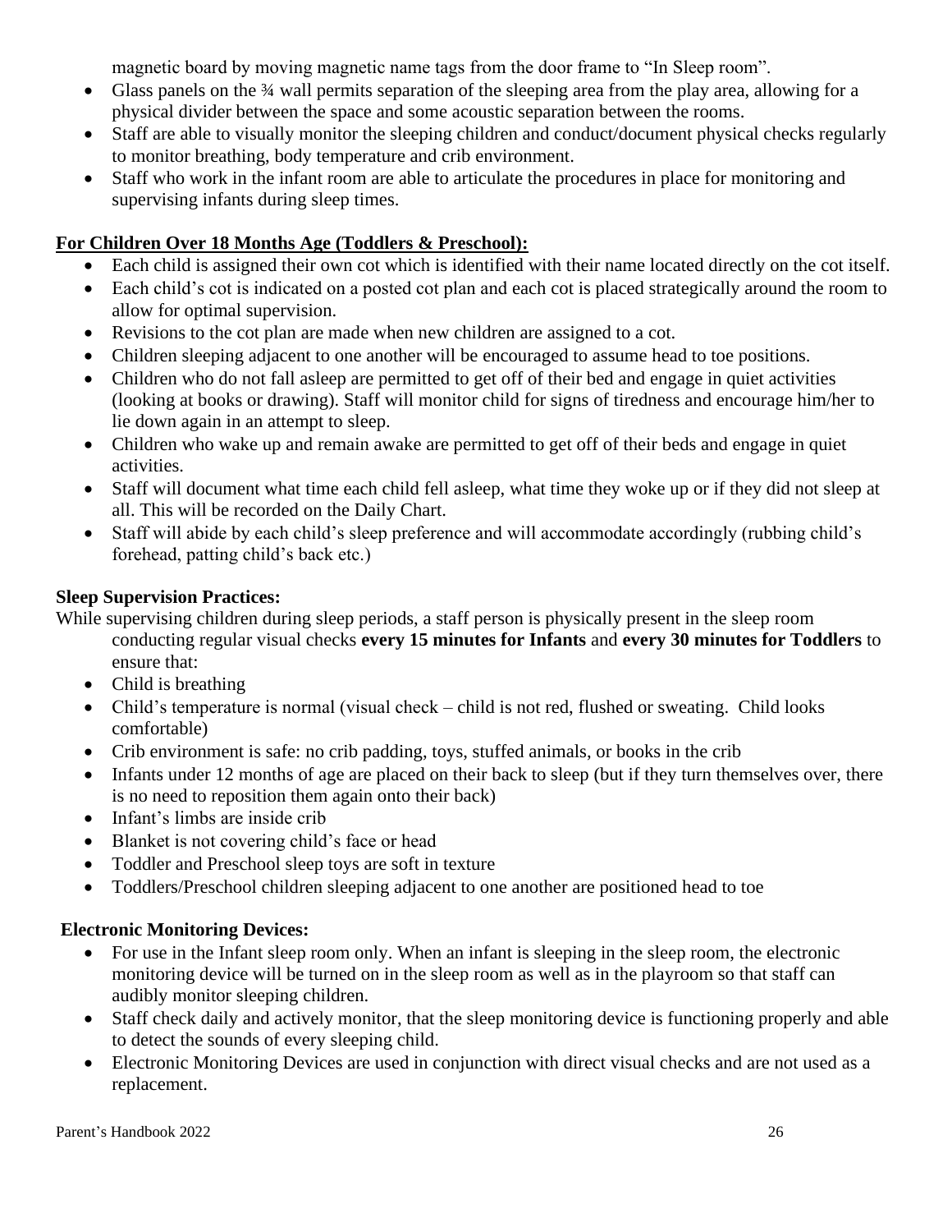magnetic board by moving magnetic name tags from the door frame to "In Sleep room".

- Glass panels on the ¾ wall permits separation of the sleeping area from the play area, allowing for a physical divider between the space and some acoustic separation between the rooms.
- Staff are able to visually monitor the sleeping children and conduct/document physical checks regularly to monitor breathing, body temperature and crib environment.
- Staff who work in the infant room are able to articulate the procedures in place for monitoring and supervising infants during sleep times.

**For Children Over 18 Months Age (Toddlers & Preschool):**

- Each child is assigned their own cot which is identified with their name located directly on the cot itself.
- Each child's cot is indicated on a posted cot plan and each cot is placed strategically around the room to allow for optimal supervision.
- Revisions to the cot plan are made when new children are assigned to a cot.
- Children sleeping adjacent to one another will be encouraged to assume head to toe positions.
- Children who do not fall asleep are permitted to get off of their bed and engage in quiet activities (looking at books or drawing). Staff will monitor child for signs of tiredness and encourage him/her to lie down again in an attempt to sleep.
- Children who wake up and remain awake are permitted to get off of their beds and engage in quiet activities.
- Staff will document what time each child fell asleep, what time they woke up or if they did not sleep at all. This will be recorded on the Daily Chart.
- Staff will abide by each child's sleep preference and will accommodate accordingly (rubbing child's forehead, patting child's back etc.)

**Sleep Supervision Practices:**

While supervising children during sleep periods, a staff person is physically present in the sleep room conducting regular visual checks **every 15 minutes for Infants** and **every 30 minutes for Toddlers** to ensure that:

- Child is breathing
- Child's temperature is normal (visual check – child is not red, flushed or sweating. Child looks comfortable)
- Crib environment is safe: no crib padding, toys, stuffed animals, or books in the crib
- Infants under 12 months of age are placed on their back to sleep (but if they turn themselves over, there is no need to reposition them again onto their back)
- Infant's limbs are inside crib
- Blanket is not covering child's face or head
- Toddler and Preschool sleep toys are soft in texture
- Toddlers/Preschool children sleeping adjacent to one another are positioned head to toe

**Electronic Monitoring Devices:**

- For use in the Infant sleep room only. When an infant is sleeping in the sleep room, the electronic monitoring device will be turned on in the sleep room as well as in the playroom so that staff can audibly monitor sleeping children.
- Staff check daily and actively monitor, that the sleep monitoring device is functioning properly and able to detect the sounds of every sleeping child.
- Electronic Monitoring Devices are used in conjunction with direct visual checks and are not used as a replacement.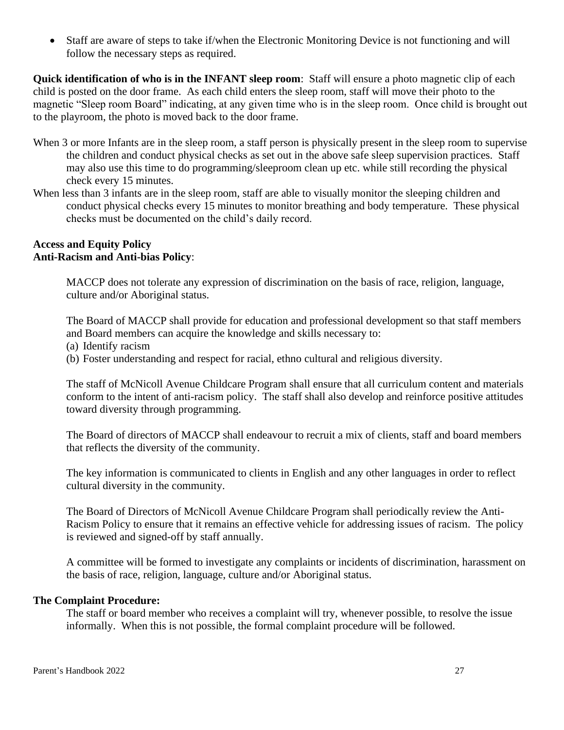- Staff are aware of steps to take if/when the Electronic Monitoring Device is not functioning and will follow the necessary steps as required.

**Quick identification of who is in the INFANT sleep room**: Staff will ensure a photo magnetic clip of each child is posted on the door frame. As each child enters the sleep room, staff will move their photo to the magnetic "Sleep room Board" indicating, at any given time who is in the sleep room. Once child is brought out to the playroom, the photo is moved back to the door frame.

When 3 or more Infants are in the sleep room, a staff person is physically present in the sleep room to supervise the children and conduct physical checks as set out in the above safe sleep supervision practices. Staff may also use this time to do programming/sleeproom clean up etc. while still recording the physical check every 15 minutes.

When less than 3 infants are in the sleep room, staff are able to visually monitor the sleeping children and conduct physical checks every 15 minutes to monitor breathing and body temperature. These physical checks must be documented on the child's daily record.

**Access and Equity Policy**
**Anti-Racism and Anti-bias Policy**:

MACCP does not tolerate any expression of discrimination on the basis of race, religion, language, culture and/or Aboriginal status.

The Board of MACCP shall provide for education and professional development so that staff members and Board members can acquire the knowledge and skills necessary to:
(a) Identify racism
(b) Foster understanding and respect for racial, ethno cultural and religious diversity.

The staff of McNicoll Avenue Childcare Program shall ensure that all curriculum content and materials conform to the intent of anti-racism policy. The staff shall also develop and reinforce positive attitudes toward diversity through programming.

The Board of directors of MACCP shall endeavour to recruit a mix of clients, staff and board members that reflects the diversity of the community.

The key information is communicated to clients in English and any other languages in order to reflect cultural diversity in the community.

The Board of Directors of McNicoll Avenue Childcare Program shall periodically review the Anti-Racism Policy to ensure that it remains an effective vehicle for addressing issues of racism. The policy is reviewed and signed-off by staff annually.

A committee will be formed to investigate any complaints or incidents of discrimination, harassment on the basis of race, religion, language, culture and/or Aboriginal status.

**The Complaint Procedure:**

The staff or board member who receives a complaint will try, whenever possible, to resolve the issue informally. When this is not possible, the formal complaint procedure will be followed.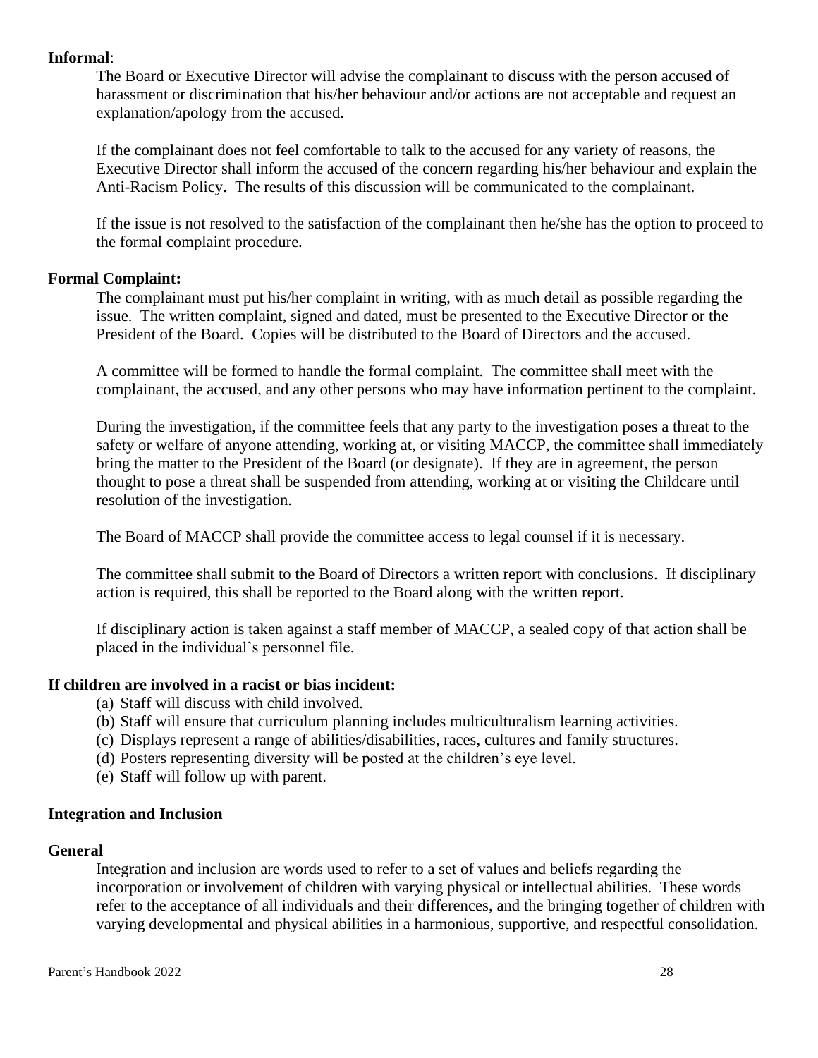**Informal**:

The Board or Executive Director will advise the complainant to discuss with the person accused of harassment or discrimination that his/her behaviour and/or actions are not acceptable and request an explanation/apology from the accused.

If the complainant does not feel comfortable to talk to the accused for any variety of reasons, the Executive Director shall inform the accused of the concern regarding his/her behaviour and explain the Anti-Racism Policy. The results of this discussion will be communicated to the complainant.

If the issue is not resolved to the satisfaction of the complainant then he/she has the option to proceed to the formal complaint procedure.

**Formal Complaint:**

The complainant must put his/her complaint in writing, with as much detail as possible regarding the issue. The written complaint, signed and dated, must be presented to the Executive Director or the President of the Board. Copies will be distributed to the Board of Directors and the accused.

A committee will be formed to handle the formal complaint. The committee shall meet with the complainant, the accused, and any other persons who may have information pertinent to the complaint.

During the investigation, if the committee feels that any party to the investigation poses a threat to the safety or welfare of anyone attending, working at, or visiting MACCP, the committee shall immediately bring the matter to the President of the Board (or designate). If they are in agreement, the person thought to pose a threat shall be suspended from attending, working at or visiting the Childcare until resolution of the investigation.

The Board of MACCP shall provide the committee access to legal counsel if it is necessary.

The committee shall submit to the Board of Directors a written report with conclusions. If disciplinary action is required, this shall be reported to the Board along with the written report.

If disciplinary action is taken against a staff member of MACCP, a sealed copy of that action shall be placed in the individual's personnel file.

**If children are involved in a racist or bias incident:**

(a) Staff will discuss with child involved.
(b) Staff will ensure that curriculum planning includes multiculturalism learning activities.
(c) Displays represent a range of abilities/disabilities, races, cultures and family structures.
(d) Posters representing diversity will be posted at the children's eye level.
(e) Staff will follow up with parent.

**Integration and Inclusion**

**General**

Integration and inclusion are words used to refer to a set of values and beliefs regarding the incorporation or involvement of children with varying physical or intellectual abilities. These words refer to the acceptance of all individuals and their differences, and the bringing together of children with varying developmental and physical abilities in a harmonious, supportive, and respectful consolidation.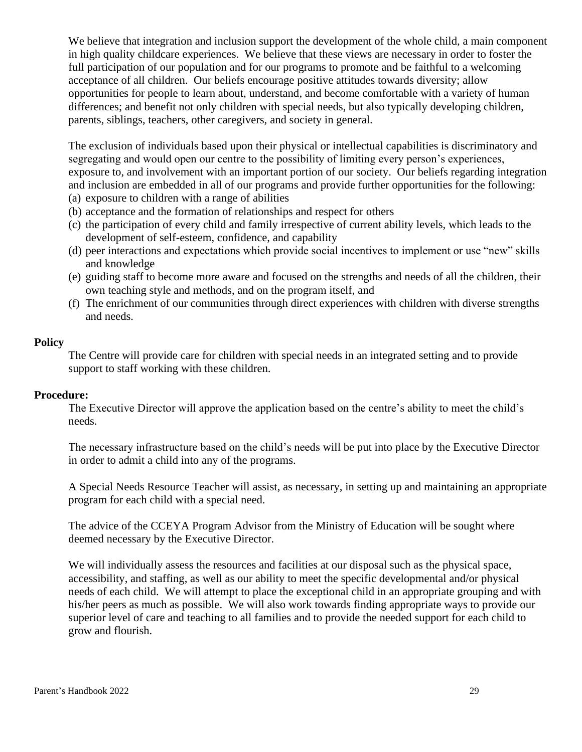We believe that integration and inclusion support the development of the whole child, a main component in high quality childcare experiences. We believe that these views are necessary in order to foster the full participation of our population and for our programs to promote and be faithful to a welcoming acceptance of all children. Our beliefs encourage positive attitudes towards diversity; allow opportunities for people to learn about, understand, and become comfortable with a variety of human differences; and benefit not only children with special needs, but also typically developing children, parents, siblings, teachers, other caregivers, and society in general.

The exclusion of individuals based upon their physical or intellectual capabilities is discriminatory and segregating and would open our centre to the possibility of limiting every person's experiences, exposure to, and involvement with an important portion of our society. Our beliefs regarding integration and inclusion are embedded in all of our programs and provide further opportunities for the following:

(a) exposure to children with a range of abilities
(b) acceptance and the formation of relationships and respect for others
(c) the participation of every child and family irrespective of current ability levels, which leads to the development of self-esteem, confidence, and capability
(d) peer interactions and expectations which provide social incentives to implement or use "new" skills and knowledge
(e) guiding staff to become more aware and focused on the strengths and needs of all the children, their own teaching style and methods, and on the program itself, and
(f) The enrichment of our communities through direct experiences with children with diverse strengths and needs.

**Policy**

The Centre will provide care for children with special needs in an integrated setting and to provide support to staff working with these children.

**Procedure:**

The Executive Director will approve the application based on the centre's ability to meet the child's needs.

The necessary infrastructure based on the child's needs will be put into place by the Executive Director in order to admit a child into any of the programs.

A Special Needs Resource Teacher will assist, as necessary, in setting up and maintaining an appropriate program for each child with a special need.

The advice of the CCEYA Program Advisor from the Ministry of Education will be sought where deemed necessary by the Executive Director.

We will individually assess the resources and facilities at our disposal such as the physical space, accessibility, and staffing, as well as our ability to meet the specific developmental and/or physical needs of each child. We will attempt to place the exceptional child in an appropriate grouping and with his/her peers as much as possible. We will also work towards finding appropriate ways to provide our superior level of care and teaching to all families and to provide the needed support for each child to grow and flourish.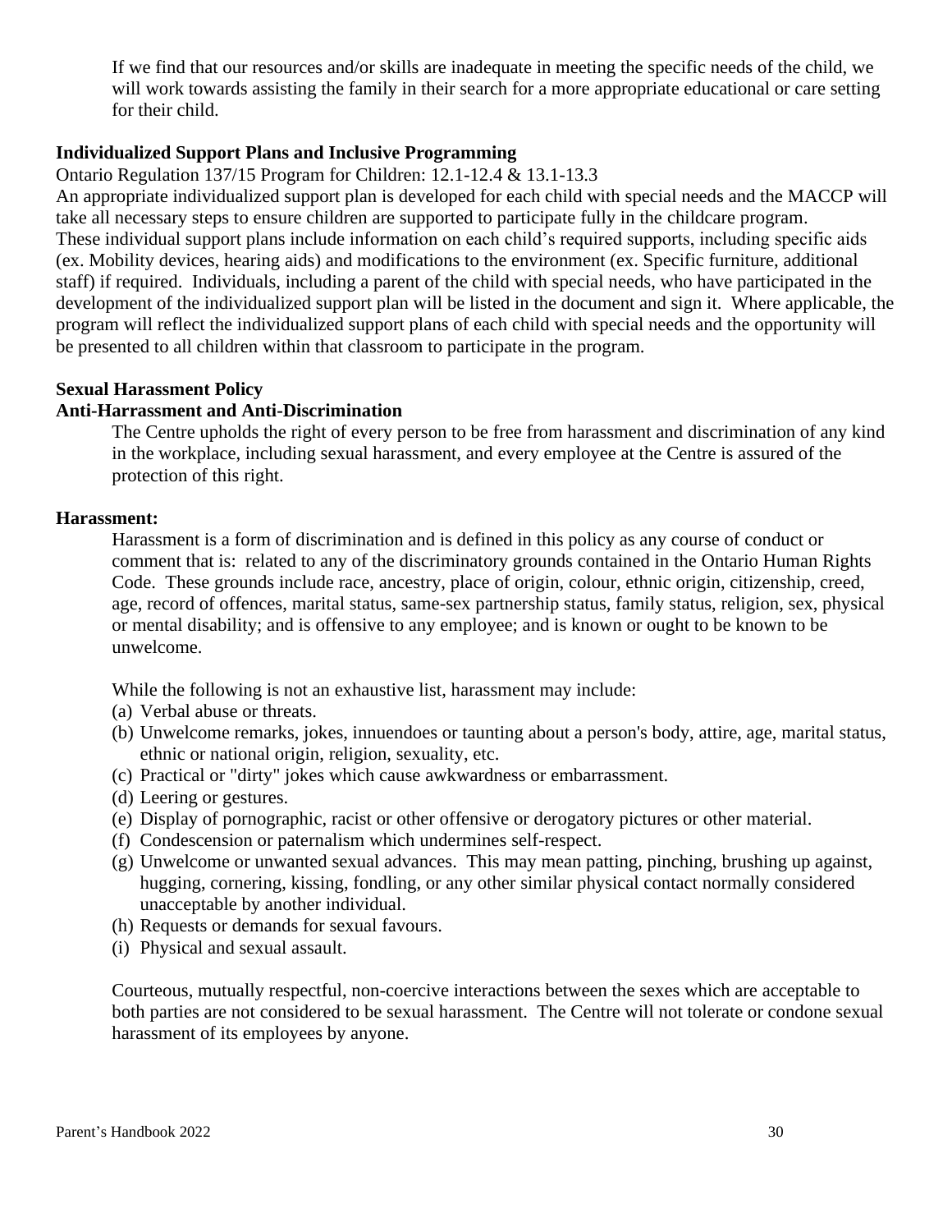If we find that our resources and/or skills are inadequate in meeting the specific needs of the child, we will work towards assisting the family in their search for a more appropriate educational or care setting for their child.

**Individualized Support Plans and Inclusive Programming**

Ontario Regulation 137/15 Program for Children: 12.1-12.4 & 13.1-13.3

An appropriate individualized support plan is developed for each child with special needs and the MACCP will take all necessary steps to ensure children are supported to participate fully in the childcare program. These individual support plans include information on each child's required supports, including specific aids (ex. Mobility devices, hearing aids) and modifications to the environment (ex. Specific furniture, additional staff) if required. Individuals, including a parent of the child with special needs, who have participated in the development of the individualized support plan will be listed in the document and sign it. Where applicable, the program will reflect the individualized support plans of each child with special needs and the opportunity will be presented to all children within that classroom to participate in the program.

**Sexual Harassment Policy**

**Anti-Harrassment and Anti-Discrimination**

The Centre upholds the right of every person to be free from harassment and discrimination of any kind in the workplace, including sexual harassment, and every employee at the Centre is assured of the protection of this right.

**Harassment:**

Harassment is a form of discrimination and is defined in this policy as any course of conduct or comment that is: related to any of the discriminatory grounds contained in the Ontario Human Rights Code. These grounds include race, ancestry, place of origin, colour, ethnic origin, citizenship, creed, age, record of offences, marital status, same-sex partnership status, family status, religion, sex, physical or mental disability; and is offensive to any employee; and is known or ought to be known to be unwelcome.

While the following is not an exhaustive list, harassment may include:

(a) Verbal abuse or threats.
(b) Unwelcome remarks, jokes, innuendoes or taunting about a person's body, attire, age, marital status, ethnic or national origin, religion, sexuality, etc.
(c) Practical or "dirty" jokes which cause awkwardness or embarrassment.
(d) Leering or gestures.
(e) Display of pornographic, racist or other offensive or derogatory pictures or other material.
(f) Condescension or paternalism which undermines self-respect.
(g) Unwelcome or unwanted sexual advances. This may mean patting, pinching, brushing up against, hugging, cornering, kissing, fondling, or any other similar physical contact normally considered unacceptable by another individual.
(h) Requests or demands for sexual favours.
(i) Physical and sexual assault.

Courteous, mutually respectful, non-coercive interactions between the sexes which are acceptable to both parties are not considered to be sexual harassment. The Centre will not tolerate or condone sexual harassment of its employees by anyone.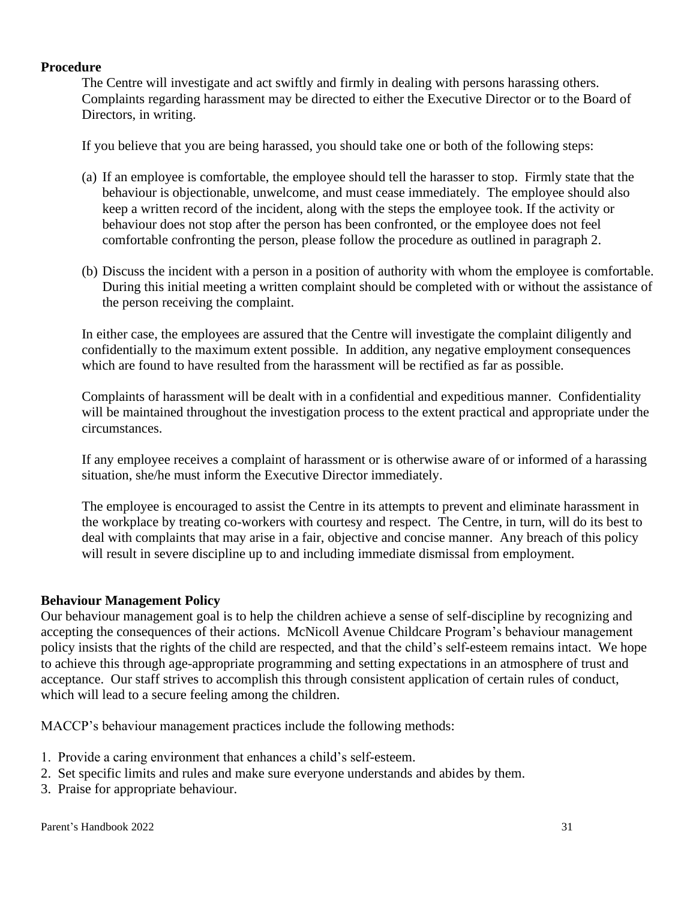**Procedure**

The Centre will investigate and act swiftly and firmly in dealing with persons harassing others. Complaints regarding harassment may be directed to either the Executive Director or to the Board of Directors, in writing.

If you believe that you are being harassed, you should take one or both of the following steps:

(a) If an employee is comfortable, the employee should tell the harasser to stop. Firmly state that the behaviour is objectionable, unwelcome, and must cease immediately. The employee should also keep a written record of the incident, along with the steps the employee took. If the activity or behaviour does not stop after the person has been confronted, or the employee does not feel comfortable confronting the person, please follow the procedure as outlined in paragraph 2.

(b) Discuss the incident with a person in a position of authority with whom the employee is comfortable. During this initial meeting a written complaint should be completed with or without the assistance of the person receiving the complaint.

In either case, the employees are assured that the Centre will investigate the complaint diligently and confidentially to the maximum extent possible. In addition, any negative employment consequences which are found to have resulted from the harassment will be rectified as far as possible.

Complaints of harassment will be dealt with in a confidential and expeditious manner. Confidentiality will be maintained throughout the investigation process to the extent practical and appropriate under the circumstances.

If any employee receives a complaint of harassment or is otherwise aware of or informed of a harassing situation, she/he must inform the Executive Director immediately.

The employee is encouraged to assist the Centre in its attempts to prevent and eliminate harassment in the workplace by treating co-workers with courtesy and respect. The Centre, in turn, will do its best to deal with complaints that may arise in a fair, objective and concise manner. Any breach of this policy will result in severe discipline up to and including immediate dismissal from employment.

**Behaviour Management Policy**

Our behaviour management goal is to help the children achieve a sense of self-discipline by recognizing and accepting the consequences of their actions. McNicoll Avenue Childcare Program's behaviour management policy insists that the rights of the child are respected, and that the child's self-esteem remains intact. We hope to achieve this through age-appropriate programming and setting expectations in an atmosphere of trust and acceptance. Our staff strives to accomplish this through consistent application of certain rules of conduct, which will lead to a secure feeling among the children.

MACCP's behaviour management practices include the following methods:

1. Provide a caring environment that enhances a child's self-esteem.
2. Set specific limits and rules and make sure everyone understands and abides by them.
3. Praise for appropriate behaviour.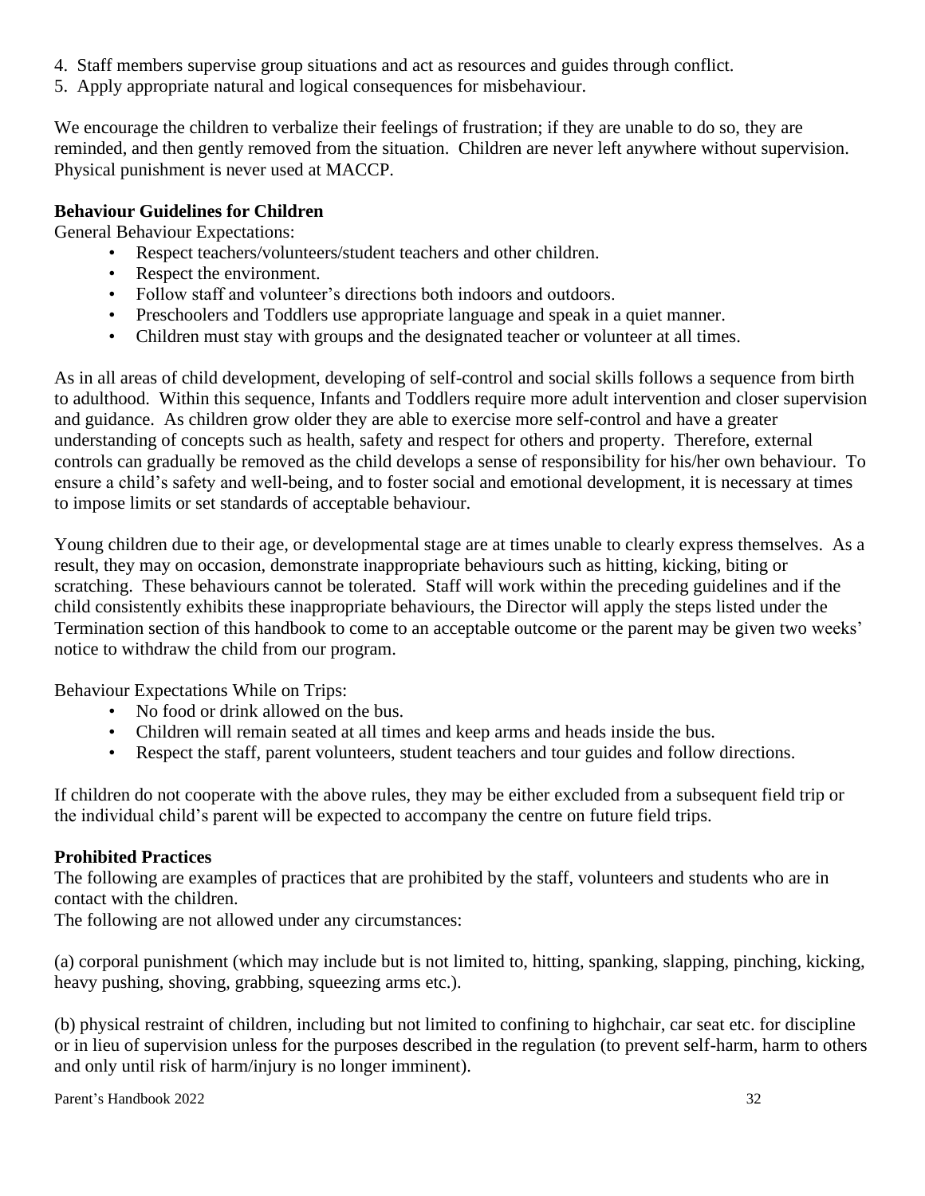4. Staff members supervise group situations and act as resources and guides through conflict.
5. Apply appropriate natural and logical consequences for misbehaviour.

We encourage the children to verbalize their feelings of frustration; if they are unable to do so, they are reminded, and then gently removed from the situation. Children are never left anywhere without supervision. Physical punishment is never used at MACCP.

**Behaviour Guidelines for Children**

General Behaviour Expectations:

- Respect teachers/volunteers/student teachers and other children.
- Respect the environment.
- Follow staff and volunteer's directions both indoors and outdoors.
- Preschoolers and Toddlers use appropriate language and speak in a quiet manner.
- Children must stay with groups and the designated teacher or volunteer at all times.

As in all areas of child development, developing of self-control and social skills follows a sequence from birth to adulthood. Within this sequence, Infants and Toddlers require more adult intervention and closer supervision and guidance. As children grow older they are able to exercise more self-control and have a greater understanding of concepts such as health, safety and respect for others and property. Therefore, external controls can gradually be removed as the child develops a sense of responsibility for his/her own behaviour. To ensure a child's safety and well-being, and to foster social and emotional development, it is necessary at times to impose limits or set standards of acceptable behaviour.

Young children due to their age, or developmental stage are at times unable to clearly express themselves. As a result, they may on occasion, demonstrate inappropriate behaviours such as hitting, kicking, biting or scratching. These behaviours cannot be tolerated. Staff will work within the preceding guidelines and if the child consistently exhibits these inappropriate behaviours, the Director will apply the steps listed under the Termination section of this handbook to come to an acceptable outcome or the parent may be given two weeks' notice to withdraw the child from our program.

Behaviour Expectations While on Trips:

- No food or drink allowed on the bus.
- Children will remain seated at all times and keep arms and heads inside the bus.
- Respect the staff, parent volunteers, student teachers and tour guides and follow directions.

If children do not cooperate with the above rules, they may be either excluded from a subsequent field trip or the individual child's parent will be expected to accompany the centre on future field trips.

**Prohibited Practices**

The following are examples of practices that are prohibited by the staff, volunteers and students who are in contact with the children.

The following are not allowed under any circumstances:

(a) corporal punishment (which may include but is not limited to, hitting, spanking, slapping, pinching, kicking, heavy pushing, shoving, grabbing, squeezing arms etc.).

(b) physical restraint of children, including but not limited to confining to highchair, car seat etc. for discipline or in lieu of supervision unless for the purposes described in the regulation (to prevent self-harm, harm to others and only until risk of harm/injury is no longer imminent).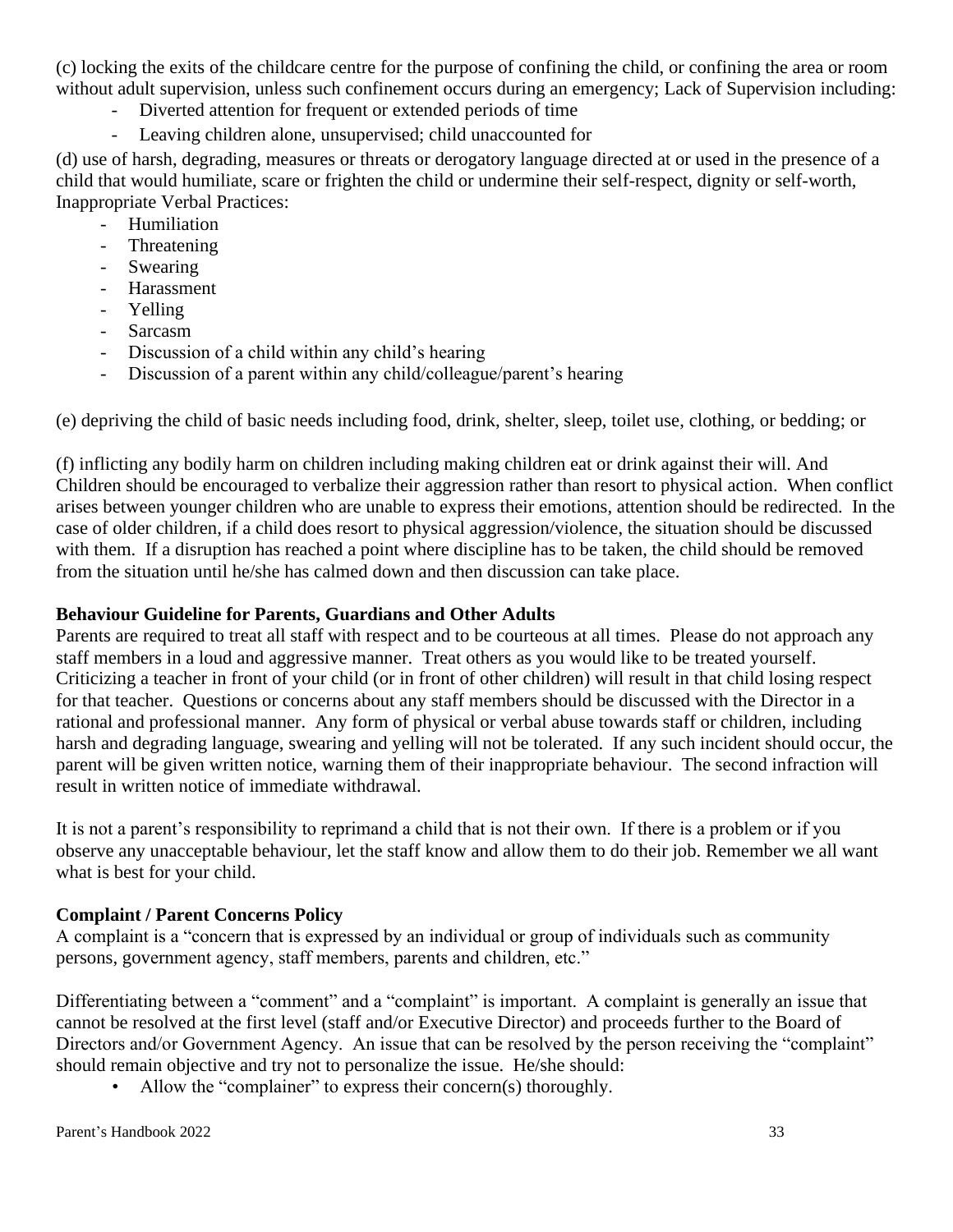(c) locking the exits of the childcare centre for the purpose of confining the child, or confining the area or room without adult supervision, unless such confinement occurs during an emergency; Lack of Supervision including:

- Diverted attention for frequent or extended periods of time
- Leaving children alone, unsupervised; child unaccounted for

(d) use of harsh, degrading, measures or threats or derogatory language directed at or used in the presence of a child that would humiliate, scare or frighten the child or undermine their self-respect, dignity or self-worth, Inappropriate Verbal Practices:

- Humiliation
- Threatening
- Swearing
- Harassment
- Yelling
- Sarcasm
- Discussion of a child within any child's hearing
- Discussion of a parent within any child/colleague/parent's hearing

(e) depriving the child of basic needs including food, drink, shelter, sleep, toilet use, clothing, or bedding; or

(f) inflicting any bodily harm on children including making children eat or drink against their will. And Children should be encouraged to verbalize their aggression rather than resort to physical action. When conflict arises between younger children who are unable to express their emotions, attention should be redirected. In the case of older children, if a child does resort to physical aggression/violence, the situation should be discussed with them. If a disruption has reached a point where discipline has to be taken, the child should be removed from the situation until he/she has calmed down and then discussion can take place.

### Behaviour Guideline for Parents, Guardians and Other Adults

Parents are required to treat all staff with respect and to be courteous at all times. Please do not approach any staff members in a loud and aggressive manner. Treat others as you would like to be treated yourself. Criticizing a teacher in front of your child (or in front of other children) will result in that child losing respect for that teacher. Questions or concerns about any staff members should be discussed with the Director in a rational and professional manner. Any form of physical or verbal abuse towards staff or children, including harsh and degrading language, swearing and yelling will not be tolerated. If any such incident should occur, the parent will be given written notice, warning them of their inappropriate behaviour. The second infraction will result in written notice of immediate withdrawal.

It is not a parent's responsibility to reprimand a child that is not their own. If there is a problem or if you observe any unacceptable behaviour, let the staff know and allow them to do their job. Remember we all want what is best for your child.

### Complaint / Parent Concerns Policy

A complaint is a "concern that is expressed by an individual or group of individuals such as community persons, government agency, staff members, parents and children, etc."

Differentiating between a "comment" and a "complaint" is important. A complaint is generally an issue that cannot be resolved at the first level (staff and/or Executive Director) and proceeds further to the Board of Directors and/or Government Agency. An issue that can be resolved by the person receiving the "complaint" should remain objective and try not to personalize the issue. He/she should:

- Allow the "complainer" to express their concern(s) thoroughly.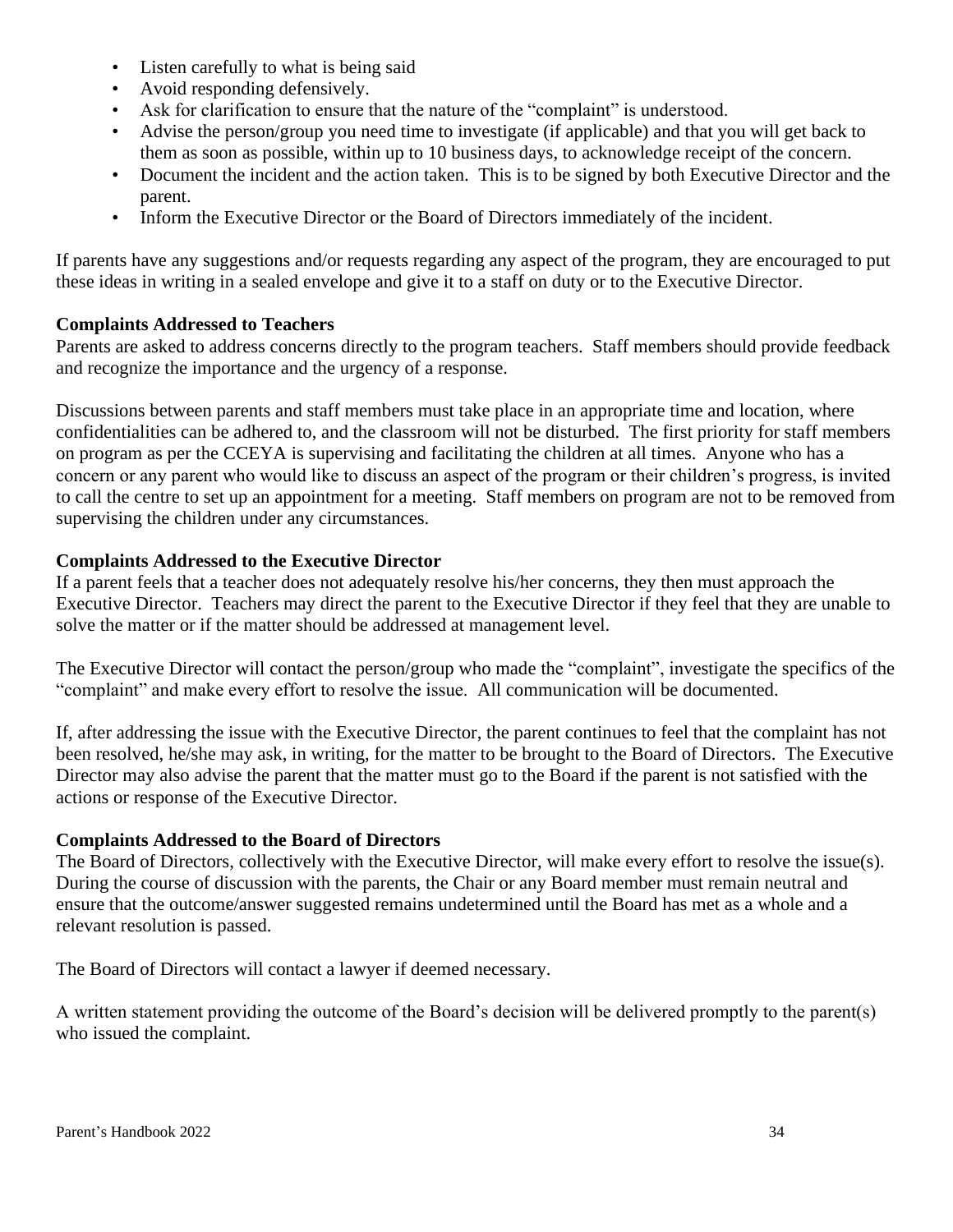- Listen carefully to what is being said
- Avoid responding defensively.
- Ask for clarification to ensure that the nature of the "complaint" is understood.
- Advise the person/group you need time to investigate (if applicable) and that you will get back to them as soon as possible, within up to 10 business days, to acknowledge receipt of the concern.
- Document the incident and the action taken. This is to be signed by both Executive Director and the parent.
- Inform the Executive Director or the Board of Directors immediately of the incident.

If parents have any suggestions and/or requests regarding any aspect of the program, they are encouraged to put these ideas in writing in a sealed envelope and give it to a staff on duty or to the Executive Director.

**Complaints Addressed to Teachers**

Parents are asked to address concerns directly to the program teachers. Staff members should provide feedback and recognize the importance and the urgency of a response.

Discussions between parents and staff members must take place in an appropriate time and location, where confidentialities can be adhered to, and the classroom will not be disturbed. The first priority for staff members on program as per the CCEYA is supervising and facilitating the children at all times. Anyone who has a concern or any parent who would like to discuss an aspect of the program or their children's progress, is invited to call the centre to set up an appointment for a meeting. Staff members on program are not to be removed from supervising the children under any circumstances.

**Complaints Addressed to the Executive Director**

If a parent feels that a teacher does not adequately resolve his/her concerns, they then must approach the Executive Director. Teachers may direct the parent to the Executive Director if they feel that they are unable to solve the matter or if the matter should be addressed at management level.

The Executive Director will contact the person/group who made the "complaint", investigate the specifics of the "complaint" and make every effort to resolve the issue. All communication will be documented.

If, after addressing the issue with the Executive Director, the parent continues to feel that the complaint has not been resolved, he/she may ask, in writing, for the matter to be brought to the Board of Directors. The Executive Director may also advise the parent that the matter must go to the Board if the parent is not satisfied with the actions or response of the Executive Director.

**Complaints Addressed to the Board of Directors**

The Board of Directors, collectively with the Executive Director, will make every effort to resolve the issue(s). During the course of discussion with the parents, the Chair or any Board member must remain neutral and ensure that the outcome/answer suggested remains undetermined until the Board has met as a whole and a relevant resolution is passed.

The Board of Directors will contact a lawyer if deemed necessary.

A written statement providing the outcome of the Board's decision will be delivered promptly to the parent(s) who issued the complaint.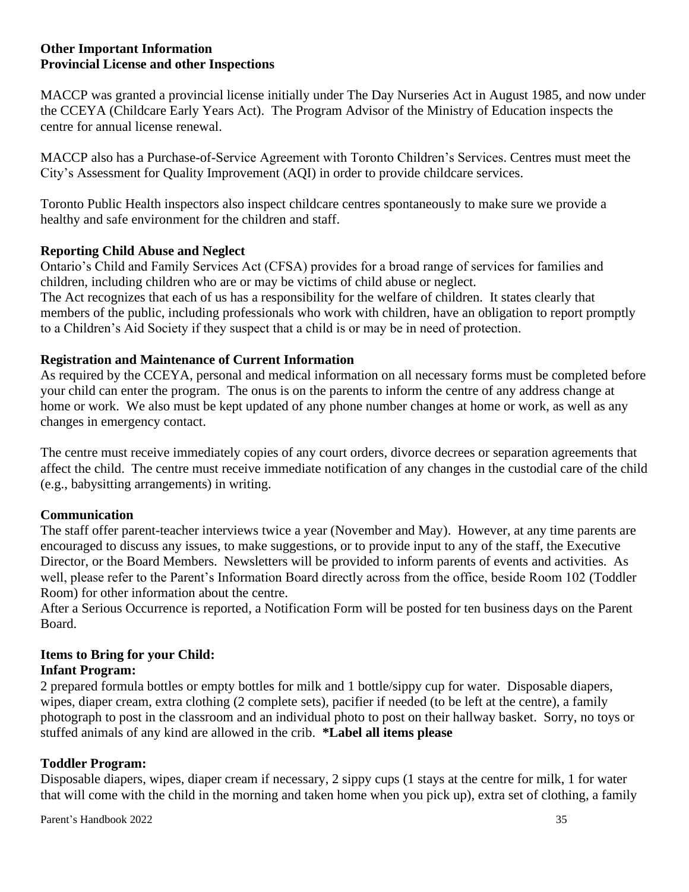**Other Important Information**

**Provincial License and other Inspections**

MACCP was granted a provincial license initially under The Day Nurseries Act in August 1985, and now under the CCEYA (Childcare Early Years Act). The Program Advisor of the Ministry of Education inspects the centre for annual license renewal.

MACCP also has a Purchase-of-Service Agreement with Toronto Children's Services. Centres must meet the City's Assessment for Quality Improvement (AQI) in order to provide childcare services.

Toronto Public Health inspectors also inspect childcare centres spontaneously to make sure we provide a healthy and safe environment for the children and staff.

**Reporting Child Abuse and Neglect**

Ontario's Child and Family Services Act (CFSA) provides for a broad range of services for families and children, including children who are or may be victims of child abuse or neglect.
The Act recognizes that each of us has a responsibility for the welfare of children. It states clearly that members of the public, including professionals who work with children, have an obligation to report promptly to a Children's Aid Society if they suspect that a child is or may be in need of protection.

**Registration and Maintenance of Current Information**

As required by the CCEYA, personal and medical information on all necessary forms must be completed before your child can enter the program. The onus is on the parents to inform the centre of any address change at home or work. We also must be kept updated of any phone number changes at home or work, as well as any changes in emergency contact.

The centre must receive immediately copies of any court orders, divorce decrees or separation agreements that affect the child. The centre must receive immediate notification of any changes in the custodial care of the child (e.g., babysitting arrangements) in writing.

**Communication**

The staff offer parent-teacher interviews twice a year (November and May). However, at any time parents are encouraged to discuss any issues, to make suggestions, or to provide input to any of the staff, the Executive Director, or the Board Members. Newsletters will be provided to inform parents of events and activities. As well, please refer to the Parent's Information Board directly across from the office, beside Room 102 (Toddler Room) for other information about the centre.
After a Serious Occurrence is reported, a Notification Form will be posted for ten business days on the Parent Board.

**Items to Bring for your Child:**

**Infant Program:**

2 prepared formula bottles or empty bottles for milk and 1 bottle/sippy cup for water. Disposable diapers, wipes, diaper cream, extra clothing (2 complete sets), pacifier if needed (to be left at the centre), a family photograph to post in the classroom and an individual photo to post on their hallway basket. Sorry, no toys or stuffed animals of any kind are allowed in the crib. **\*Label all items please**

**Toddler Program:**

Disposable diapers, wipes, diaper cream if necessary, 2 sippy cups (1 stays at the centre for milk, 1 for water that will come with the child in the morning and taken home when you pick up), extra set of clothing, a family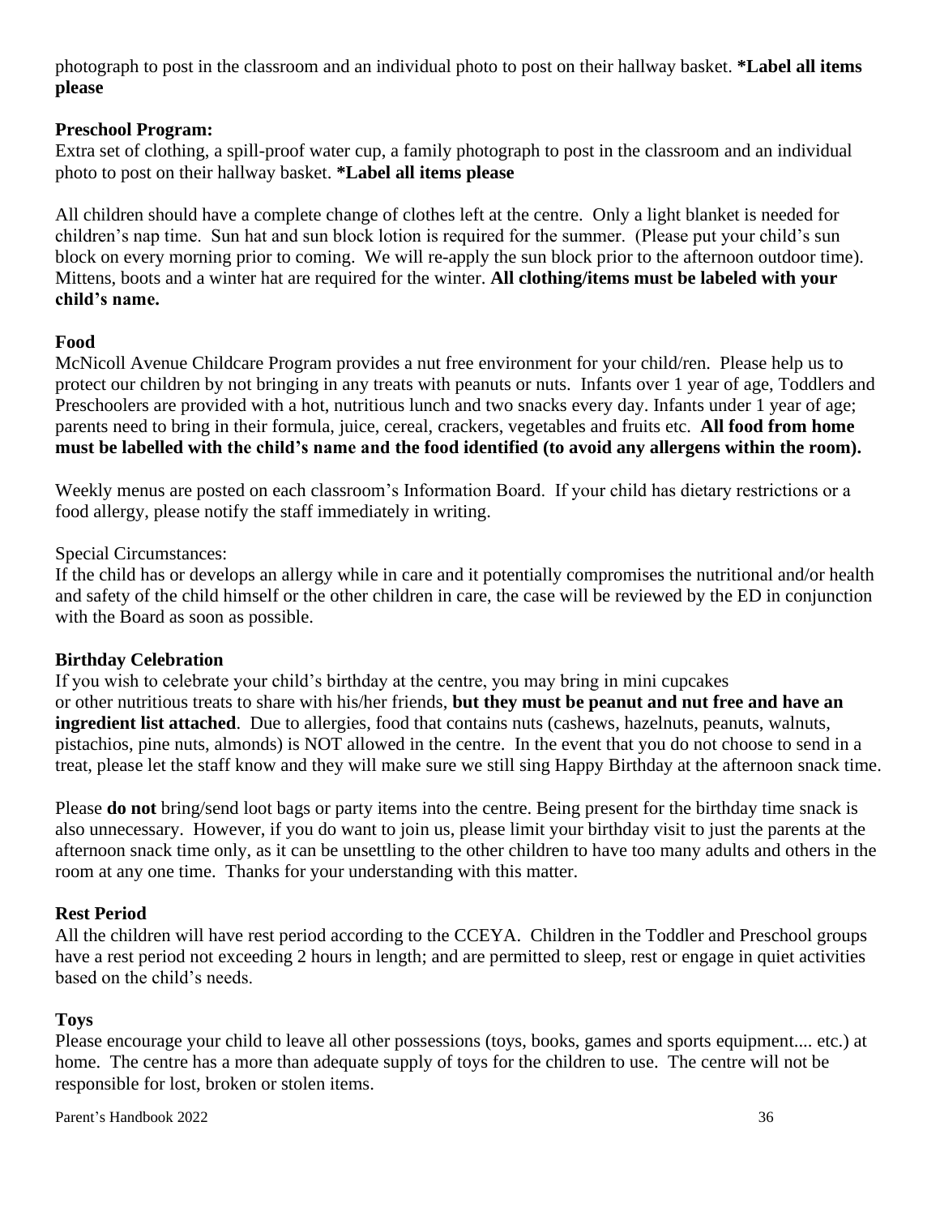photograph to post in the classroom and an individual photo to post on their hallway basket. **\*Label all items please**

**Preschool Program:**
Extra set of clothing, a spill-proof water cup, a family photograph to post in the classroom and an individual photo to post on their hallway basket. **\*Label all items please**

All children should have a complete change of clothes left at the centre. Only a light blanket is needed for children's nap time. Sun hat and sun block lotion is required for the summer. (Please put your child's sun block on every morning prior to coming. We will re-apply the sun block prior to the afternoon outdoor time). Mittens, boots and a winter hat are required for the winter. **All clothing/items must be labeled with your child's name.**

**Food**
McNicoll Avenue Childcare Program provides a nut free environment for your child/ren. Please help us to protect our children by not bringing in any treats with peanuts or nuts. Infants over 1 year of age, Toddlers and Preschoolers are provided with a hot, nutritious lunch and two snacks every day. Infants under 1 year of age; parents need to bring in their formula, juice, cereal, crackers, vegetables and fruits etc. **All food from home must be labelled with the child's name and the food identified (to avoid any allergens within the room).**

Weekly menus are posted on each classroom's Information Board. If your child has dietary restrictions or a food allergy, please notify the staff immediately in writing.

Special Circumstances:
If the child has or develops an allergy while in care and it potentially compromises the nutritional and/or health and safety of the child himself or the other children in care, the case will be reviewed by the ED in conjunction with the Board as soon as possible.

**Birthday Celebration**
If you wish to celebrate your child's birthday at the centre, you may bring in mini cupcakes or other nutritious treats to share with his/her friends, **but they must be peanut and nut free and have an ingredient list attached**. Due to allergies, food that contains nuts (cashews, hazelnuts, peanuts, walnuts, pistachios, pine nuts, almonds) is NOT allowed in the centre. In the event that you do not choose to send in a treat, please let the staff know and they will make sure we still sing Happy Birthday at the afternoon snack time.

Please **do not** bring/send loot bags or party items into the centre. Being present for the birthday time snack is also unnecessary. However, if you do want to join us, please limit your birthday visit to just the parents at the afternoon snack time only, as it can be unsettling to the other children to have too many adults and others in the room at any one time. Thanks for your understanding with this matter.

**Rest Period**
All the children will have rest period according to the CCEYA. Children in the Toddler and Preschool groups have a rest period not exceeding 2 hours in length; and are permitted to sleep, rest or engage in quiet activities based on the child's needs.

**Toys**
Please encourage your child to leave all other possessions (toys, books, games and sports equipment.... etc.) at home. The centre has a more than adequate supply of toys for the children to use. The centre will not be responsible for lost, broken or stolen items.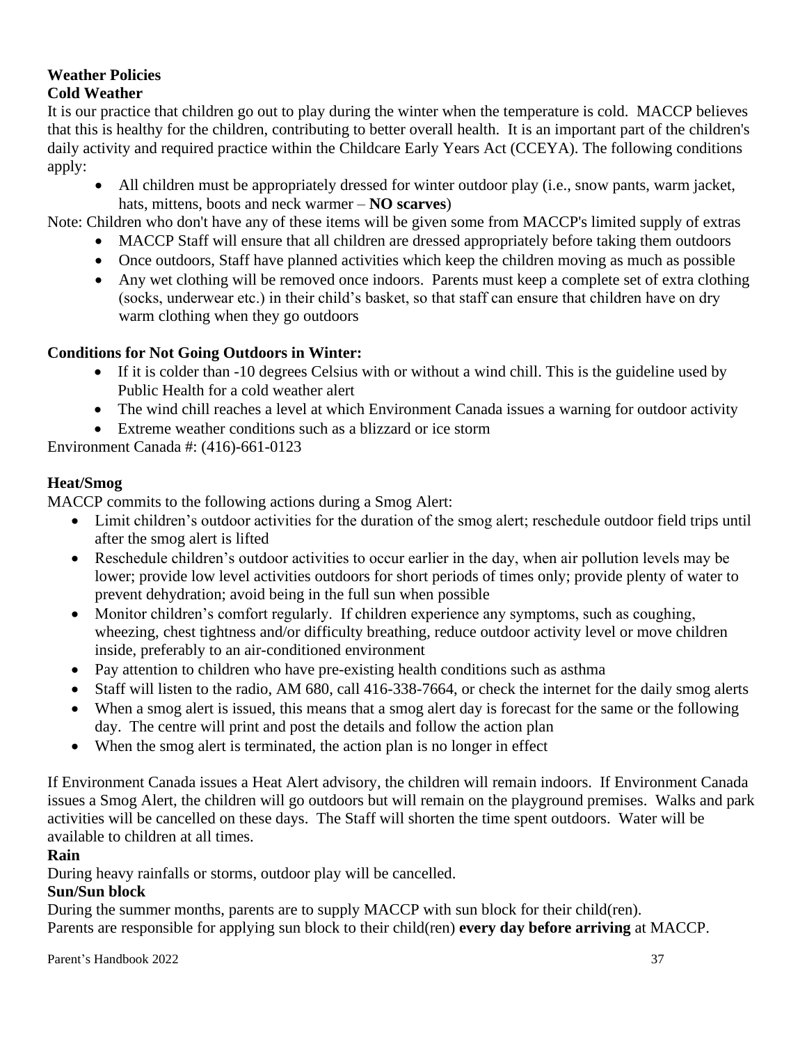## Weather Policies

### Cold Weather

It is our practice that children go out to play during the winter when the temperature is cold. MACCP believes that this is healthy for the children, contributing to better overall health. It is an important part of the children's daily activity and required practice within the Childcare Early Years Act (CCEYA). The following conditions apply:

- All children must be appropriately dressed for winter outdoor play (i.e., snow pants, warm jacket, hats, mittens, boots and neck warmer – **NO scarves**)

Note: Children who don't have any of these items will be given some from MACCP's limited supply of extras

- MACCP Staff will ensure that all children are dressed appropriately before taking them outdoors
- Once outdoors, Staff have planned activities which keep the children moving as much as possible
- Any wet clothing will be removed once indoors. Parents must keep a complete set of extra clothing (socks, underwear etc.) in their child's basket, so that staff can ensure that children have on dry warm clothing when they go outdoors

**Conditions for Not Going Outdoors in Winter:**

- If it is colder than -10 degrees Celsius with or without a wind chill. This is the guideline used by Public Health for a cold weather alert
- The wind chill reaches a level at which Environment Canada issues a warning for outdoor activity
- Extreme weather conditions such as a blizzard or ice storm

Environment Canada #: (416)-661-0123

### Heat/Smog

MACCP commits to the following actions during a Smog Alert:

- Limit children's outdoor activities for the duration of the smog alert; reschedule outdoor field trips until after the smog alert is lifted
- Reschedule children's outdoor activities to occur earlier in the day, when air pollution levels may be lower; provide low level activities outdoors for short periods of times only; provide plenty of water to prevent dehydration; avoid being in the full sun when possible
- Monitor children's comfort regularly. If children experience any symptoms, such as coughing, wheezing, chest tightness and/or difficulty breathing, reduce outdoor activity level or move children inside, preferably to an air-conditioned environment
- Pay attention to children who have pre-existing health conditions such as asthma
- Staff will listen to the radio, AM 680, call 416-338-7664, or check the internet for the daily smog alerts
- When a smog alert is issued, this means that a smog alert day is forecast for the same or the following day. The centre will print and post the details and follow the action plan
- When the smog alert is terminated, the action plan is no longer in effect

If Environment Canada issues a Heat Alert advisory, the children will remain indoors. If Environment Canada issues a Smog Alert, the children will go outdoors but will remain on the playground premises. Walks and park activities will be cancelled on these days. The Staff will shorten the time spent outdoors. Water will be available to children at all times.

### Rain

During heavy rainfalls or storms, outdoor play will be cancelled.

### Sun/Sun block

During the summer months, parents are to supply MACCP with sun block for their child(ren).
Parents are responsible for applying sun block to their child(ren) **every day before arriving** at MACCP.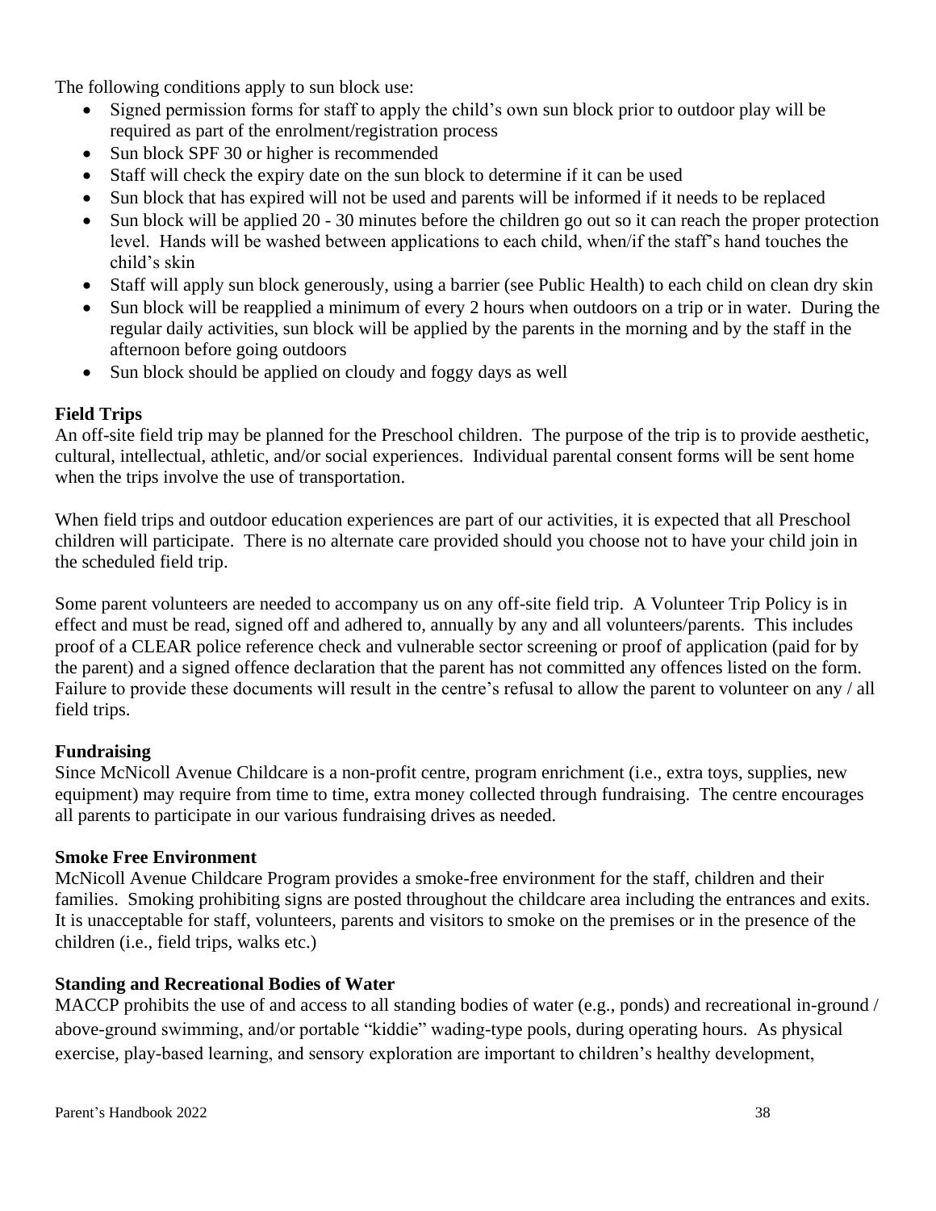The following conditions apply to sun block use:

- Signed permission forms for staff to apply the child's own sun block prior to outdoor play will be required as part of the enrolment/registration process
- Sun block SPF 30 or higher is recommended
- Staff will check the expiry date on the sun block to determine if it can be used
- Sun block that has expired will not be used and parents will be informed if it needs to be replaced
- Sun block will be applied 20 - 30 minutes before the children go out so it can reach the proper protection level. Hands will be washed between applications to each child, when/if the staff's hand touches the child's skin
- Staff will apply sun block generously, using a barrier (see Public Health) to each child on clean dry skin
- Sun block will be reapplied a minimum of every 2 hours when outdoors on a trip or in water. During the regular daily activities, sun block will be applied by the parents in the morning and by the staff in the afternoon before going outdoors
- Sun block should be applied on cloudy and foggy days as well

**Field Trips**

An off-site field trip may be planned for the Preschool children. The purpose of the trip is to provide aesthetic, cultural, intellectual, athletic, and/or social experiences. Individual parental consent forms will be sent home when the trips involve the use of transportation.

When field trips and outdoor education experiences are part of our activities, it is expected that all Preschool children will participate. There is no alternate care provided should you choose not to have your child join in the scheduled field trip.

Some parent volunteers are needed to accompany us on any off-site field trip. A Volunteer Trip Policy is in effect and must be read, signed off and adhered to, annually by any and all volunteers/parents. This includes proof of a CLEAR police reference check and vulnerable sector screening or proof of application (paid for by the parent) and a signed offence declaration that the parent has not committed any offences listed on the form. Failure to provide these documents will result in the centre's refusal to allow the parent to volunteer on any / all field trips.

**Fundraising**

Since McNicoll Avenue Childcare is a non-profit centre, program enrichment (i.e., extra toys, supplies, new equipment) may require from time to time, extra money collected through fundraising. The centre encourages all parents to participate in our various fundraising drives as needed.

**Smoke Free Environment**

McNicoll Avenue Childcare Program provides a smoke-free environment for the staff, children and their families. Smoking prohibiting signs are posted throughout the childcare area including the entrances and exits. It is unacceptable for staff, volunteers, parents and visitors to smoke on the premises or in the presence of the children (i.e., field trips, walks etc.)

**Standing and Recreational Bodies of Water**

MACCP prohibits the use of and access to all standing bodies of water (e.g., ponds) and recreational in-ground / above-ground swimming, and/or portable "kiddie" wading-type pools, during operating hours. As physical exercise, play-based learning, and sensory exploration are important to children's healthy development,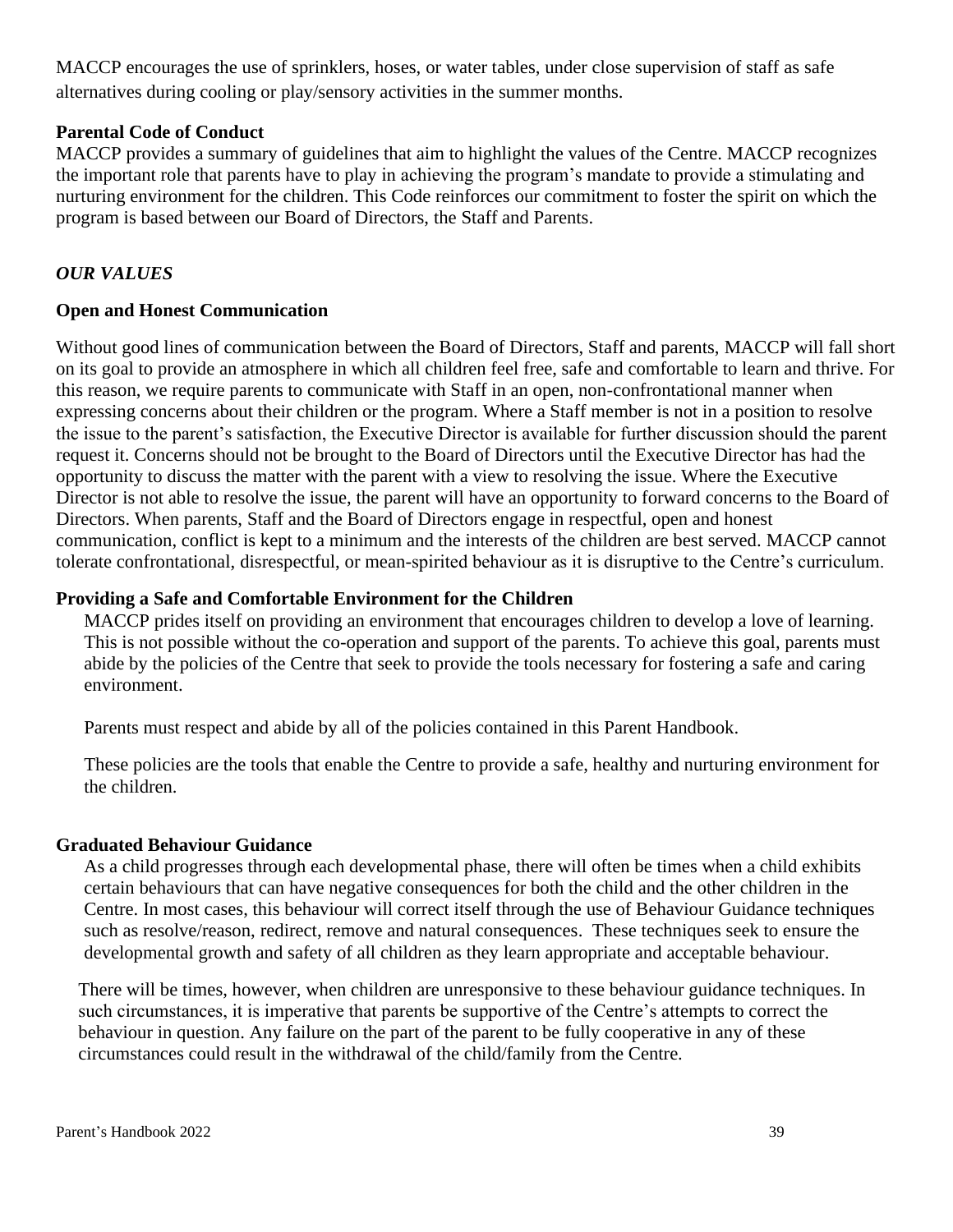MACCP encourages the use of sprinklers, hoses, or water tables, under close supervision of staff as safe alternatives during cooling or play/sensory activities in the summer months.

### Parental Code of Conduct

MACCP provides a summary of guidelines that aim to highlight the values of the Centre. MACCP recognizes the important role that parents have to play in achieving the program's mandate to provide a stimulating and nurturing environment for the children. This Code reinforces our commitment to foster the spirit on which the program is based between our Board of Directors, the Staff and Parents.

### *OUR VALUES*

### Open and Honest Communication

Without good lines of communication between the Board of Directors, Staff and parents, MACCP will fall short on its goal to provide an atmosphere in which all children feel free, safe and comfortable to learn and thrive. For this reason, we require parents to communicate with Staff in an open, non-confrontational manner when expressing concerns about their children or the program. Where a Staff member is not in a position to resolve the issue to the parent's satisfaction, the Executive Director is available for further discussion should the parent request it. Concerns should not be brought to the Board of Directors until the Executive Director has had the opportunity to discuss the matter with the parent with a view to resolving the issue. Where the Executive Director is not able to resolve the issue, the parent will have an opportunity to forward concerns to the Board of Directors. When parents, Staff and the Board of Directors engage in respectful, open and honest communication, conflict is kept to a minimum and the interests of the children are best served. MACCP cannot tolerate confrontational, disrespectful, or mean-spirited behaviour as it is disruptive to the Centre's curriculum.

### Providing a Safe and Comfortable Environment for the Children

MACCP prides itself on providing an environment that encourages children to develop a love of learning. This is not possible without the co-operation and support of the parents. To achieve this goal, parents must abide by the policies of the Centre that seek to provide the tools necessary for fostering a safe and caring environment.

Parents must respect and abide by all of the policies contained in this Parent Handbook.

These policies are the tools that enable the Centre to provide a safe, healthy and nurturing environment for the children.

### Graduated Behaviour Guidance

As a child progresses through each developmental phase, there will often be times when a child exhibits certain behaviours that can have negative consequences for both the child and the other children in the Centre. In most cases, this behaviour will correct itself through the use of Behaviour Guidance techniques such as resolve/reason, redirect, remove and natural consequences. These techniques seek to ensure the developmental growth and safety of all children as they learn appropriate and acceptable behaviour.

There will be times, however, when children are unresponsive to these behaviour guidance techniques. In such circumstances, it is imperative that parents be supportive of the Centre's attempts to correct the behaviour in question. Any failure on the part of the parent to be fully cooperative in any of these circumstances could result in the withdrawal of the child/family from the Centre.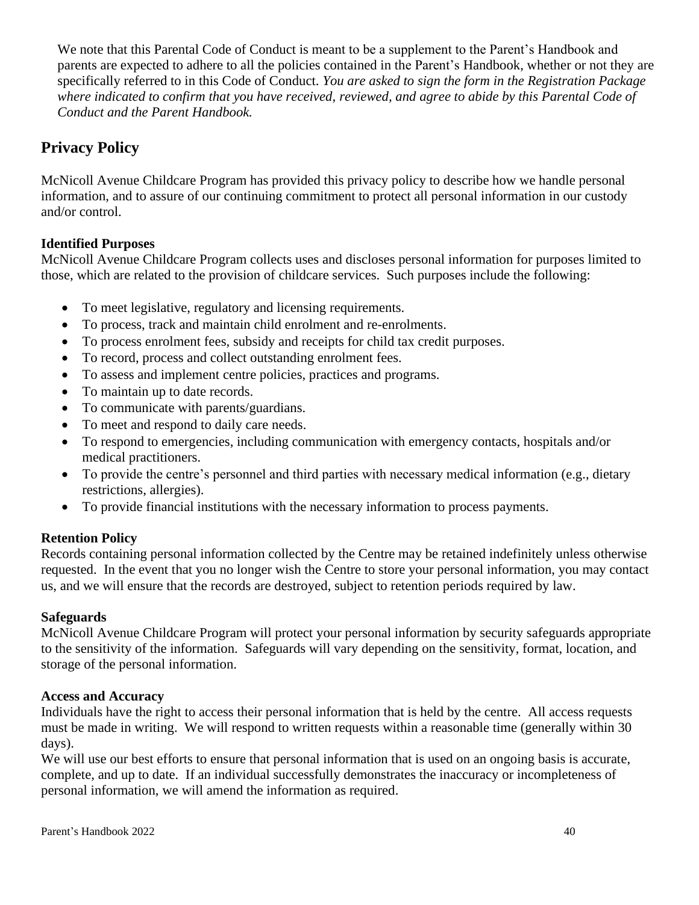We note that this Parental Code of Conduct is meant to be a supplement to the Parent's Handbook and parents are expected to adhere to all the policies contained in the Parent's Handbook, whether or not they are specifically referred to in this Code of Conduct. *You are asked to sign the form in the Registration Package where indicated to confirm that you have received, reviewed, and agree to abide by this Parental Code of Conduct and the Parent Handbook.*

## Privacy Policy

McNicoll Avenue Childcare Program has provided this privacy policy to describe how we handle personal information, and to assure of our continuing commitment to protect all personal information in our custody and/or control.

**Identified Purposes**
McNicoll Avenue Childcare Program collects uses and discloses personal information for purposes limited to those, which are related to the provision of childcare services. Such purposes include the following:

- To meet legislative, regulatory and licensing requirements.
- To process, track and maintain child enrolment and re-enrolments.
- To process enrolment fees, subsidy and receipts for child tax credit purposes.
- To record, process and collect outstanding enrolment fees.
- To assess and implement centre policies, practices and programs.
- To maintain up to date records.
- To communicate with parents/guardians.
- To meet and respond to daily care needs.
- To respond to emergencies, including communication with emergency contacts, hospitals and/or medical practitioners.
- To provide the centre's personnel and third parties with necessary medical information (e.g., dietary restrictions, allergies).
- To provide financial institutions with the necessary information to process payments.

**Retention Policy**
Records containing personal information collected by the Centre may be retained indefinitely unless otherwise requested. In the event that you no longer wish the Centre to store your personal information, you may contact us, and we will ensure that the records are destroyed, subject to retention periods required by law.

**Safeguards**
McNicoll Avenue Childcare Program will protect your personal information by security safeguards appropriate to the sensitivity of the information. Safeguards will vary depending on the sensitivity, format, location, and storage of the personal information.

**Access and Accuracy**
Individuals have the right to access their personal information that is held by the centre. All access requests must be made in writing. We will respond to written requests within a reasonable time (generally within 30 days).
We will use our best efforts to ensure that personal information that is used on an ongoing basis is accurate, complete, and up to date. If an individual successfully demonstrates the inaccuracy or incompleteness of personal information, we will amend the information as required.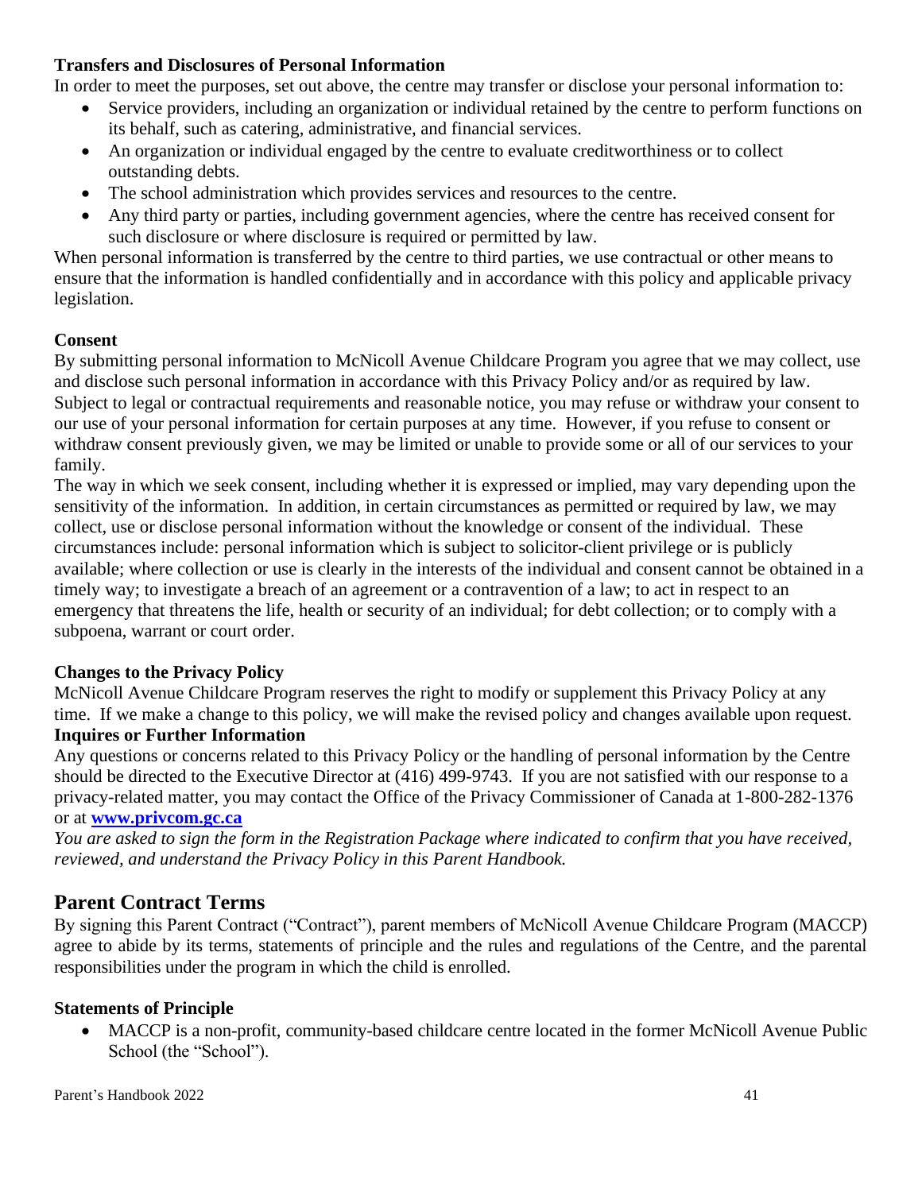**Transfers and Disclosures of Personal Information**

In order to meet the purposes, set out above, the centre may transfer or disclose your personal information to:

- Service providers, including an organization or individual retained by the centre to perform functions on its behalf, such as catering, administrative, and financial services.
- An organization or individual engaged by the centre to evaluate creditworthiness or to collect outstanding debts.
- The school administration which provides services and resources to the centre.
- Any third party or parties, including government agencies, where the centre has received consent for such disclosure or where disclosure is required or permitted by law.

When personal information is transferred by the centre to third parties, we use contractual or other means to ensure that the information is handled confidentially and in accordance with this policy and applicable privacy legislation.

**Consent**

By submitting personal information to McNicoll Avenue Childcare Program you agree that we may collect, use and disclose such personal information in accordance with this Privacy Policy and/or as required by law. Subject to legal or contractual requirements and reasonable notice, you may refuse or withdraw your consent to our use of your personal information for certain purposes at any time. However, if you refuse to consent or withdraw consent previously given, we may be limited or unable to provide some or all of our services to your family.

The way in which we seek consent, including whether it is expressed or implied, may vary depending upon the sensitivity of the information. In addition, in certain circumstances as permitted or required by law, we may collect, use or disclose personal information without the knowledge or consent of the individual. These circumstances include: personal information which is subject to solicitor-client privilege or is publicly available; where collection or use is clearly in the interests of the individual and consent cannot be obtained in a timely way; to investigate a breach of an agreement or a contravention of a law; to act in respect to an emergency that threatens the life, health or security of an individual; for debt collection; or to comply with a subpoena, warrant or court order.

**Changes to the Privacy Policy**

McNicoll Avenue Childcare Program reserves the right to modify or supplement this Privacy Policy at any time. If we make a change to this policy, we will make the revised policy and changes available upon request.

**Inquires or Further Information**

Any questions or concerns related to this Privacy Policy or the handling of personal information by the Centre should be directed to the Executive Director at (416) 499-9743. If you are not satisfied with our response to a privacy-related matter, you may contact the Office of the Privacy Commissioner of Canada at 1-800-282-1376 or at **www.privcom.gc.ca**

*You are asked to sign the form in the Registration Package where indicated to confirm that you have received, reviewed, and understand the Privacy Policy in this Parent Handbook.*

## Parent Contract Terms

By signing this Parent Contract ("Contract"), parent members of McNicoll Avenue Childcare Program (MACCP) agree to abide by its terms, statements of principle and the rules and regulations of the Centre, and the parental responsibilities under the program in which the child is enrolled.

**Statements of Principle**

- MACCP is a non-profit, community-based childcare centre located in the former McNicoll Avenue Public School (the "School").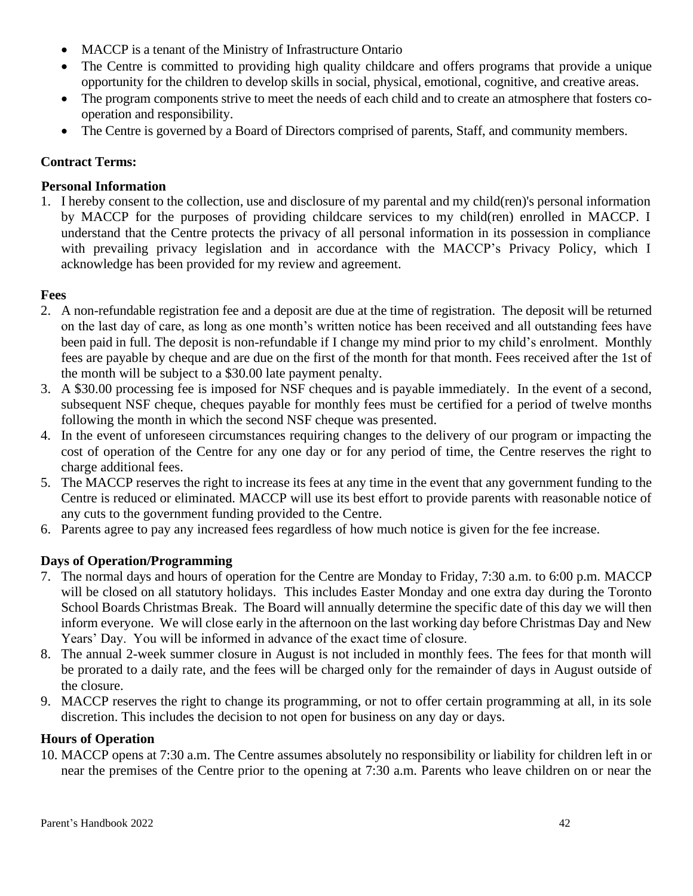- MACCP is a tenant of the Ministry of Infrastructure Ontario
- The Centre is committed to providing high quality childcare and offers programs that provide a unique opportunity for the children to develop skills in social, physical, emotional, cognitive, and creative areas.
- The program components strive to meet the needs of each child and to create an atmosphere that fosters co-operation and responsibility.
- The Centre is governed by a Board of Directors comprised of parents, Staff, and community members.

**Contract Terms:**

**Personal Information**

1. I hereby consent to the collection, use and disclosure of my parental and my child(ren)'s personal information by MACCP for the purposes of providing childcare services to my child(ren) enrolled in MACCP. I understand that the Centre protects the privacy of all personal information in its possession in compliance with prevailing privacy legislation and in accordance with the MACCP's Privacy Policy, which I acknowledge has been provided for my review and agreement.

**Fees**

2. A non-refundable registration fee and a deposit are due at the time of registration. The deposit will be returned on the last day of care, as long as one month's written notice has been received and all outstanding fees have been paid in full. The deposit is non-refundable if I change my mind prior to my child's enrolment. Monthly fees are payable by cheque and are due on the first of the month for that month. Fees received after the 1st of the month will be subject to a $30.00 late payment penalty.
3. A $30.00 processing fee is imposed for NSF cheques and is payable immediately. In the event of a second, subsequent NSF cheque, cheques payable for monthly fees must be certified for a period of twelve months following the month in which the second NSF cheque was presented.
4. In the event of unforeseen circumstances requiring changes to the delivery of our program or impacting the cost of operation of the Centre for any one day or for any period of time, the Centre reserves the right to charge additional fees.
5. The MACCP reserves the right to increase its fees at any time in the event that any government funding to the Centre is reduced or eliminated. MACCP will use its best effort to provide parents with reasonable notice of any cuts to the government funding provided to the Centre.
6. Parents agree to pay any increased fees regardless of how much notice is given for the fee increase.

**Days of Operation/Programming**

7. The normal days and hours of operation for the Centre are Monday to Friday, 7:30 a.m. to 6:00 p.m. MACCP will be closed on all statutory holidays. This includes Easter Monday and one extra day during the Toronto School Boards Christmas Break. The Board will annually determine the specific date of this day we will then inform everyone. We will close early in the afternoon on the last working day before Christmas Day and New Years' Day. You will be informed in advance of the exact time of closure.
8. The annual 2-week summer closure in August is not included in monthly fees. The fees for that month will be prorated to a daily rate, and the fees will be charged only for the remainder of days in August outside of the closure.
9. MACCP reserves the right to change its programming, or not to offer certain programming at all, in its sole discretion. This includes the decision to not open for business on any day or days.

**Hours of Operation**

10. MACCP opens at 7:30 a.m. The Centre assumes absolutely no responsibility or liability for children left in or near the premises of the Centre prior to the opening at 7:30 a.m. Parents who leave children on or near the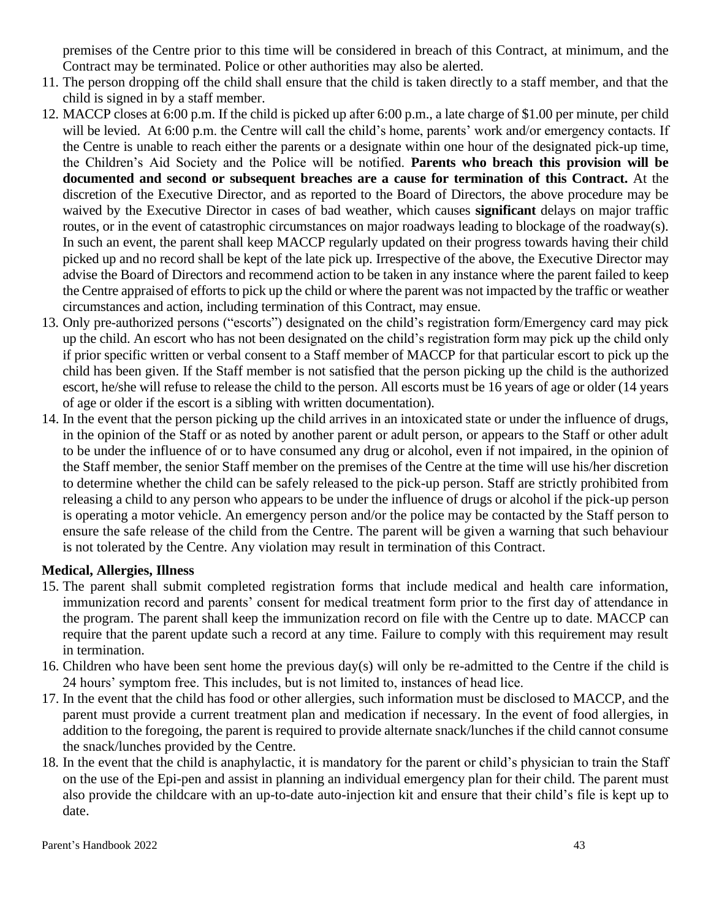premises of the Centre prior to this time will be considered in breach of this Contract, at minimum, and the Contract may be terminated. Police or other authorities may also be alerted.

11. The person dropping off the child shall ensure that the child is taken directly to a staff member, and that the child is signed in by a staff member.
12. MACCP closes at 6:00 p.m. If the child is picked up after 6:00 p.m., a late charge of $1.00 per minute, per child will be levied. At 6:00 p.m. the Centre will call the child's home, parents' work and/or emergency contacts. If the Centre is unable to reach either the parents or a designate within one hour of the designated pick-up time, the Children's Aid Society and the Police will be notified. **Parents who breach this provision will be documented and second or subsequent breaches are a cause for termination of this Contract.** At the discretion of the Executive Director, and as reported to the Board of Directors, the above procedure may be waived by the Executive Director in cases of bad weather, which causes **significant** delays on major traffic routes, or in the event of catastrophic circumstances on major roadways leading to blockage of the roadway(s). In such an event, the parent shall keep MACCP regularly updated on their progress towards having their child picked up and no record shall be kept of the late pick up. Irrespective of the above, the Executive Director may advise the Board of Directors and recommend action to be taken in any instance where the parent failed to keep the Centre appraised of efforts to pick up the child or where the parent was not impacted by the traffic or weather circumstances and action, including termination of this Contract, may ensue.
13. Only pre-authorized persons ("escorts") designated on the child's registration form/Emergency card may pick up the child. An escort who has not been designated on the child's registration form may pick up the child only if prior specific written or verbal consent to a Staff member of MACCP for that particular escort to pick up the child has been given. If the Staff member is not satisfied that the person picking up the child is the authorized escort, he/she will refuse to release the child to the person. All escorts must be 16 years of age or older (14 years of age or older if the escort is a sibling with written documentation).
14. In the event that the person picking up the child arrives in an intoxicated state or under the influence of drugs, in the opinion of the Staff or as noted by another parent or adult person, or appears to the Staff or other adult to be under the influence of or to have consumed any drug or alcohol, even if not impaired, in the opinion of the Staff member, the senior Staff member on the premises of the Centre at the time will use his/her discretion to determine whether the child can be safely released to the pick-up person. Staff are strictly prohibited from releasing a child to any person who appears to be under the influence of drugs or alcohol if the pick-up person is operating a motor vehicle. An emergency person and/or the police may be contacted by the Staff person to ensure the safe release of the child from the Centre. The parent will be given a warning that such behaviour is not tolerated by the Centre. Any violation may result in termination of this Contract.

**Medical, Allergies, Illness**

15. The parent shall submit completed registration forms that include medical and health care information, immunization record and parents' consent for medical treatment form prior to the first day of attendance in the program. The parent shall keep the immunization record on file with the Centre up to date. MACCP can require that the parent update such a record at any time. Failure to comply with this requirement may result in termination.
16. Children who have been sent home the previous day(s) will only be re-admitted to the Centre if the child is 24 hours' symptom free. This includes, but is not limited to, instances of head lice.
17. In the event that the child has food or other allergies, such information must be disclosed to MACCP, and the parent must provide a current treatment plan and medication if necessary. In the event of food allergies, in addition to the foregoing, the parent is required to provide alternate snack/lunches if the child cannot consume the snack/lunches provided by the Centre.
18. In the event that the child is anaphylactic, it is mandatory for the parent or child's physician to train the Staff on the use of the Epi-pen and assist in planning an individual emergency plan for their child. The parent must also provide the childcare with an up-to-date auto-injection kit and ensure that their child's file is kept up to date.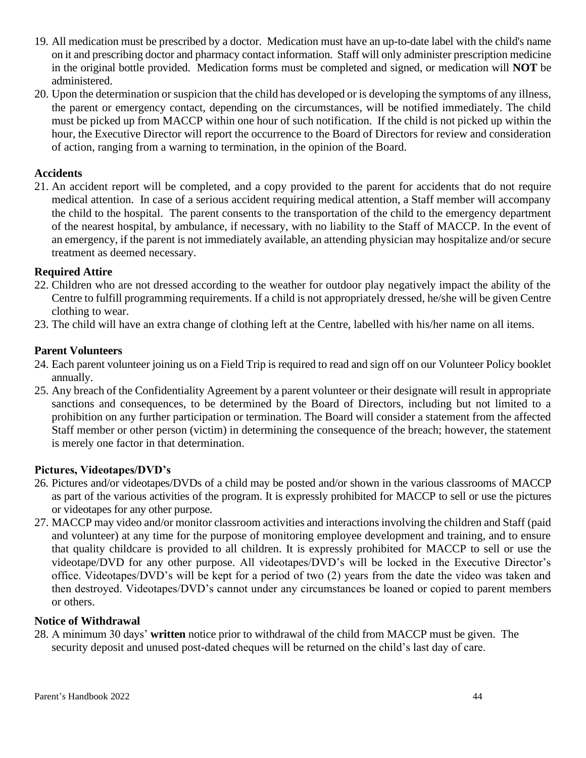19. All medication must be prescribed by a doctor. Medication must have an up-to-date label with the child's name on it and prescribing doctor and pharmacy contact information. Staff will only administer prescription medicine in the original bottle provided. Medication forms must be completed and signed, or medication will **NOT** be administered.
20. Upon the determination or suspicion that the child has developed or is developing the symptoms of any illness, the parent or emergency contact, depending on the circumstances, will be notified immediately. The child must be picked up from MACCP within one hour of such notification. If the child is not picked up within the hour, the Executive Director will report the occurrence to the Board of Directors for review and consideration of action, ranging from a warning to termination, in the opinion of the Board.

### Accidents

21. An accident report will be completed, and a copy provided to the parent for accidents that do not require medical attention. In case of a serious accident requiring medical attention, a Staff member will accompany the child to the hospital. The parent consents to the transportation of the child to the emergency department of the nearest hospital, by ambulance, if necessary, with no liability to the Staff of MACCP. In the event of an emergency, if the parent is not immediately available, an attending physician may hospitalize and/or secure treatment as deemed necessary.

### Required Attire

22. Children who are not dressed according to the weather for outdoor play negatively impact the ability of the Centre to fulfill programming requirements. If a child is not appropriately dressed, he/she will be given Centre clothing to wear.
23. The child will have an extra change of clothing left at the Centre, labelled with his/her name on all items.

### Parent Volunteers

24. Each parent volunteer joining us on a Field Trip is required to read and sign off on our Volunteer Policy booklet annually.
25. Any breach of the Confidentiality Agreement by a parent volunteer or their designate will result in appropriate sanctions and consequences, to be determined by the Board of Directors, including but not limited to a prohibition on any further participation or termination. The Board will consider a statement from the affected Staff member or other person (victim) in determining the consequence of the breach; however, the statement is merely one factor in that determination.

### Pictures, Videotapes/DVD's

26. Pictures and/or videotapes/DVDs of a child may be posted and/or shown in the various classrooms of MACCP as part of the various activities of the program. It is expressly prohibited for MACCP to sell or use the pictures or videotapes for any other purpose.
27. MACCP may video and/or monitor classroom activities and interactions involving the children and Staff (paid and volunteer) at any time for the purpose of monitoring employee development and training, and to ensure that quality childcare is provided to all children. It is expressly prohibited for MACCP to sell or use the videotape/DVD for any other purpose. All videotapes/DVD's will be locked in the Executive Director's office. Videotapes/DVD's will be kept for a period of two (2) years from the date the video was taken and then destroyed. Videotapes/DVD's cannot under any circumstances be loaned or copied to parent members or others.

### Notice of Withdrawal

28. A minimum 30 days' **written** notice prior to withdrawal of the child from MACCP must be given. The security deposit and unused post-dated cheques will be returned on the child's last day of care.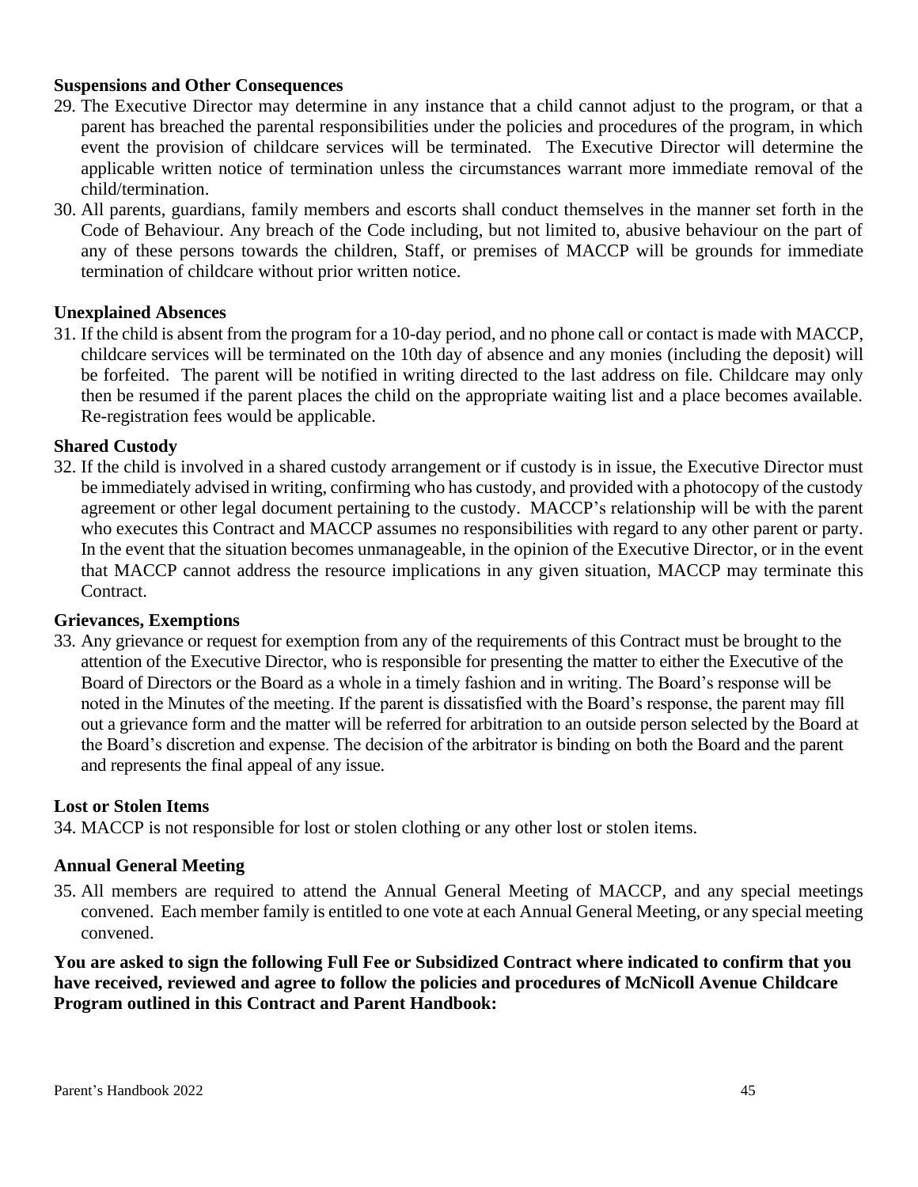**Suspensions and Other Consequences**

29. The Executive Director may determine in any instance that a child cannot adjust to the program, or that a parent has breached the parental responsibilities under the policies and procedures of the program, in which event the provision of childcare services will be terminated. The Executive Director will determine the applicable written notice of termination unless the circumstances warrant more immediate removal of the child/termination.
30. All parents, guardians, family members and escorts shall conduct themselves in the manner set forth in the Code of Behaviour. Any breach of the Code including, but not limited to, abusive behaviour on the part of any of these persons towards the children, Staff, or premises of MACCP will be grounds for immediate termination of childcare without prior written notice.

**Unexplained Absences**

31. If the child is absent from the program for a 10-day period, and no phone call or contact is made with MACCP, childcare services will be terminated on the 10th day of absence and any monies (including the deposit) will be forfeited. The parent will be notified in writing directed to the last address on file. Childcare may only then be resumed if the parent places the child on the appropriate waiting list and a place becomes available. Re-registration fees would be applicable.

**Shared Custody**

32. If the child is involved in a shared custody arrangement or if custody is in issue, the Executive Director must be immediately advised in writing, confirming who has custody, and provided with a photocopy of the custody agreement or other legal document pertaining to the custody. MACCP's relationship will be with the parent who executes this Contract and MACCP assumes no responsibilities with regard to any other parent or party. In the event that the situation becomes unmanageable, in the opinion of the Executive Director, or in the event that MACCP cannot address the resource implications in any given situation, MACCP may terminate this Contract.

**Grievances, Exemptions**

33. Any grievance or request for exemption from any of the requirements of this Contract must be brought to the attention of the Executive Director, who is responsible for presenting the matter to either the Executive of the Board of Directors or the Board as a whole in a timely fashion and in writing. The Board's response will be noted in the Minutes of the meeting. If the parent is dissatisfied with the Board's response, the parent may fill out a grievance form and the matter will be referred for arbitration to an outside person selected by the Board at the Board's discretion and expense. The decision of the arbitrator is binding on both the Board and the parent and represents the final appeal of any issue.

**Lost or Stolen Items**

34. MACCP is not responsible for lost or stolen clothing or any other lost or stolen items.

**Annual General Meeting**

35. All members are required to attend the Annual General Meeting of MACCP, and any special meetings convened. Each member family is entitled to one vote at each Annual General Meeting, or any special meeting convened.

**You are asked to sign the following Full Fee or Subsidized Contract where indicated to confirm that you have received, reviewed and agree to follow the policies and procedures of McNicoll Avenue Childcare Program outlined in this Contract and Parent Handbook:**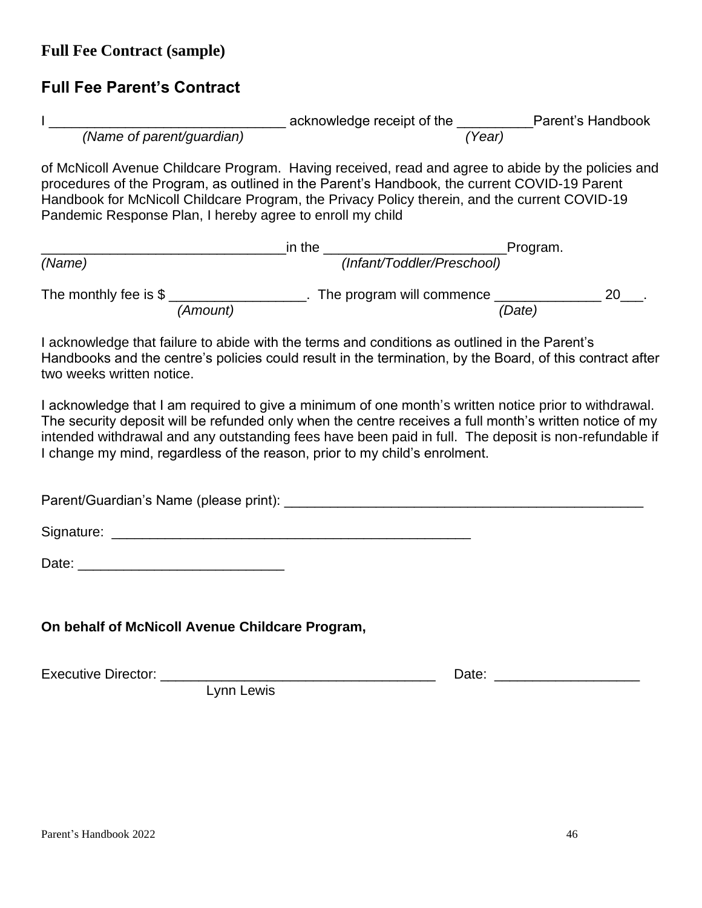## Full Fee Contract (sample)

### Full Fee Parent's Contract

I _____________________________ acknowledge receipt of the __________Parent's Handbook
*(Name of parent/guardian)* *(Year)*

of McNicoll Avenue Childcare Program. Having received, read and agree to abide by the policies and procedures of the Program, as outlined in the Parent's Handbook, the current COVID-19 Parent Handbook for McNicoll Childcare Program, the Privacy Policy therein, and the current COVID-19 Pandemic Response Plan, I hereby agree to enroll my child

________________________________in the ________________________Program.
*(Name)* *(Infant/Toddler/Preschool)*

The monthly fee is $ __________________. The program will commence ______________ 20___.
*(Amount)* *(Date)*

I acknowledge that failure to abide with the terms and conditions as outlined in the Parent's Handbooks and the centre's policies could result in the termination, by the Board, of this contract after two weeks written notice.

I acknowledge that I am required to give a minimum of one month's written notice prior to withdrawal. The security deposit will be refunded only when the centre receives a full month's written notice of my intended withdrawal and any outstanding fees have been paid in full. The deposit is non-refundable if I change my mind, regardless of the reason, prior to my child's enrolment.

Parent/Guardian's Name (please print): _______________________________________________

Signature: _______________________________________________

Date: ___________________________

**On behalf of McNicoll Avenue Childcare Program,**

Executive Director: ____________________________________ Date: ___________________
Lynn Lewis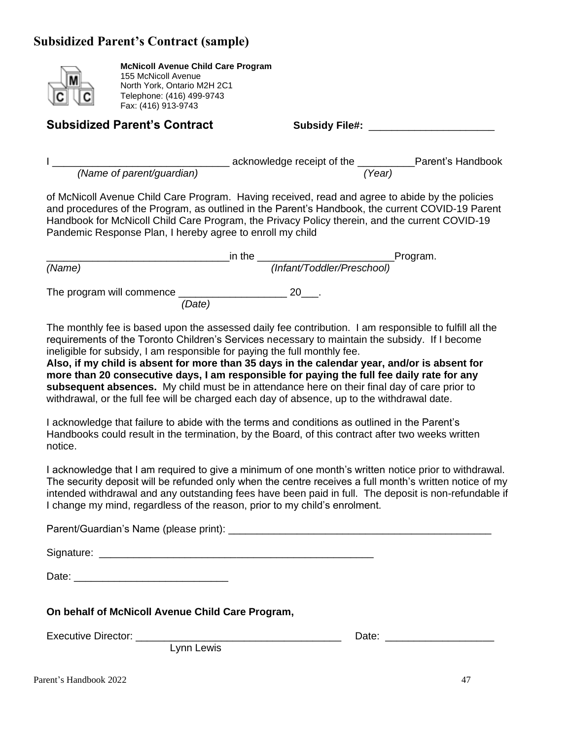## Subsidized Parent's Contract (sample)

**McNicoll Avenue Child Care Program**
155 McNicoll Avenue
North York, Ontario M2H 2C1
Telephone: (416) 499-9743
Fax: (416) 913-9743

### Subsidized Parent's Contract

**Subsidy File#:** ____________________

I ______________________________ acknowledge receipt of the __________ Parent's Handbook
*(Name of parent/guardian)* *(Year)*

of McNicoll Avenue Child Care Program. Having received, read and agree to abide by the policies and procedures of the Program, as outlined in the Parent's Handbook, the current COVID-19 Parent Handbook for McNicoll Child Care Program, the Privacy Policy therein, and the current COVID-19 Pandemic Response Plan, I hereby agree to enroll my child

________________________________ in the ________________________ Program.
*(Name)* *(Infant/Toddler/Preschool)*

The program will commence __________________ 20___.
*(Date)*

The monthly fee is based upon the assessed daily fee contribution. I am responsible to fulfill all the requirements of the Toronto Children's Services necessary to maintain the subsidy. If I become ineligible for subsidy, I am responsible for paying the full monthly fee.
**Also, if my child is absent for more than 35 days in the calendar year, and/or is absent for more than 20 consecutive days, I am responsible for paying the full fee daily rate for any subsequent absences.** My child must be in attendance here on their final day of care prior to withdrawal, or the full fee will be charged each day of absence, up to the withdrawal date.

I acknowledge that failure to abide with the terms and conditions as outlined in the Parent's Handbooks could result in the termination, by the Board, of this contract after two weeks written notice.

I acknowledge that I am required to give a minimum of one month's written notice prior to withdrawal. The security deposit will be refunded only when the centre receives a full month's written notice of my intended withdrawal and any outstanding fees have been paid in full. The deposit is non-refundable if I change my mind, regardless of the reason, prior to my child's enrolment.

Parent/Guardian's Name (please print): ______________________________________________

Signature: _______________________________________________

Date: __________________________

**On behalf of McNicoll Avenue Child Care Program,**

Executive Director: ___________________________________ Date: __________________
Lynn Lewis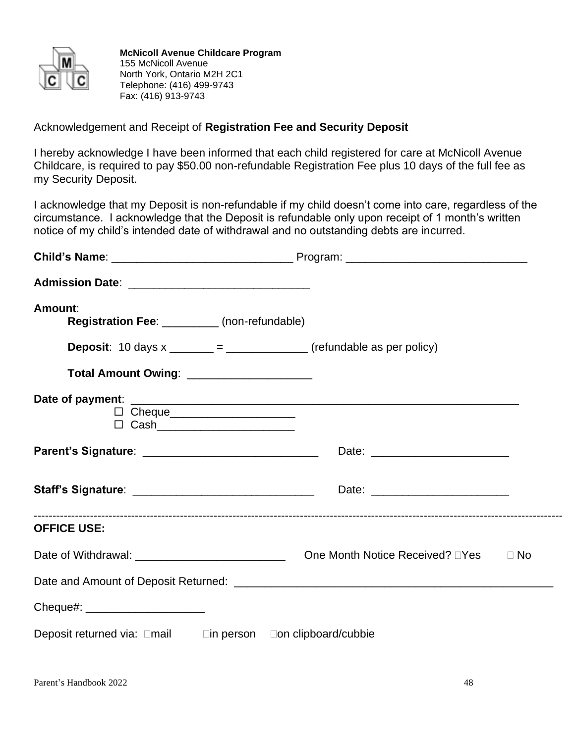**McNicoll Avenue Childcare Program**
155 McNicoll Avenue
North York, Ontario M2H 2C1
Telephone: (416) 499-9743
Fax: (416) 913-9743

Acknowledgement and Receipt of **Registration Fee and Security Deposit**

I hereby acknowledge I have been informed that each child registered for care at McNicoll Avenue Childcare, is required to pay $50.00 non-refundable Registration Fee plus 10 days of the full fee as my Security Deposit.

I acknowledge that my Deposit is non-refundable if my child doesn't come into care, regardless of the circumstance. I acknowledge that the Deposit is refundable only upon receipt of 1 month's written notice of my child's intended date of withdrawal and no outstanding debts are incurred.

**Child's Name**: ____________________________ Program: ____________________________

**Admission Date**: ____________________________

**Amount**:

**Registration Fee**: _________ (non-refundable)

**Deposit**: 10 days x _______ = _____________ (refundable as per policy)

**Total Amount Owing**: ___________________

**Date of payment**: ______________________________________________________________

☐ Cheque___________________

☐ Cash_____________________

**Parent's Signature**: ____________________________ Date: _____________________

**Staff's Signature**: _____________________________ Date: _____________________

---

**OFFICE USE:**

Date of Withdrawal: ________________________ One Month Notice Received? ☐Yes ☐ No

Date and Amount of Deposit Returned: ___________________________________________________

Cheque#: ___________________

Deposit returned via: ☐mail ☐in person ☐on clipboard/cubbie